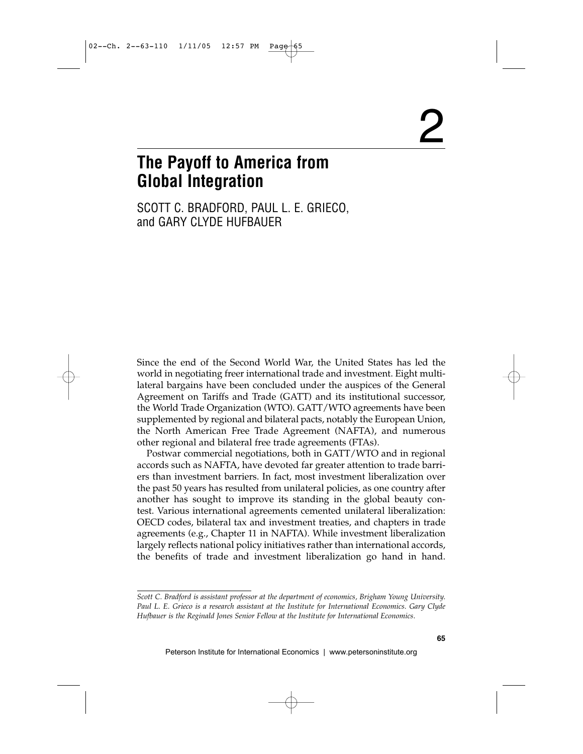# 2

# The Payoff to America from Global Integration

SCOTT C. BRADFORD, PAUL L. E. GRIECO, and GARY CLYDE HUFBAUER

Since the end of the Second World War, the United States has led the world in negotiating freer international trade and investment. Eight multilateral bargains have been concluded under the auspices of the General Agreement on Tariffs and Trade (GATT) and its institutional successor, the World Trade Organization (WTO). GATT/WTO agreements have been supplemented by regional and bilateral pacts, notably the European Union, the North American Free Trade Agreement (NAFTA), and numerous other regional and bilateral free trade agreements (FTAs).

Postwar commercial negotiations, both in GATT/WTO and in regional accords such as NAFTA, have devoted far greater attention to trade barriers than investment barriers. In fact, most investment liberalization over the past 50 years has resulted from unilateral policies, as one country after another has sought to improve its standing in the global beauty contest. Various international agreements cemented unilateral liberalization: OECD codes, bilateral tax and investment treaties, and chapters in trade agreements (e.g., Chapter 11 in NAFTA). While investment liberalization largely reflects national policy initiatives rather than international accords, the benefits of trade and investment liberalization go hand in hand.

*Scott C. Bradford is assistant professor at the department of economics, Brigham Young University. Paul L. E. Grieco is a research assistant at the Institute for International Economics. Gary Clyde Hufbauer is the Reginald Jones Senior Fellow at the Institute for International Economics.*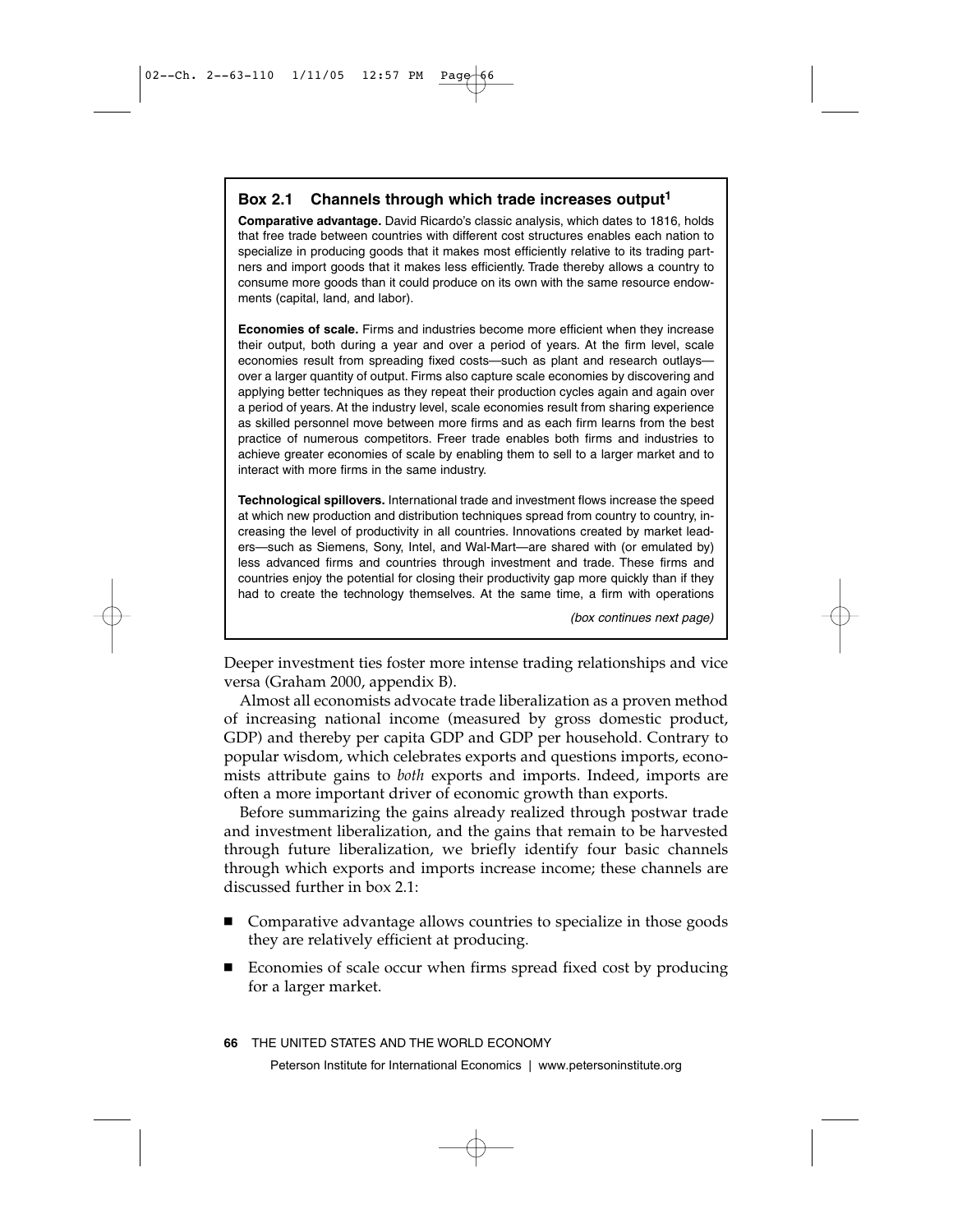**Box 2.1 Channels through which trade increases output[1]**

**Comparative advantage.** David Ricardo's classic analysis, which dates to 1816, holds that free trade between countries with different cost structures enables each nation to specialize in producing goods that it makes most efficiently relative to its trading partners and import goods that it makes less efficiently. Trade thereby allows a country to consume more goods than it could produce on its own with the same resource endowments (capital, land, and labor).

**Economies of scale.** Firms and industries become more efficient when they increase their output, both during a year and over a period of years. At the firm level, scale economies result from spreading fixed costs—such as plant and research outlays—over a larger quantity of output. Firms also capture scale economies by discovering and applying better techniques as they repeat their production cycles again and again over a period of years. At the industry level, scale economies result from sharing experience as skilled personnel move between more firms and as each firm learns from the best practice of numerous competitors. Freer trade enables both firms and industries to achieve greater economies of scale by enabling them to sell to a larger market and to interact with more firms in the same industry.

**Technological spillovers.** International trade and investment flows increase the speed at which new production and distribution techniques spread from country to country, increasing the level of productivity in all countries. Innovations created by market leaders—such as Siemens, Sony, Intel, and Wal-Mart—are shared with (or emulated by) less advanced firms and countries through investment and trade. These firms and countries enjoy the potential for closing their productivity gap more quickly than if they had to create the technology themselves. At the same time, a firm with operations

*(box continues next page)*

Deeper investment ties foster more intense trading relationships and vice versa (Graham 2000, appendix B).

Almost all economists advocate trade liberalization as a proven method of increasing national income (measured by gross domestic product, GDP) and thereby per capita GDP and GDP per household. Contrary to popular wisdom, which celebrates exports and questions imports, economists attribute gains to *both* exports and imports. Indeed, imports are often a more important driver of economic growth than exports.

Before summarizing the gains already realized through postwar trade and investment liberalization, and the gains that remain to be harvested through future liberalization, we briefly identify four basic channels through which exports and imports increase income; these channels are discussed further in box 2.1:

- Comparative advantage allows countries to specialize in those goods they are relatively efficient at producing.
- Economies of scale occur when firms spread fixed cost by producing for a larger market.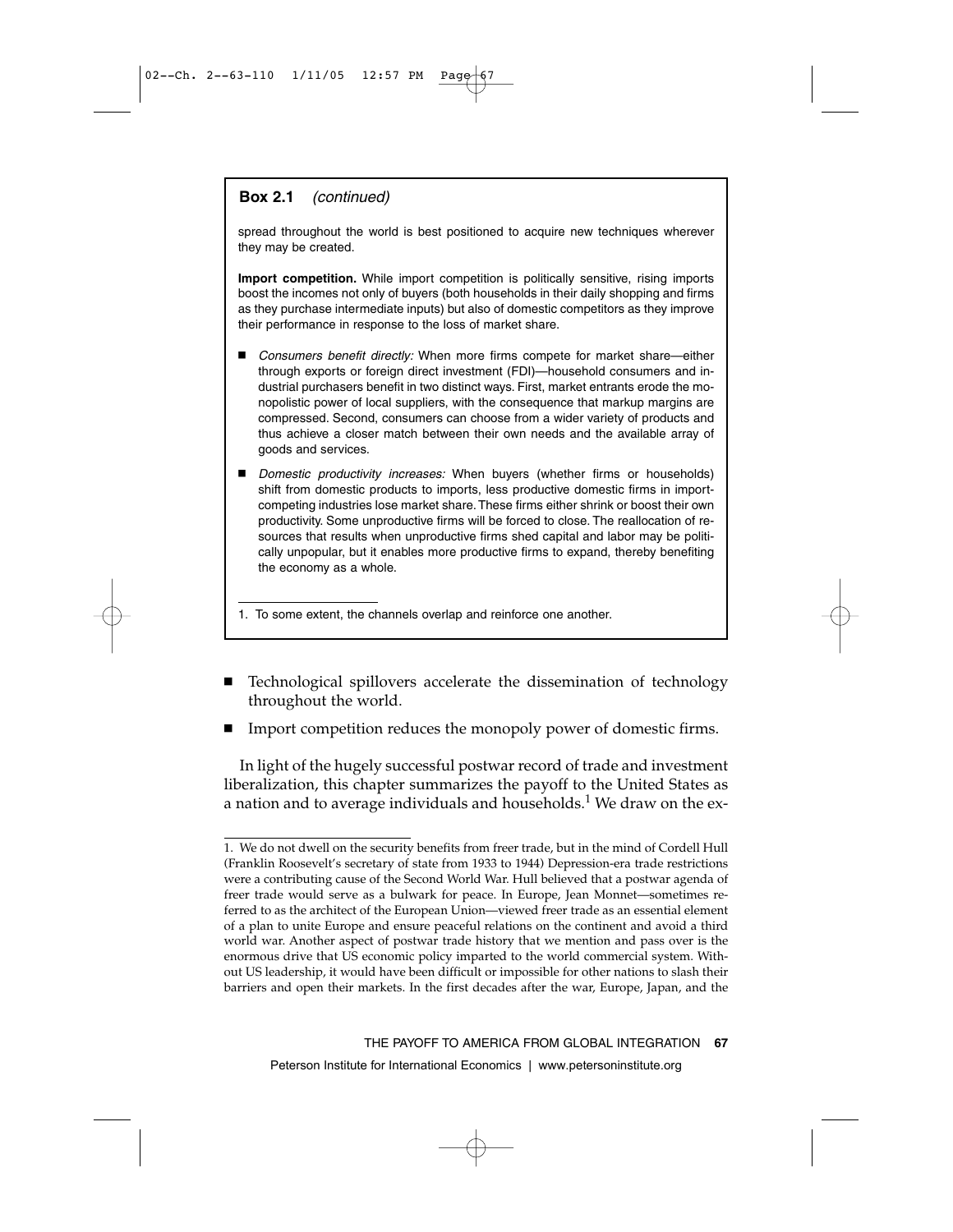**Box 2.1** *(continued)*

spread throughout the world is best positioned to acquire new techniques wherever they may be created.

**Import competition.** While import competition is politically sensitive, rising imports boost the incomes not only of buyers (both households in their daily shopping and firms as they purchase intermediate inputs) but also of domestic competitors as they improve their performance in response to the loss of market share.

- *Consumers benefit directly:* When more firms compete for market share—either through exports or foreign direct investment (FDI)—household consumers and industrial purchasers benefit in two distinct ways. First, market entrants erode the monopolistic power of local suppliers, with the consequence that markup margins are compressed. Second, consumers can choose from a wider variety of products and thus achieve a closer match between their own needs and the available array of goods and services.
- *Domestic productivity increases:* When buyers (whether firms or households) shift from domestic products to imports, less productive domestic firms in import-competing industries lose market share. These firms either shrink or boost their own productivity. Some unproductive firms will be forced to close. The reallocation of resources that results when unproductive firms shed capital and labor may be politically unpopular, but it enables more productive firms to expand, thereby benefiting the economy as a whole.

1. To some extent, the channels overlap and reinforce one another.

- Technological spillovers accelerate the dissemination of technology throughout the world.
- Import competition reduces the monopoly power of domestic firms.

In light of the hugely successful postwar record of trade and investment liberalization, this chapter summarizes the payoff to the United States as a nation and to average individuals and households.[1] We draw on the ex-

1. We do not dwell on the security benefits from freer trade, but in the mind of Cordell Hull (Franklin Roosevelt's secretary of state from 1933 to 1944) Depression-era trade restrictions were a contributing cause of the Second World War. Hull believed that a postwar agenda of freer trade would serve as a bulwark for peace. In Europe, Jean Monnet—sometimes referred to as the architect of the European Union—viewed freer trade as an essential element of a plan to unite Europe and ensure peaceful relations on the continent and avoid a third world war. Another aspect of postwar trade history that we mention and pass over is the enormous drive that US economic policy imparted to the world commercial system. Without US leadership, it would have been difficult or impossible for other nations to slash their barriers and open their markets. In the first decades after the war, Europe, Japan, and the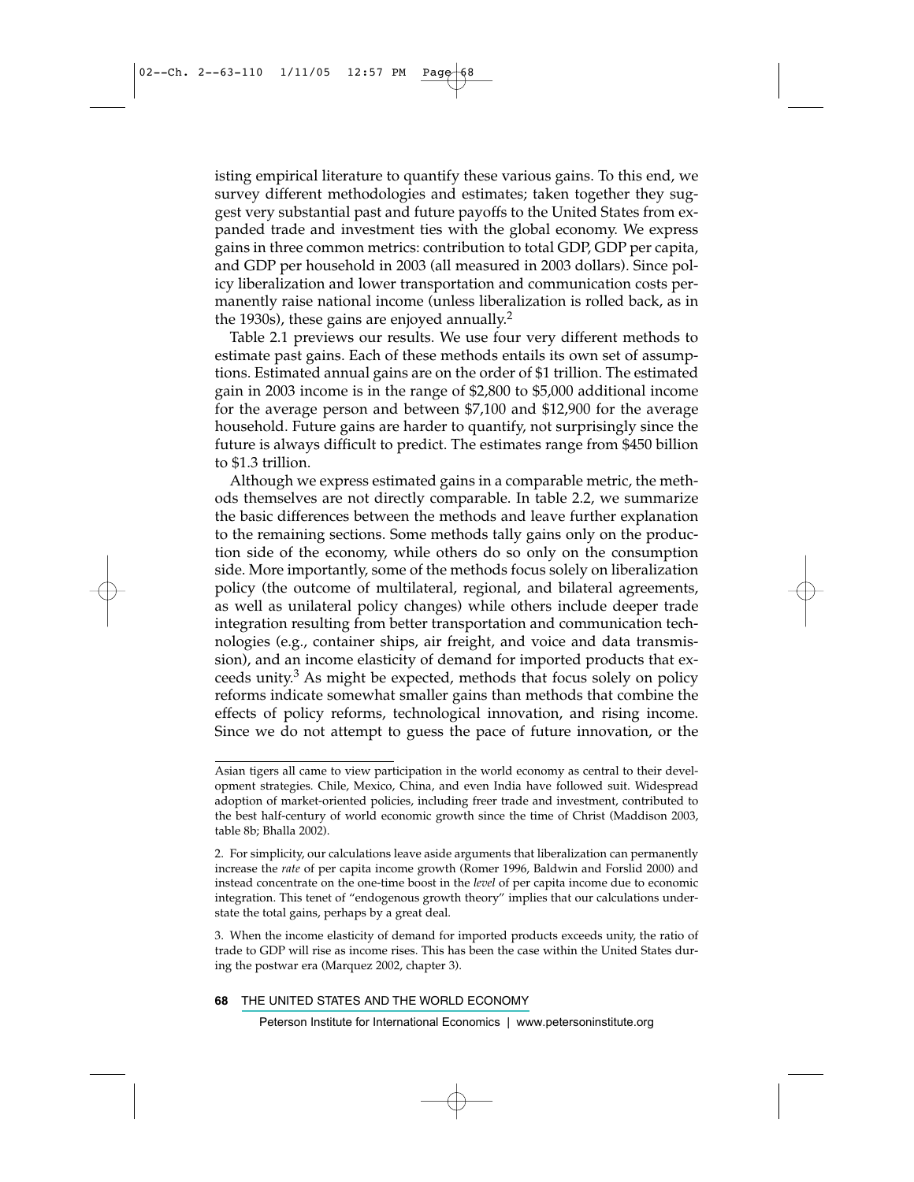isting empirical literature to quantify these various gains. To this end, we survey different methodologies and estimates; taken together they suggest very substantial past and future payoffs to the United States from expanded trade and investment ties with the global economy. We express gains in three common metrics: contribution to total GDP, GDP per capita, and GDP per household in 2003 (all measured in 2003 dollars). Since policy liberalization and lower transportation and communication costs permanently raise national income (unless liberalization is rolled back, as in the 1930s), these gains are enjoyed annually.[2]

Table 2.1 previews our results. We use four very different methods to estimate past gains. Each of these methods entails its own set of assumptions. Estimated annual gains are on the order of $1 trillion. The estimated gain in 2003 income is in the range of $2,800 to $5,000 additional income for the average person and between $7,100 and $12,900 for the average household. Future gains are harder to quantify, not surprisingly since the future is always difficult to predict. The estimates range from $450 billion to $1.3 trillion.

Although we express estimated gains in a comparable metric, the methods themselves are not directly comparable. In table 2.2, we summarize the basic differences between the methods and leave further explanation to the remaining sections. Some methods tally gains only on the production side of the economy, while others do so only on the consumption side. More importantly, some of the methods focus solely on liberalization policy (the outcome of multilateral, regional, and bilateral agreements, as well as unilateral policy changes) while others include deeper trade integration resulting from better transportation and communication technologies (e.g., container ships, air freight, and voice and data transmission), and an income elasticity of demand for imported products that exceeds unity.[3] As might be expected, methods that focus solely on policy reforms indicate somewhat smaller gains than methods that combine the effects of policy reforms, technological innovation, and rising income. Since we do not attempt to guess the pace of future innovation, or the

---

Asian tigers all came to view participation in the world economy as central to their development strategies. Chile, Mexico, China, and even India have followed suit. Widespread adoption of market-oriented policies, including freer trade and investment, contributed to the best half-century of world economic growth since the time of Christ (Maddison 2003, table 8b; Bhalla 2002).

2. For simplicity, our calculations leave aside arguments that liberalization can permanently increase the *rate* of per capita income growth (Romer 1996, Baldwin and Forslid 2000) and instead concentrate on the one-time boost in the *level* of per capita income due to economic integration. This tenet of "endogenous growth theory" implies that our calculations understate the total gains, perhaps by a great deal.

3. When the income elasticity of demand for imported products exceeds unity, the ratio of trade to GDP will rise as income rises. This has been the case within the United States during the postwar era (Marquez 2002, chapter 3).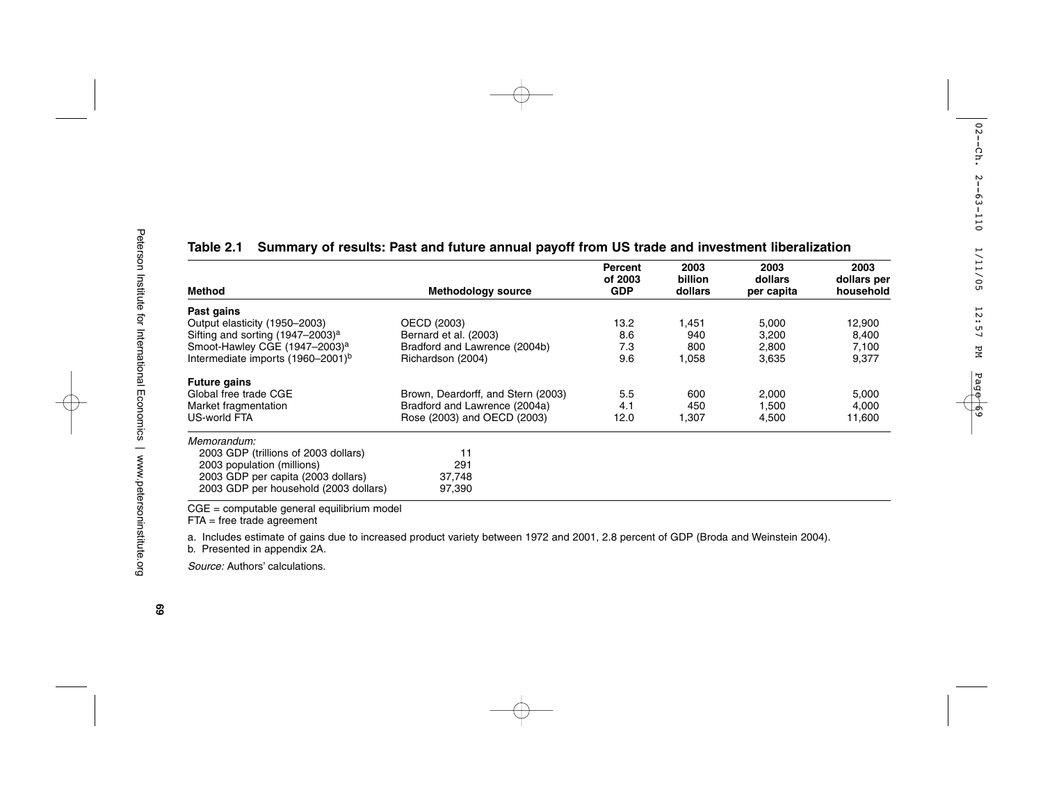**Table 2.1 Summary of results: Past and future annual payoff from US trade and investment liberalization**

| Method | Methodology source | Percent of 2003 GDP | 2003 billion dollars | 2003 dollars per capita | 2003 dollars per household |
|---|---|---|---|---|---|
| **Past gains** | | | | | |
| Output elasticity (1950–2003) | OECD (2003) | 13.2 | 1,451 | 5,000 | 12,900 |
| Sifting and sorting (1947–2003)[a] | Bernard et al. (2003) | 8.6 | 940 | 3,200 | 8,400 |
| Smoot-Hawley CGE (1947–2003)[a] | Bradford and Lawrence (2004b) | 7.3 | 800 | 2,800 | 7,100 |
| Intermediate imports (1960–2001)[b] | Richardson (2004) | 9.6 | 1,058 | 3,635 | 9,377 |
| **Future gains** | | | | | |
| Global free trade CGE | Brown, Deardorff, and Stern (2003) | 5.5 | 600 | 2,000 | 5,000 |
| Market fragmentation | Bradford and Lawrence (2004a) | 4.1 | 450 | 1,500 | 4,000 |
| US-world FTA | Rose (2003) and OECD (2003) | 12.0 | 1,307 | 4,500 | 11,600 |
| *Memorandum:* | | | | | |
| 2003 GDP (trillions of 2003 dollars) | 11 | | | | |
| 2003 population (millions) | 291 | | | | |
| 2003 GDP per capita (2003 dollars) | 37,748 | | | | |
| 2003 GDP per household (2003 dollars) | 97,390 | | | | |

CGE = computable general equilibrium model
FTA = free trade agreement

a. Includes estimate of gains due to increased product variety between 1972 and 2001, 2.8 percent of GDP (Broda and Weinstein 2004).
b. Presented in appendix 2A.

*Source:* Authors' calculations.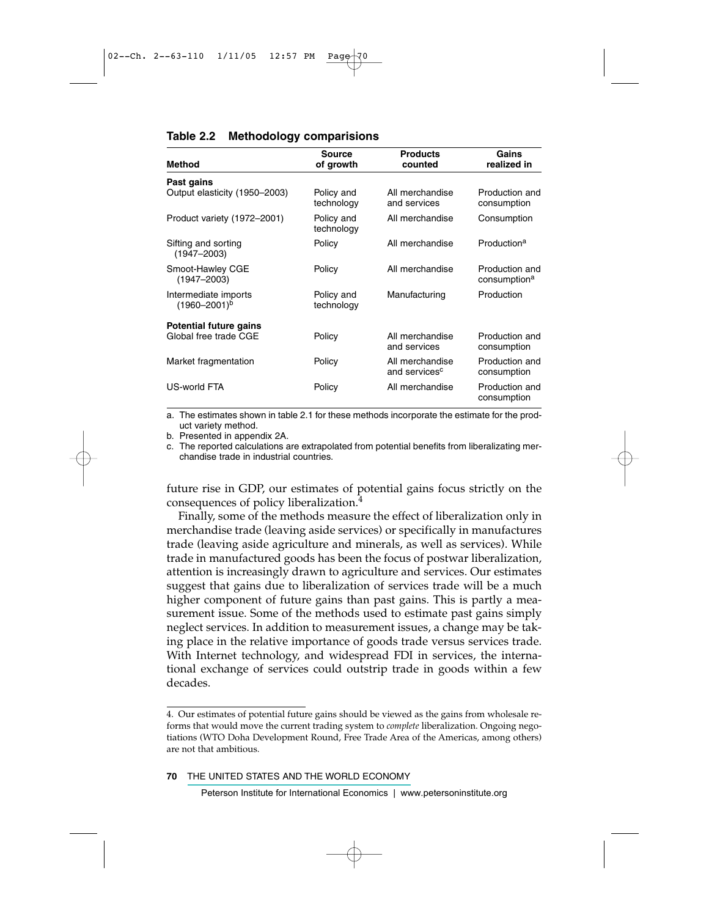**Table 2.2 Methodology comparisions**

| Method | Source of growth | Products counted | Gains realized in |
|---|---|---|---|
| **Past gains** | | | |
| Output elasticity (1950–2003) | Policy and technology | All merchandise and services | Production and consumption |
| Product variety (1972–2001) | Policy and technology | All merchandise | Consumption |
| Sifting and sorting (1947–2003) | Policy | All merchandise | Production[a] |
| Smoot-Hawley CGE (1947–2003) | Policy | All merchandise | Production and consumption[a] |
| Intermediate imports (1960–2001)[b] | Policy and technology | Manufacturing | Production |
| **Potential future gains** | | | |
| Global free trade CGE | Policy | All merchandise and services | Production and consumption |
| Market fragmentation | Policy | All merchandise and services[c] | Production and consumption |
| US-world FTA | Policy | All merchandise | Production and consumption |

a. The estimates shown in table 2.1 for these methods incorporate the estimate for the product variety method.

b. Presented in appendix 2A.

c. The reported calculations are extrapolated from potential benefits from liberalizating merchandise trade in industrial countries.

future rise in GDP, our estimates of potential gains focus strictly on the consequences of policy liberalization.[4]

Finally, some of the methods measure the effect of liberalization only in merchandise trade (leaving aside services) or specifically in manufactures trade (leaving aside agriculture and minerals, as well as services). While trade in manufactured goods has been the focus of postwar liberalization, attention is increasingly drawn to agriculture and services. Our estimates suggest that gains due to liberalization of services trade will be a much higher component of future gains than past gains. This is partly a measurement issue. Some of the methods used to estimate past gains simply neglect services. In addition to measurement issues, a change may be taking place in the relative importance of goods trade versus services trade. With Internet technology, and widespread FDI in services, the international exchange of services could outstrip trade in goods within a few decades.

4. Our estimates of potential future gains should be viewed as the gains from wholesale reforms that would move the current trading system to *complete* liberalization. Ongoing negotiations (WTO Doha Development Round, Free Trade Area of the Americas, among others) are not that ambitious.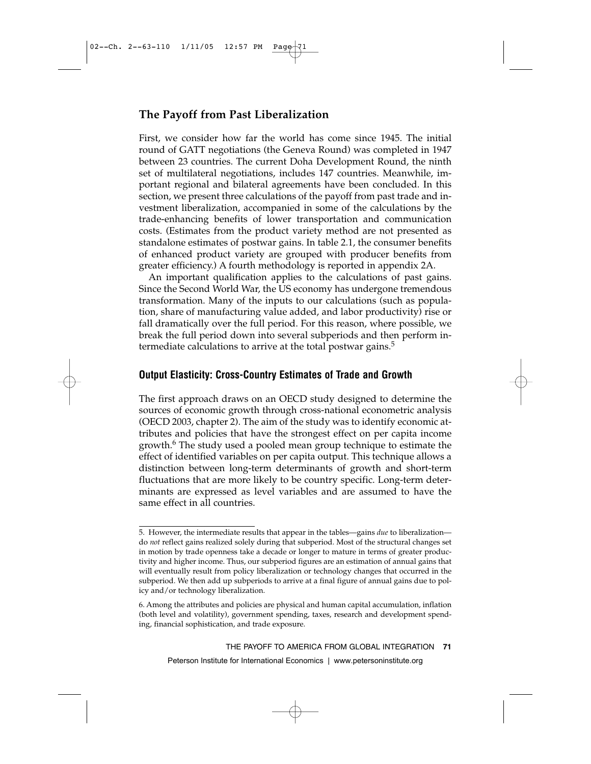## The Payoff from Past Liberalization

First, we consider how far the world has come since 1945. The initial round of GATT negotiations (the Geneva Round) was completed in 1947 between 23 countries. The current Doha Development Round, the ninth set of multilateral negotiations, includes 147 countries. Meanwhile, important regional and bilateral agreements have been concluded. In this section, we present three calculations of the payoff from past trade and investment liberalization, accompanied in some of the calculations by the trade-enhancing benefits of lower transportation and communication costs. (Estimates from the product variety method are not presented as standalone estimates of postwar gains. In table 2.1, the consumer benefits of enhanced product variety are grouped with producer benefits from greater efficiency.) A fourth methodology is reported in appendix 2A.

An important qualification applies to the calculations of past gains. Since the Second World War, the US economy has undergone tremendous transformation. Many of the inputs to our calculations (such as population, share of manufacturing value added, and labor productivity) rise or fall dramatically over the full period. For this reason, where possible, we break the full period down into several subperiods and then perform intermediate calculations to arrive at the total postwar gains.[5]

### Output Elasticity: Cross-Country Estimates of Trade and Growth

The first approach draws on an OECD study designed to determine the sources of economic growth through cross-national econometric analysis (OECD 2003, chapter 2). The aim of the study was to identify economic attributes and policies that have the strongest effect on per capita income growth.[6] The study used a pooled mean group technique to estimate the effect of identified variables on per capita output. This technique allows a distinction between long-term determinants of growth and short-term fluctuations that are more likely to be country specific. Long-term determinants are expressed as level variables and are assumed to have the same effect in all countries.

---

5. However, the intermediate results that appear in the tables—gains *due* to liberalization—do *not* reflect gains realized solely during that subperiod. Most of the structural changes set in motion by trade openness take a decade or longer to mature in terms of greater productivity and higher income. Thus, our subperiod figures are an estimation of annual gains that will eventually result from policy liberalization or technology changes that occurred in the subperiod. We then add up subperiods to arrive at a final figure of annual gains due to policy and/or technology liberalization.

6. Among the attributes and policies are physical and human capital accumulation, inflation (both level and volatility), government spending, taxes, research and development spending, financial sophistication, and trade exposure.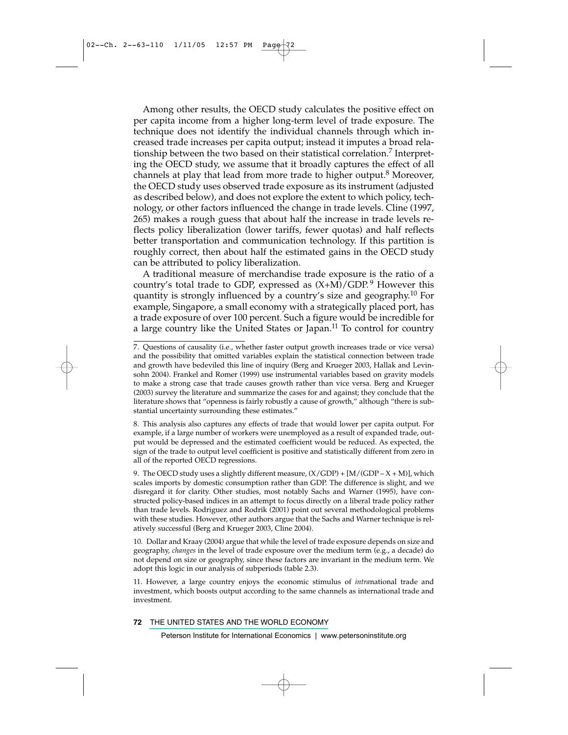Among other results, the OECD study calculates the positive effect on per capita income from a higher long-term level of trade exposure. The technique does not identify the individual channels through which increased trade increases per capita output; instead it imputes a broad relationship between the two based on their statistical correlation.[7] Interpreting the OECD study, we assume that it broadly captures the effect of all channels at play that lead from more trade to higher output.[8] Moreover, the OECD study uses observed trade exposure as its instrument (adjusted as described below), and does not explore the extent to which policy, technology, or other factors influenced the change in trade levels. Cline (1997, 265) makes a rough guess that about half the increase in trade levels reflects policy liberalization (lower tariffs, fewer quotas) and half reflects better transportation and communication technology. If this partition is roughly correct, then about half the estimated gains in the OECD study can be attributed to policy liberalization.

A traditional measure of merchandise trade exposure is the ratio of a country's total trade to GDP, expressed as $(X+M)/GDP$.[9] However this quantity is strongly influenced by a country's size and geography.[10] For example, Singapore, a small economy with a strategically placed port, has a trade exposure of over 100 percent. Such a figure would be incredible for a large country like the United States or Japan.[11] To control for country

---

7. Questions of causality (i.e., whether faster output growth increases trade or vice versa) and the possibility that omitted variables explain the statistical connection between trade and growth have bedeviled this line of inquiry (Berg and Krueger 2003, Hallak and Levinsohn 2004). Frankel and Romer (1999) use instrumental variables based on gravity models to make a strong case that trade causes growth rather than vice versa. Berg and Krueger (2003) survey the literature and summarize the cases for and against; they conclude that the literature shows that "openness is fairly robustly a cause of growth," although "there is substantial uncertainty surrounding these estimates."

8. This analysis also captures any effects of trade that would lower per capita output. For example, if a large number of workers were unemployed as a result of expanded trade, output would be depressed and the estimated coefficient would be reduced. As expected, the sign of the trade to output level coefficient is positive and statistically different from zero in all of the reported OECD regressions.

9. The OECD study uses a slightly different measure, $(X/GDP) + [M/(GDP - X + M)]$, which scales imports by domestic consumption rather than GDP. The difference is slight, and we disregard it for clarity. Other studies, most notably Sachs and Warner (1995), have constructed policy-based indices in an attempt to focus directly on a liberal trade policy rather than trade levels. Rodriguez and Rodrik (2001) point out several methodological problems with these studies. However, other authors argue that the Sachs and Warner technique is relatively successful (Berg and Krueger 2003, Cline 2004).

10. Dollar and Kraay (2004) argue that while the level of trade exposure depends on size and geography, *changes* in the level of trade exposure over the medium term (e.g., a decade) do not depend on size or geography, since these factors are invariant in the medium term. We adopt this logic in our analysis of subperiods (table 2.3).

11. However, a large country enjoys the economic stimulus of *intra*national trade and investment, which boosts output according to the same channels as international trade and investment.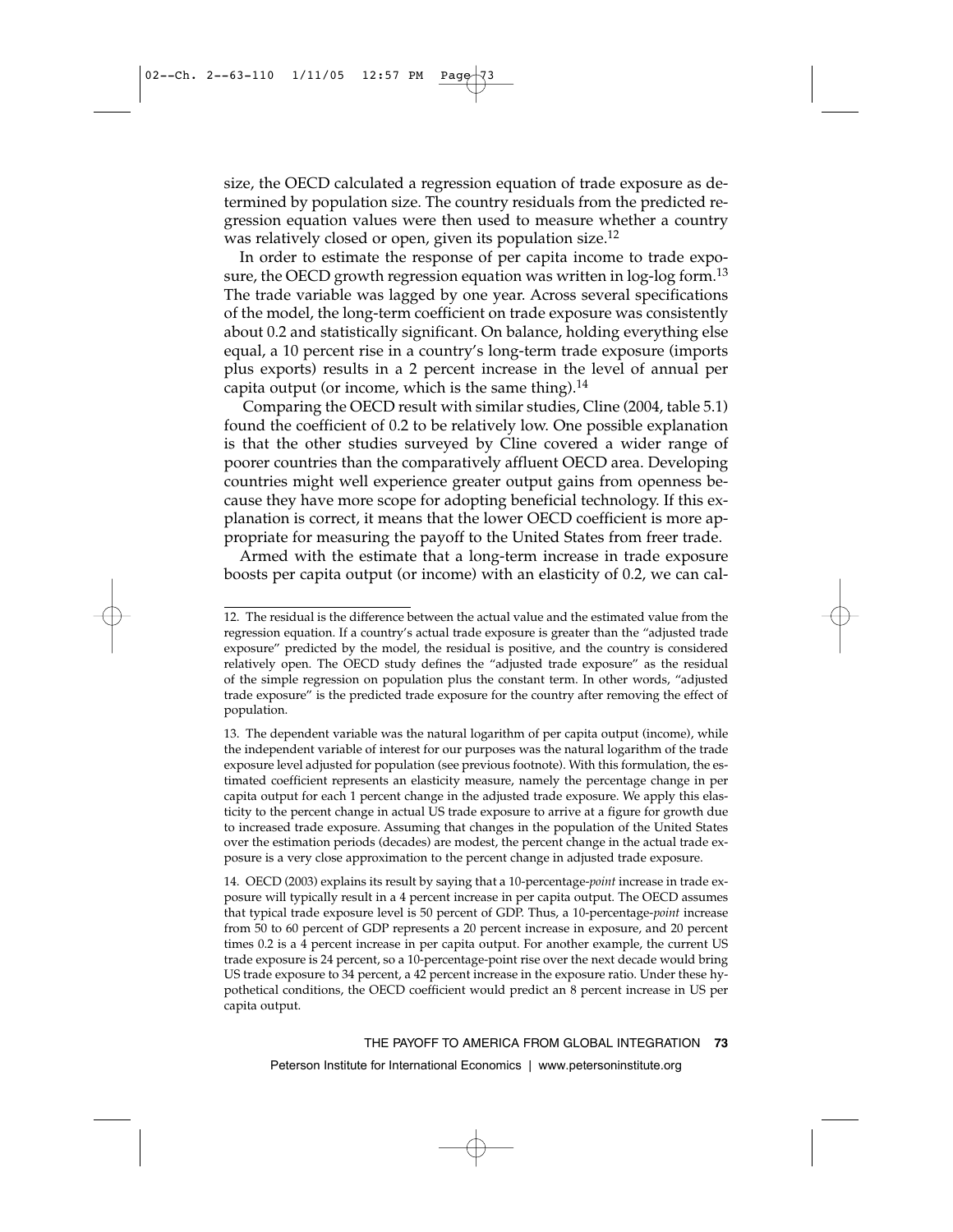size, the OECD calculated a regression equation of trade exposure as determined by population size. The country residuals from the predicted regression equation values were then used to measure whether a country was relatively closed or open, given its population size.[12]

In order to estimate the response of per capita income to trade exposure, the OECD growth regression equation was written in log-log form.[13] The trade variable was lagged by one year. Across several specifications of the model, the long-term coefficient on trade exposure was consistently about 0.2 and statistically significant. On balance, holding everything else equal, a 10 percent rise in a country's long-term trade exposure (imports plus exports) results in a 2 percent increase in the level of annual per capita output (or income, which is the same thing).[14]

Comparing the OECD result with similar studies, Cline (2004, table 5.1) found the coefficient of 0.2 to be relatively low. One possible explanation is that the other studies surveyed by Cline covered a wider range of poorer countries than the comparatively affluent OECD area. Developing countries might well experience greater output gains from openness because they have more scope for adopting beneficial technology. If this explanation is correct, it means that the lower OECD coefficient is more appropriate for measuring the payoff to the United States from freer trade.

Armed with the estimate that a long-term increase in trade exposure boosts per capita output (or income) with an elasticity of 0.2, we can cal-

---

12. The residual is the difference between the actual value and the estimated value from the regression equation. If a country's actual trade exposure is greater than the "adjusted trade exposure" predicted by the model, the residual is positive, and the country is considered relatively open. The OECD study defines the "adjusted trade exposure" as the residual of the simple regression on population plus the constant term. In other words, "adjusted trade exposure" is the predicted trade exposure for the country after removing the effect of population.

13. The dependent variable was the natural logarithm of per capita output (income), while the independent variable of interest for our purposes was the natural logarithm of the trade exposure level adjusted for population (see previous footnote). With this formulation, the estimated coefficient represents an elasticity measure, namely the percentage change in per capita output for each 1 percent change in the adjusted trade exposure. We apply this elasticity to the percent change in actual US trade exposure to arrive at a figure for growth due to increased trade exposure. Assuming that changes in the population of the United States over the estimation periods (decades) are modest, the percent change in the actual trade exposure is a very close approximation to the percent change in adjusted trade exposure.

14. OECD (2003) explains its result by saying that a 10-percentage-*point* increase in trade exposure will typically result in a 4 percent increase in per capita output. The OECD assumes that typical trade exposure level is 50 percent of GDP. Thus, a 10-percentage-*point* increase from 50 to 60 percent of GDP represents a 20 percent increase in exposure, and 20 percent times 0.2 is a 4 percent increase in per capita output. For another example, the current US trade exposure is 24 percent, so a 10-percentage-point rise over the next decade would bring US trade exposure to 34 percent, a 42 percent increase in the exposure ratio. Under these hypothetical conditions, the OECD coefficient would predict an 8 percent increase in US per capita output.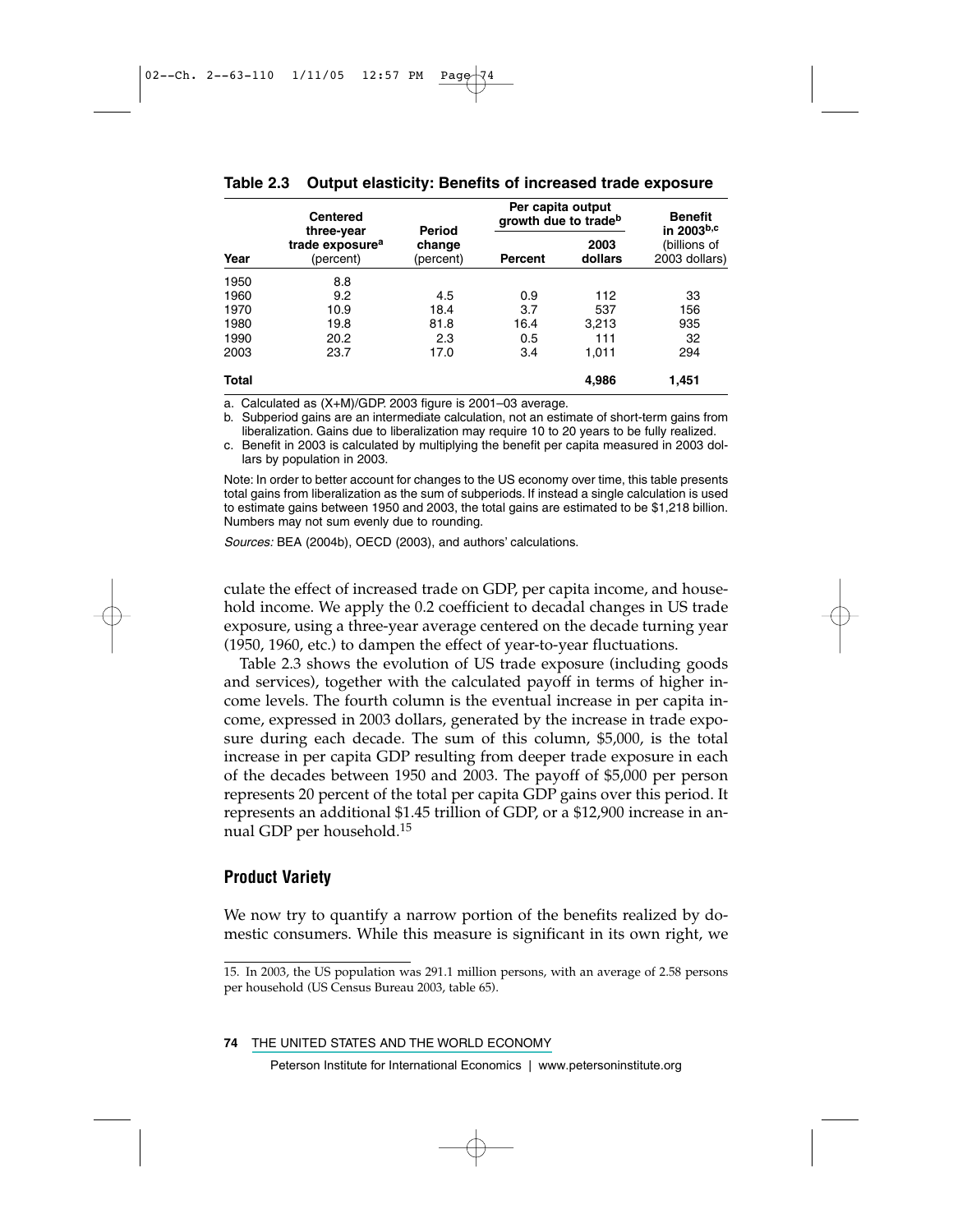**Table 2.3 Output elasticity: Benefits of increased trade exposure**

| Year | Centered three-year trade exposure[a] (percent) | Period change (percent) | Per capita output growth due to trade[b] Percent | Per capita output growth due to trade[b] 2003 dollars | Benefit in 2003[b,c] (billions of 2003 dollars) |
|---|---|---|---|---|---|
| 1950 | 8.8 | | | | |
| 1960 | 9.2 | 4.5 | 0.9 | 112 | 33 |
| 1970 | 10.9 | 18.4 | 3.7 | 537 | 156 |
| 1980 | 19.8 | 81.8 | 16.4 | 3,213 | 935 |
| 1990 | 20.2 | 2.3 | 0.5 | 111 | 32 |
| 2003 | 23.7 | 17.0 | 3.4 | 1,011 | 294 |
| **Total** | | | | **4,986** | **1,451** |

a. Calculated as (X+M)/GDP. 2003 figure is 2001–03 average.

b. Subperiod gains are an intermediate calculation, not an estimate of short-term gains from liberalization. Gains due to liberalization may require 10 to 20 years to be fully realized.

c. Benefit in 2003 is calculated by multiplying the benefit per capita measured in 2003 dollars by population in 2003.

Note: In order to better account for changes to the US economy over time, this table presents total gains from liberalization as the sum of subperiods. If instead a single calculation is used to estimate gains between 1950 and 2003, the total gains are estimated to be $1,218 billion. Numbers may not sum evenly due to rounding.

*Sources:* BEA (2004b), OECD (2003), and authors' calculations.

culate the effect of increased trade on GDP, per capita income, and household income. We apply the 0.2 coefficient to decadal changes in US trade exposure, using a three-year average centered on the decade turning year (1950, 1960, etc.) to dampen the effect of year-to-year fluctuations.

Table 2.3 shows the evolution of US trade exposure (including goods and services), together with the calculated payoff in terms of higher income levels. The fourth column is the eventual increase in per capita income, expressed in 2003 dollars, generated by the increase in trade exposure during each decade. The sum of this column, $5,000, is the total increase in per capita GDP resulting from deeper trade exposure in each of the decades between 1950 and 2003. The payoff of $5,000 per person represents 20 percent of the total per capita GDP gains over this period. It represents an additional $1.45 trillion of GDP, or a $12,900 increase in annual GDP per household.[15]

## Product Variety

We now try to quantify a narrow portion of the benefits realized by domestic consumers. While this measure is significant in its own right, we

15. In 2003, the US population was 291.1 million persons, with an average of 2.58 persons per household (US Census Bureau 2003, table 65).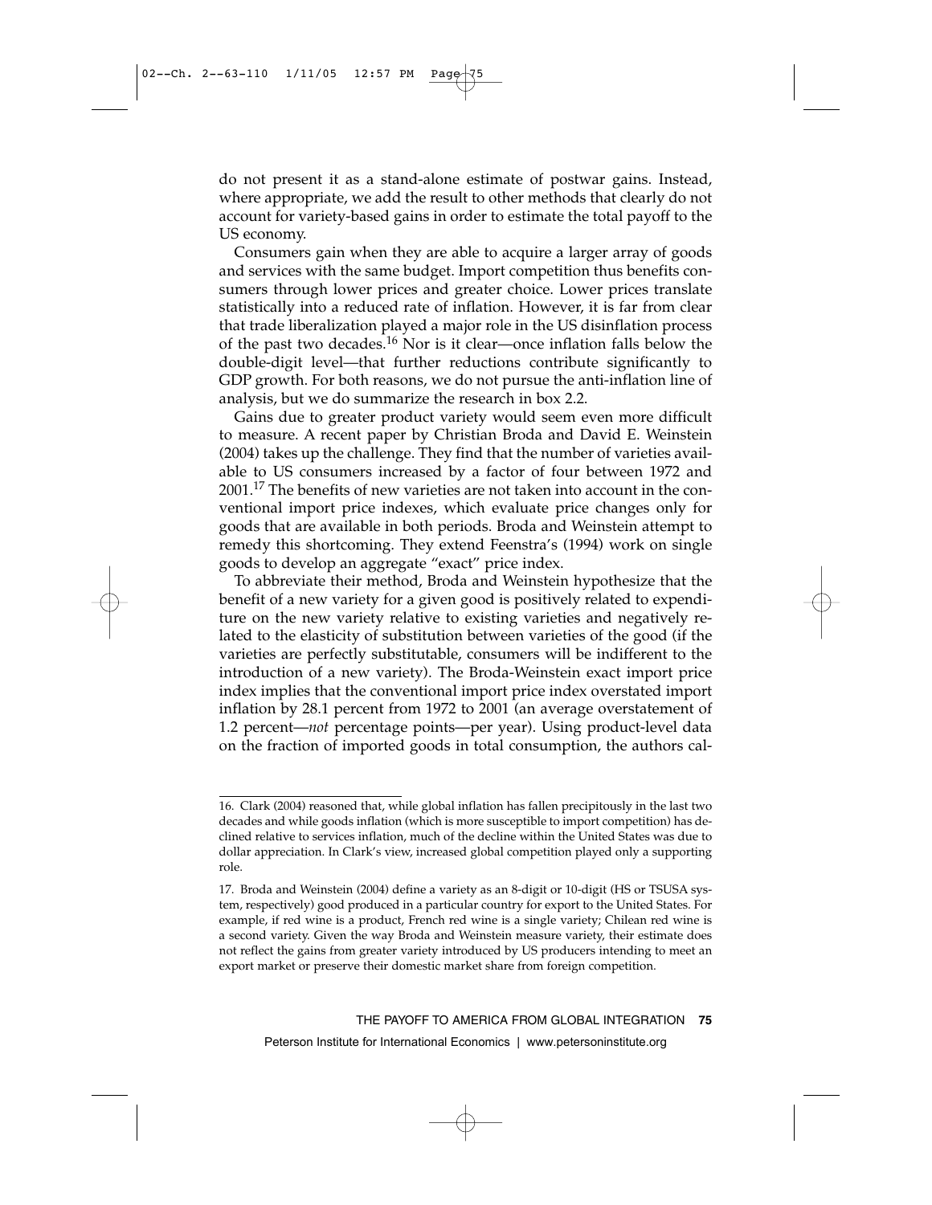do not present it as a stand-alone estimate of postwar gains. Instead, where appropriate, we add the result to other methods that clearly do not account for variety-based gains in order to estimate the total payoff to the US economy.

Consumers gain when they are able to acquire a larger array of goods and services with the same budget. Import competition thus benefits consumers through lower prices and greater choice. Lower prices translate statistically into a reduced rate of inflation. However, it is far from clear that trade liberalization played a major role in the US disinflation process of the past two decades.[16] Nor is it clear—once inflation falls below the double-digit level—that further reductions contribute significantly to GDP growth. For both reasons, we do not pursue the anti-inflation line of analysis, but we do summarize the research in box 2.2.

Gains due to greater product variety would seem even more difficult to measure. A recent paper by Christian Broda and David E. Weinstein (2004) takes up the challenge. They find that the number of varieties available to US consumers increased by a factor of four between 1972 and 2001.[17] The benefits of new varieties are not taken into account in the conventional import price indexes, which evaluate price changes only for goods that are available in both periods. Broda and Weinstein attempt to remedy this shortcoming. They extend Feenstra's (1994) work on single goods to develop an aggregate "exact" price index.

To abbreviate their method, Broda and Weinstein hypothesize that the benefit of a new variety for a given good is positively related to expenditure on the new variety relative to existing varieties and negatively related to the elasticity of substitution between varieties of the good (if the varieties are perfectly substitutable, consumers will be indifferent to the introduction of a new variety). The Broda-Weinstein exact import price index implies that the conventional import price index overstated import inflation by 28.1 percent from 1972 to 2001 (an average overstatement of 1.2 percent—*not* percentage points—per year). Using product-level data on the fraction of imported goods in total consumption, the authors cal-

---

16. Clark (2004) reasoned that, while global inflation has fallen precipitously in the last two decades and while goods inflation (which is more susceptible to import competition) has declined relative to services inflation, much of the decline within the United States was due to dollar appreciation. In Clark's view, increased global competition played only a supporting role.

17. Broda and Weinstein (2004) define a variety as an 8-digit or 10-digit (HS or TSUSA system, respectively) good produced in a particular country for export to the United States. For example, if red wine is a product, French red wine is a single variety; Chilean red wine is a second variety. Given the way Broda and Weinstein measure variety, their estimate does not reflect the gains from greater variety introduced by US producers intending to meet an export market or preserve their domestic market share from foreign competition.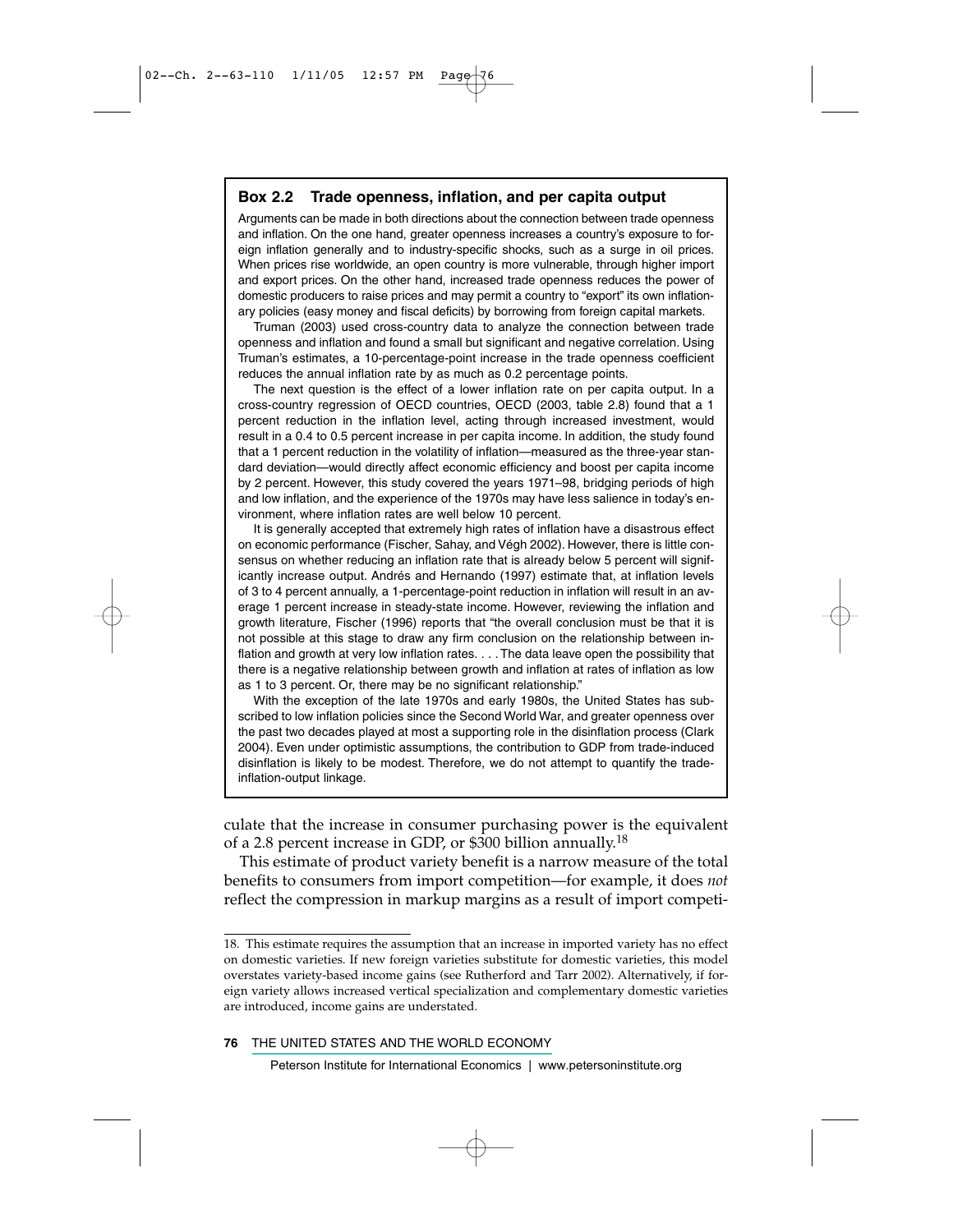### Box 2.2 Trade openness, inflation, and per capita output

Arguments can be made in both directions about the connection between trade openness and inflation. On the one hand, greater openness increases a country's exposure to foreign inflation generally and to industry-specific shocks, such as a surge in oil prices. When prices rise worldwide, an open country is more vulnerable, through higher import and export prices. On the other hand, increased trade openness reduces the power of domestic producers to raise prices and may permit a country to "export" its own inflationary policies (easy money and fiscal deficits) by borrowing from foreign capital markets.

Truman (2003) used cross-country data to analyze the connection between trade openness and inflation and found a small but significant and negative correlation. Using Truman's estimates, a 10-percentage-point increase in the trade openness coefficient reduces the annual inflation rate by as much as 0.2 percentage points.

The next question is the effect of a lower inflation rate on per capita output. In a cross-country regression of OECD countries, OECD (2003, table 2.8) found that a 1 percent reduction in the inflation level, acting through increased investment, would result in a 0.4 to 0.5 percent increase in per capita income. In addition, the study found that a 1 percent reduction in the volatility of inflation—measured as the three-year standard deviation—would directly affect economic efficiency and boost per capita income by 2 percent. However, this study covered the years 1971–98, bridging periods of high and low inflation, and the experience of the 1970s may have less salience in today's environment, where inflation rates are well below 10 percent.

It is generally accepted that extremely high rates of inflation have a disastrous effect on economic performance (Fischer, Sahay, and Végh 2002). However, there is little consensus on whether reducing an inflation rate that is already below 5 percent will significantly increase output. Andrés and Hernando (1997) estimate that, at inflation levels of 3 to 4 percent annually, a 1-percentage-point reduction in inflation will result in an average 1 percent increase in steady-state income. However, reviewing the inflation and growth literature, Fischer (1996) reports that "the overall conclusion must be that it is not possible at this stage to draw any firm conclusion on the relationship between inflation and growth at very low inflation rates. . . . The data leave open the possibility that there is a negative relationship between growth and inflation at rates of inflation as low as 1 to 3 percent. Or, there may be no significant relationship."

With the exception of the late 1970s and early 1980s, the United States has subscribed to low inflation policies since the Second World War, and greater openness over the past two decades played at most a supporting role in the disinflation process (Clark 2004). Even under optimistic assumptions, the contribution to GDP from trade-induced disinflation is likely to be modest. Therefore, we do not attempt to quantify the trade-inflation-output linkage.

---

culate that the increase in consumer purchasing power is the equivalent of a 2.8 percent increase in GDP, or $300 billion annually.[18]

This estimate of product variety benefit is a narrow measure of the total benefits to consumers from import competition—for example, it does *not* reflect the compression in markup margins as a result of import competi-

18. This estimate requires the assumption that an increase in imported variety has no effect on domestic varieties. If new foreign varieties substitute for domestic varieties, this model overstates variety-based income gains (see Rutherford and Tarr 2002). Alternatively, if foreign variety allows increased vertical specialization and complementary domestic varieties are introduced, income gains are understated.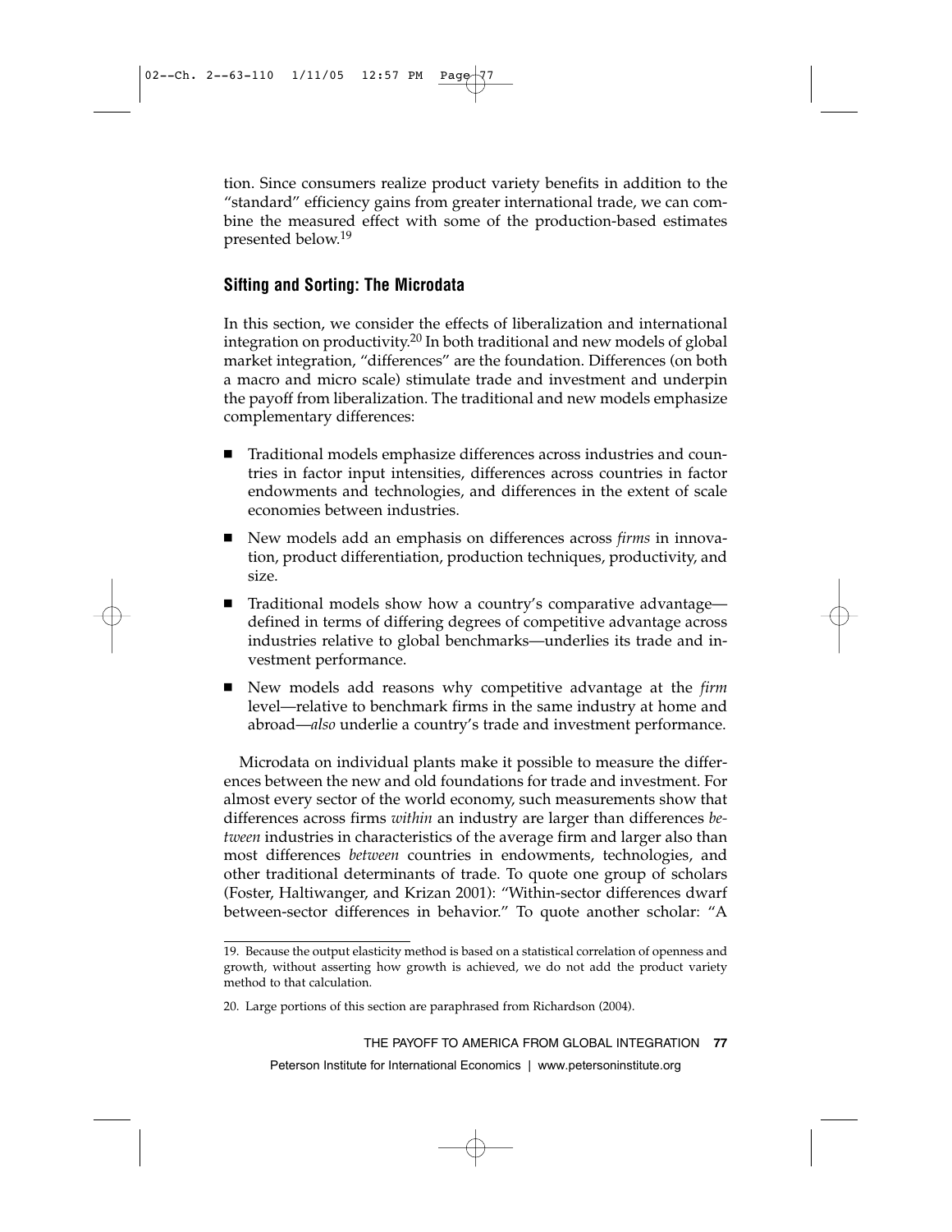tion. Since consumers realize product variety benefits in addition to the "standard" efficiency gains from greater international trade, we can combine the measured effect with some of the production-based estimates presented below.[19]

## Sifting and Sorting: The Microdata

In this section, we consider the effects of liberalization and international integration on productivity.[20] In both traditional and new models of global market integration, "differences" are the foundation. Differences (on both a macro and micro scale) stimulate trade and investment and underpin the payoff from liberalization. The traditional and new models emphasize complementary differences:

- Traditional models emphasize differences across industries and countries in factor input intensities, differences across countries in factor endowments and technologies, and differences in the extent of scale economies between industries.
- New models add an emphasis on differences across *firms* in innovation, product differentiation, production techniques, productivity, and size.
- Traditional models show how a country's comparative advantage—defined in terms of differing degrees of competitive advantage across industries relative to global benchmarks—underlies its trade and investment performance.
- New models add reasons why competitive advantage at the *firm* level—relative to benchmark firms in the same industry at home and abroad—*also* underlie a country's trade and investment performance.

Microdata on individual plants make it possible to measure the differences between the new and old foundations for trade and investment. For almost every sector of the world economy, such measurements show that differences across firms *within* an industry are larger than differences *between* industries in characteristics of the average firm and larger also than most differences *between* countries in endowments, technologies, and other traditional determinants of trade. To quote one group of scholars (Foster, Haltiwanger, and Krizan 2001): "Within-sector differences dwarf between-sector differences in behavior." To quote another scholar: "A

19. Because the output elasticity method is based on a statistical correlation of openness and growth, without asserting how growth is achieved, we do not add the product variety method to that calculation.

20. Large portions of this section are paraphrased from Richardson (2004).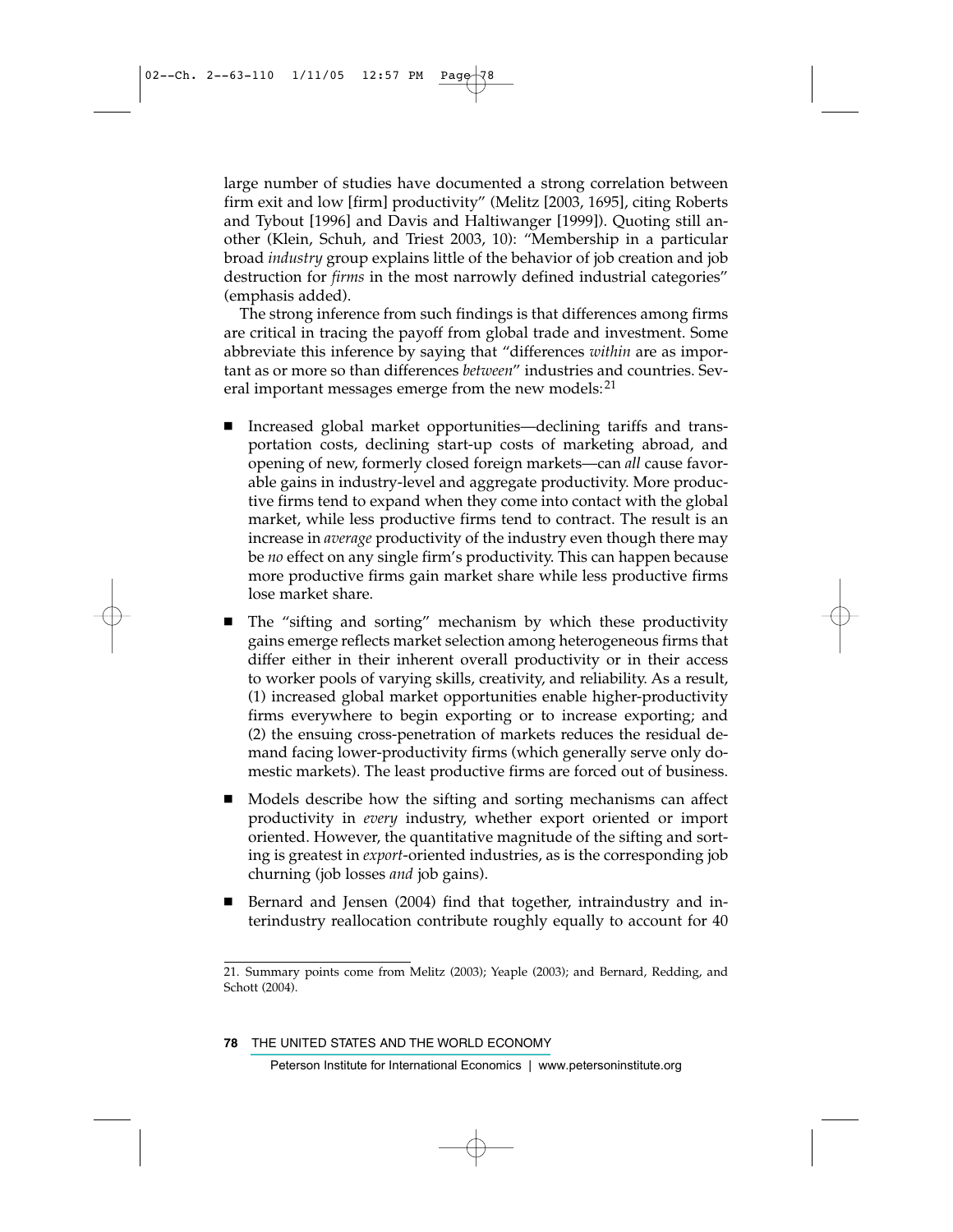large number of studies have documented a strong correlation between firm exit and low [firm] productivity" (Melitz [2003, 1695], citing Roberts and Tybout [1996] and Davis and Haltiwanger [1999]). Quoting still another (Klein, Schuh, and Triest 2003, 10): "Membership in a particular broad *industry* group explains little of the behavior of job creation and job destruction for *firms* in the most narrowly defined industrial categories" (emphasis added).

The strong inference from such findings is that differences among firms are critical in tracing the payoff from global trade and investment. Some abbreviate this inference by saying that "differences *within* are as important as or more so than differences *between*" industries and countries. Several important messages emerge from the new models:[21]

- Increased global market opportunities—declining tariffs and transportation costs, declining start-up costs of marketing abroad, and opening of new, formerly closed foreign markets—can *all* cause favorable gains in industry-level and aggregate productivity. More productive firms tend to expand when they come into contact with the global market, while less productive firms tend to contract. The result is an increase in *average* productivity of the industry even though there may be *no* effect on any single firm's productivity. This can happen because more productive firms gain market share while less productive firms lose market share.
- The "sifting and sorting" mechanism by which these productivity gains emerge reflects market selection among heterogeneous firms that differ either in their inherent overall productivity or in their access to worker pools of varying skills, creativity, and reliability. As a result, (1) increased global market opportunities enable higher-productivity firms everywhere to begin exporting or to increase exporting; and (2) the ensuing cross-penetration of markets reduces the residual demand facing lower-productivity firms (which generally serve only domestic markets). The least productive firms are forced out of business.
- Models describe how the sifting and sorting mechanisms can affect productivity in *every* industry, whether export oriented or import oriented. However, the quantitative magnitude of the sifting and sorting is greatest in *export*-oriented industries, as is the corresponding job churning (job losses *and* job gains).
- Bernard and Jensen (2004) find that together, intraindustry and interindustry reallocation contribute roughly equally to account for 40

21. Summary points come from Melitz (2003); Yeaple (2003); and Bernard, Redding, and Schott (2004).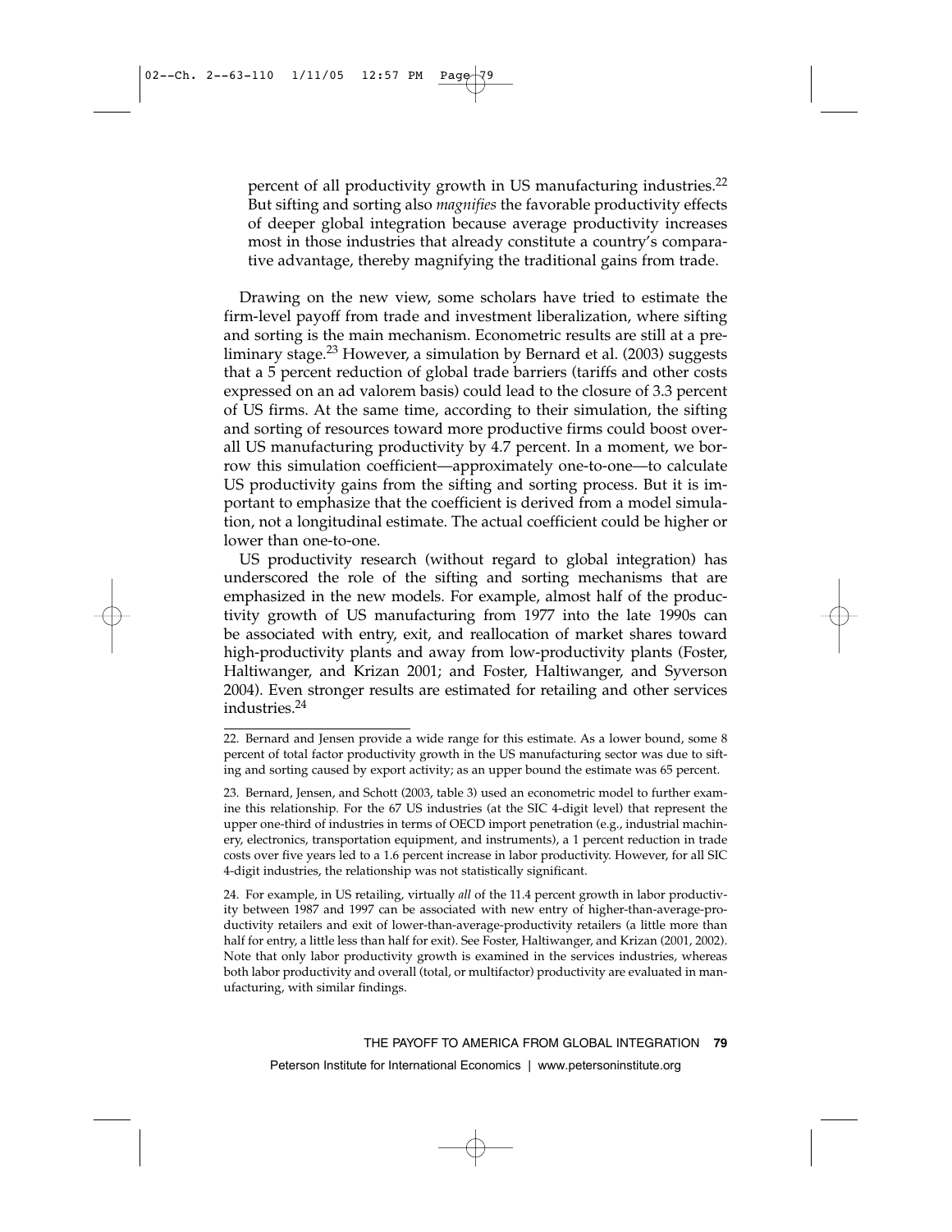percent of all productivity growth in US manufacturing industries.[22] But sifting and sorting also *magnifies* the favorable productivity effects of deeper global integration because average productivity increases most in those industries that already constitute a country's comparative advantage, thereby magnifying the traditional gains from trade.

Drawing on the new view, some scholars have tried to estimate the firm-level payoff from trade and investment liberalization, where sifting and sorting is the main mechanism. Econometric results are still at a preliminary stage.[23] However, a simulation by Bernard et al. (2003) suggests that a 5 percent reduction of global trade barriers (tariffs and other costs expressed on an ad valorem basis) could lead to the closure of 3.3 percent of US firms. At the same time, according to their simulation, the sifting and sorting of resources toward more productive firms could boost overall US manufacturing productivity by 4.7 percent. In a moment, we borrow this simulation coefficient—approximately one-to-one—to calculate US productivity gains from the sifting and sorting process. But it is important to emphasize that the coefficient is derived from a model simulation, not a longitudinal estimate. The actual coefficient could be higher or lower than one-to-one.

US productivity research (without regard to global integration) has underscored the role of the sifting and sorting mechanisms that are emphasized in the new models. For example, almost half of the productivity growth of US manufacturing from 1977 into the late 1990s can be associated with entry, exit, and reallocation of market shares toward high-productivity plants and away from low-productivity plants (Foster, Haltiwanger, and Krizan 2001; and Foster, Haltiwanger, and Syverson 2004). Even stronger results are estimated for retailing and other services industries.[24]

22. Bernard and Jensen provide a wide range for this estimate. As a lower bound, some 8 percent of total factor productivity growth in the US manufacturing sector was due to sifting and sorting caused by export activity; as an upper bound the estimate was 65 percent.

23. Bernard, Jensen, and Schott (2003, table 3) used an econometric model to further examine this relationship. For the 67 US industries (at the SIC 4-digit level) that represent the upper one-third of industries in terms of OECD import penetration (e.g., industrial machinery, electronics, transportation equipment, and instruments), a 1 percent reduction in trade costs over five years led to a 1.6 percent increase in labor productivity. However, for all SIC 4-digit industries, the relationship was not statistically significant.

24. For example, in US retailing, virtually *all* of the 11.4 percent growth in labor productivity between 1987 and 1997 can be associated with new entry of higher-than-average-productivity retailers and exit of lower-than-average-productivity retailers (a little more than half for entry, a little less than half for exit). See Foster, Haltiwanger, and Krizan (2001, 2002). Note that only labor productivity growth is examined in the services industries, whereas both labor productivity and overall (total, or multifactor) productivity are evaluated in manufacturing, with similar findings.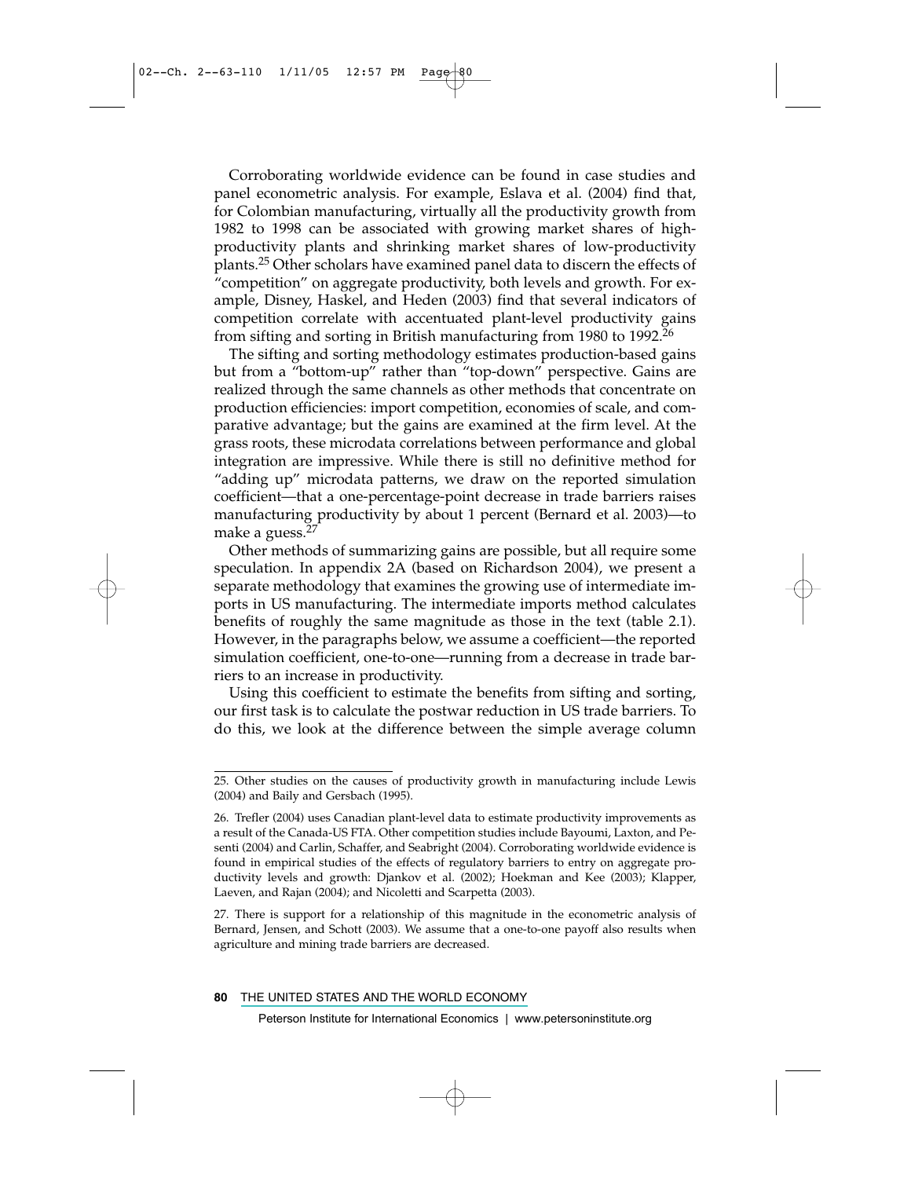Corroborating worldwide evidence can be found in case studies and panel econometric analysis. For example, Eslava et al. (2004) find that, for Colombian manufacturing, virtually all the productivity growth from 1982 to 1998 can be associated with growing market shares of high-productivity plants and shrinking market shares of low-productivity plants.[25] Other scholars have examined panel data to discern the effects of "competition" on aggregate productivity, both levels and growth. For example, Disney, Haskel, and Heden (2003) find that several indicators of competition correlate with accentuated plant-level productivity gains from sifting and sorting in British manufacturing from 1980 to 1992.[26]

The sifting and sorting methodology estimates production-based gains but from a "bottom-up" rather than "top-down" perspective. Gains are realized through the same channels as other methods that concentrate on production efficiencies: import competition, economies of scale, and comparative advantage; but the gains are examined at the firm level. At the grass roots, these microdata correlations between performance and global integration are impressive. While there is still no definitive method for "adding up" microdata patterns, we draw on the reported simulation coefficient—that a one-percentage-point decrease in trade barriers raises manufacturing productivity by about 1 percent (Bernard et al. 2003)—to make a guess.[27]

Other methods of summarizing gains are possible, but all require some speculation. In appendix 2A (based on Richardson 2004), we present a separate methodology that examines the growing use of intermediate imports in US manufacturing. The intermediate imports method calculates benefits of roughly the same magnitude as those in the text (table 2.1). However, in the paragraphs below, we assume a coefficient—the reported simulation coefficient, one-to-one—running from a decrease in trade barriers to an increase in productivity.

Using this coefficient to estimate the benefits from sifting and sorting, our first task is to calculate the postwar reduction in US trade barriers. To do this, we look at the difference between the simple average column

---

25. Other studies on the causes of productivity growth in manufacturing include Lewis (2004) and Baily and Gersbach (1995).

26. Trefler (2004) uses Canadian plant-level data to estimate productivity improvements as a result of the Canada-US FTA. Other competition studies include Bayoumi, Laxton, and Pesenti (2004) and Carlin, Schaffer, and Seabright (2004). Corroborating worldwide evidence is found in empirical studies of the effects of regulatory barriers to entry on aggregate productivity levels and growth: Djankov et al. (2002); Hoekman and Kee (2003); Klapper, Laeven, and Rajan (2004); and Nicoletti and Scarpetta (2003).

27. There is support for a relationship of this magnitude in the econometric analysis of Bernard, Jensen, and Schott (2003). We assume that a one-to-one payoff also results when agriculture and mining trade barriers are decreased.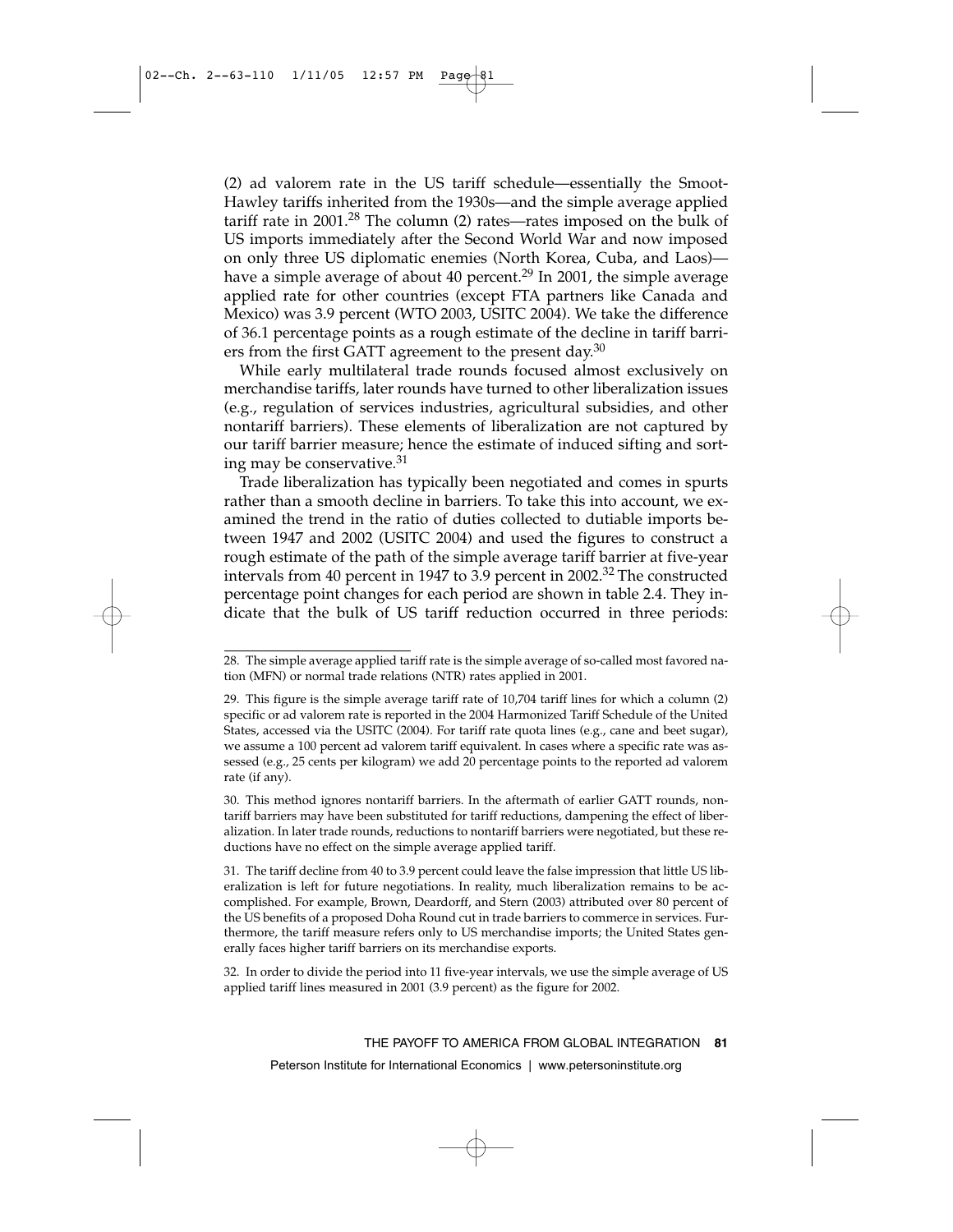(2) ad valorem rate in the US tariff schedule—essentially the Smoot-Hawley tariffs inherited from the 1930s—and the simple average applied tariff rate in 2001.[28] The column (2) rates—rates imposed on the bulk of US imports immediately after the Second World War and now imposed on only three US diplomatic enemies (North Korea, Cuba, and Laos)—have a simple average of about 40 percent.[29] In 2001, the simple average applied rate for other countries (except FTA partners like Canada and Mexico) was 3.9 percent (WTO 2003, USITC 2004). We take the difference of 36.1 percentage points as a rough estimate of the decline in tariff barriers from the first GATT agreement to the present day.[30]

While early multilateral trade rounds focused almost exclusively on merchandise tariffs, later rounds have turned to other liberalization issues (e.g., regulation of services industries, agricultural subsidies, and other nontariff barriers). These elements of liberalization are not captured by our tariff barrier measure; hence the estimate of induced sifting and sorting may be conservative.[31]

Trade liberalization has typically been negotiated and comes in spurts rather than a smooth decline in barriers. To take this into account, we examined the trend in the ratio of duties collected to dutiable imports between 1947 and 2002 (USITC 2004) and used the figures to construct a rough estimate of the path of the simple average tariff barrier at five-year intervals from 40 percent in 1947 to 3.9 percent in 2002.[32] The constructed percentage point changes for each period are shown in table 2.4. They indicate that the bulk of US tariff reduction occurred in three periods:

---

28. The simple average applied tariff rate is the simple average of so-called most favored nation (MFN) or normal trade relations (NTR) rates applied in 2001.

29. This figure is the simple average tariff rate of 10,704 tariff lines for which a column (2) specific or ad valorem rate is reported in the 2004 Harmonized Tariff Schedule of the United States, accessed via the USITC (2004). For tariff rate quota lines (e.g., cane and beet sugar), we assume a 100 percent ad valorem tariff equivalent. In cases where a specific rate was assessed (e.g., 25 cents per kilogram) we add 20 percentage points to the reported ad valorem rate (if any).

30. This method ignores nontariff barriers. In the aftermath of earlier GATT rounds, nontariff barriers may have been substituted for tariff reductions, dampening the effect of liberalization. In later trade rounds, reductions to nontariff barriers were negotiated, but these reductions have no effect on the simple average applied tariff.

31. The tariff decline from 40 to 3.9 percent could leave the false impression that little US liberalization is left for future negotiations. In reality, much liberalization remains to be accomplished. For example, Brown, Deardorff, and Stern (2003) attributed over 80 percent of the US benefits of a proposed Doha Round cut in trade barriers to commerce in services. Furthermore, the tariff measure refers only to US merchandise imports; the United States generally faces higher tariff barriers on its merchandise exports.

32. In order to divide the period into 11 five-year intervals, we use the simple average of US applied tariff lines measured in 2001 (3.9 percent) as the figure for 2002.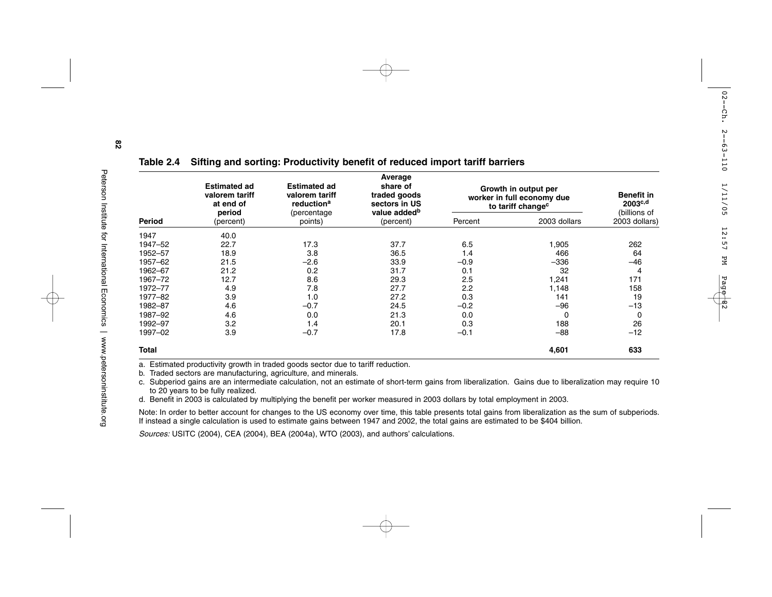**Table 2.4 Sifting and sorting: Productivity benefit of reduced import tariff barriers**

| Period | Estimated ad valorem tariff at end of period (percent) | Estimated ad valorem tariff reduction[a] (percentage points) | Average share of traded goods sectors in US value added[b] (percent) | Growth in output per worker in full economy due to tariff change[c] | | Benefit in 2003[c,d] (billions of 2003 dollars) |
|---|---|---|---|---|---|---|
| | | | | Percent | 2003 dollars | |
| 1947 | 40.0 | | | | | |
| 1947–52 | 22.7 | 17.3 | 37.7 | 6.5 | 1,905 | 262 |
| 1952–57 | 18.9 | 3.8 | 36.5 | 1.4 | 466 | 64 |
| 1957–62 | 21.5 | –2.6 | 33.9 | –0.9 | –336 | –46 |
| 1962–67 | 21.2 | 0.2 | 31.7 | 0.1 | 32 | 4 |
| 1967–72 | 12.7 | 8.6 | 29.3 | 2.5 | 1,241 | 171 |
| 1972–77 | 4.9 | 7.8 | 27.7 | 2.2 | 1,148 | 158 |
| 1977–82 | 3.9 | 1.0 | 27.2 | 0.3 | 141 | 19 |
| 1982–87 | 4.6 | –0.7 | 24.5 | –0.2 | –96 | –13 |
| 1987–92 | 4.6 | 0.0 | 21.3 | 0.0 | 0 | 0 |
| 1992–97 | 3.2 | 1.4 | 20.1 | 0.3 | 188 | 26 |
| 1997–02 | 3.9 | –0.7 | 17.8 | –0.1 | –88 | –12 |
| **Total** | | | | | **4,601** | **633** |

a. Estimated productivity growth in traded goods sector due to tariff reduction.

b. Traded sectors are manufacturing, agriculture, and minerals.

c. Subperiod gains are an intermediate calculation, not an estimate of short-term gains from liberalization. Gains due to liberalization may require 10 to 20 years to be fully realized.

d. Benefit in 2003 is calculated by multiplying the benefit per worker measured in 2003 dollars by total employment in 2003.

Note: In order to better account for changes to the US economy over time, this table presents total gains from liberalization as the sum of subperiods. If instead a single calculation is used to estimate gains between 1947 and 2002, the total gains are estimated to be $404 billion.

*Sources:* USITC (2004), CEA (2004), BEA (2004a), WTO (2003), and authors' calculations.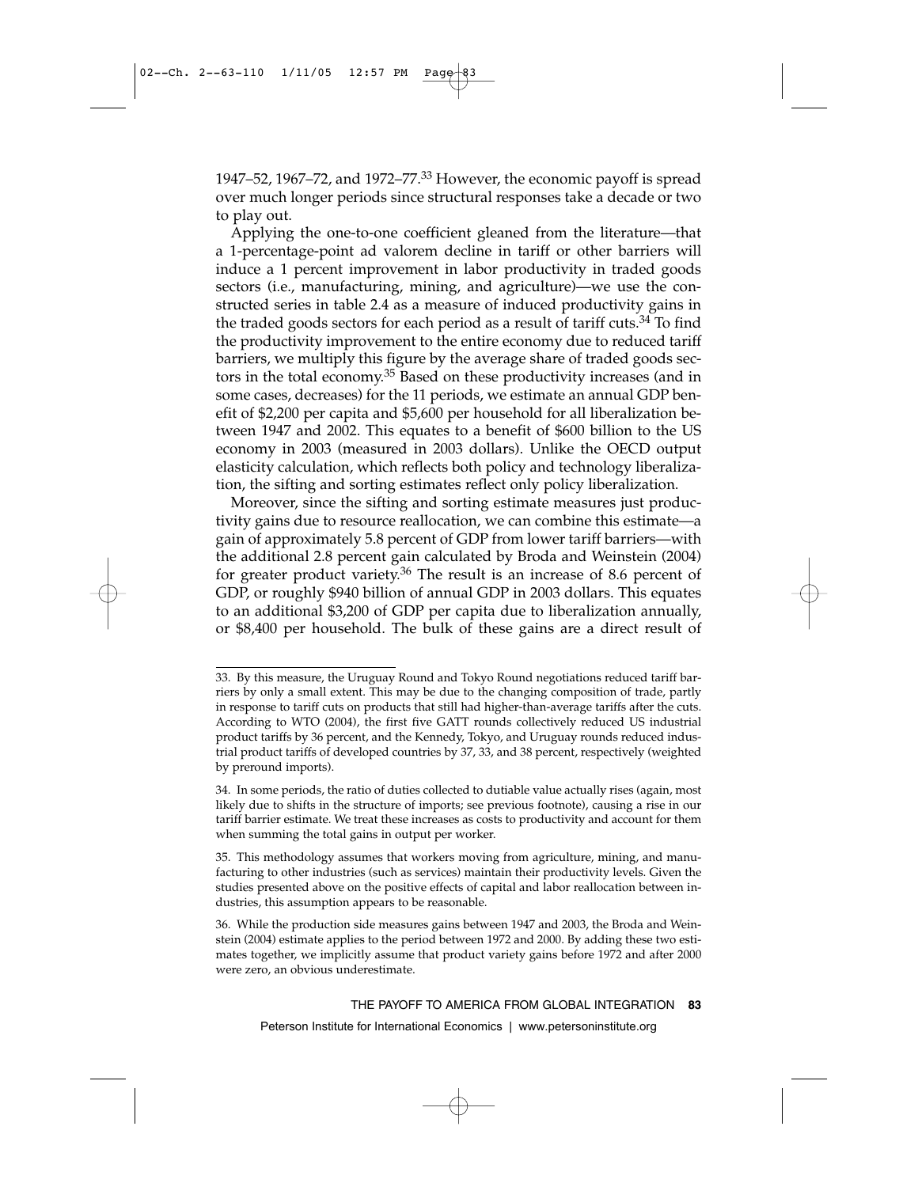1947–52, 1967–72, and 1972–77.[33] However, the economic payoff is spread over much longer periods since structural responses take a decade or two to play out.

Applying the one-to-one coefficient gleaned from the literature—that a 1-percentage-point ad valorem decline in tariff or other barriers will induce a 1 percent improvement in labor productivity in traded goods sectors (i.e., manufacturing, mining, and agriculture)—we use the constructed series in table 2.4 as a measure of induced productivity gains in the traded goods sectors for each period as a result of tariff cuts.[34] To find the productivity improvement to the entire economy due to reduced tariff barriers, we multiply this figure by the average share of traded goods sectors in the total economy.[35] Based on these productivity increases (and in some cases, decreases) for the 11 periods, we estimate an annual GDP benefit of $2,200 per capita and $5,600 per household for all liberalization between 1947 and 2002. This equates to a benefit of $600 billion to the US economy in 2003 (measured in 2003 dollars). Unlike the OECD output elasticity calculation, which reflects both policy and technology liberalization, the sifting and sorting estimates reflect only policy liberalization.

Moreover, since the sifting and sorting estimate measures just productivity gains due to resource reallocation, we can combine this estimate—a gain of approximately 5.8 percent of GDP from lower tariff barriers—with the additional 2.8 percent gain calculated by Broda and Weinstein (2004) for greater product variety.[36] The result is an increase of 8.6 percent of GDP, or roughly $940 billion of annual GDP in 2003 dollars. This equates to an additional $3,200 of GDP per capita due to liberalization annually, or $8,400 per household. The bulk of these gains are a direct result of

---

33. By this measure, the Uruguay Round and Tokyo Round negotiations reduced tariff barriers by only a small extent. This may be due to the changing composition of trade, partly in response to tariff cuts on products that still had higher-than-average tariffs after the cuts. According to WTO (2004), the first five GATT rounds collectively reduced US industrial product tariffs by 36 percent, and the Kennedy, Tokyo, and Uruguay rounds reduced industrial product tariffs of developed countries by 37, 33, and 38 percent, respectively (weighted by preround imports).

34. In some periods, the ratio of duties collected to dutiable value actually rises (again, most likely due to shifts in the structure of imports; see previous footnote), causing a rise in our tariff barrier estimate. We treat these increases as costs to productivity and account for them when summing the total gains in output per worker.

35. This methodology assumes that workers moving from agriculture, mining, and manufacturing to other industries (such as services) maintain their productivity levels. Given the studies presented above on the positive effects of capital and labor reallocation between industries, this assumption appears to be reasonable.

36. While the production side measures gains between 1947 and 2003, the Broda and Weinstein (2004) estimate applies to the period between 1972 and 2000. By adding these two estimates together, we implicitly assume that product variety gains before 1972 and after 2000 were zero, an obvious underestimate.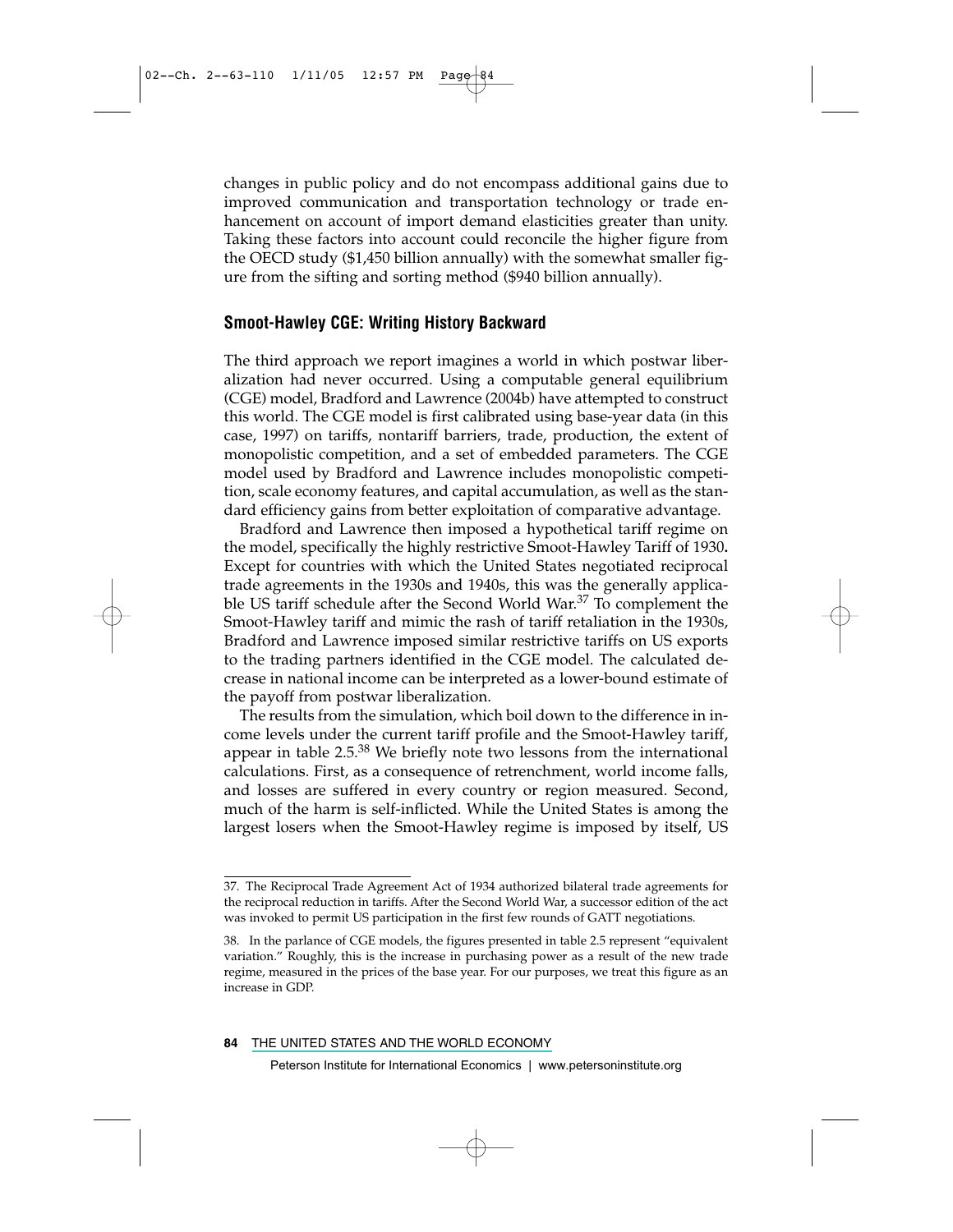changes in public policy and do not encompass additional gains due to improved communication and transportation technology or trade enhancement on account of import demand elasticities greater than unity. Taking these factors into account could reconcile the higher figure from the OECD study ($1,450 billion annually) with the somewhat smaller figure from the sifting and sorting method ($940 billion annually).

## Smoot-Hawley CGE: Writing History Backward

The third approach we report imagines a world in which postwar liberalization had never occurred. Using a computable general equilibrium (CGE) model, Bradford and Lawrence (2004b) have attempted to construct this world. The CGE model is first calibrated using base-year data (in this case, 1997) on tariffs, nontariff barriers, trade, production, the extent of monopolistic competition, and a set of embedded parameters. The CGE model used by Bradford and Lawrence includes monopolistic competition, scale economy features, and capital accumulation, as well as the standard efficiency gains from better exploitation of comparative advantage.

Bradford and Lawrence then imposed a hypothetical tariff regime on the model, specifically the highly restrictive Smoot-Hawley Tariff of 1930. Except for countries with which the United States negotiated reciprocal trade agreements in the 1930s and 1940s, this was the generally applicable US tariff schedule after the Second World War.[37] To complement the Smoot-Hawley tariff and mimic the rash of tariff retaliation in the 1930s, Bradford and Lawrence imposed similar restrictive tariffs on US exports to the trading partners identified in the CGE model. The calculated decrease in national income can be interpreted as a lower-bound estimate of the payoff from postwar liberalization.

The results from the simulation, which boil down to the difference in income levels under the current tariff profile and the Smoot-Hawley tariff, appear in table 2.5.[38] We briefly note two lessons from the international calculations. First, as a consequence of retrenchment, world income falls, and losses are suffered in every country or region measured. Second, much of the harm is self-inflicted. While the United States is among the largest losers when the Smoot-Hawley regime is imposed by itself, US

---

37. The Reciprocal Trade Agreement Act of 1934 authorized bilateral trade agreements for the reciprocal reduction in tariffs. After the Second World War, a successor edition of the act was invoked to permit US participation in the first few rounds of GATT negotiations.

38. In the parlance of CGE models, the figures presented in table 2.5 represent "equivalent variation." Roughly, this is the increase in purchasing power as a result of the new trade regime, measured in the prices of the base year. For our purposes, we treat this figure as an increase in GDP.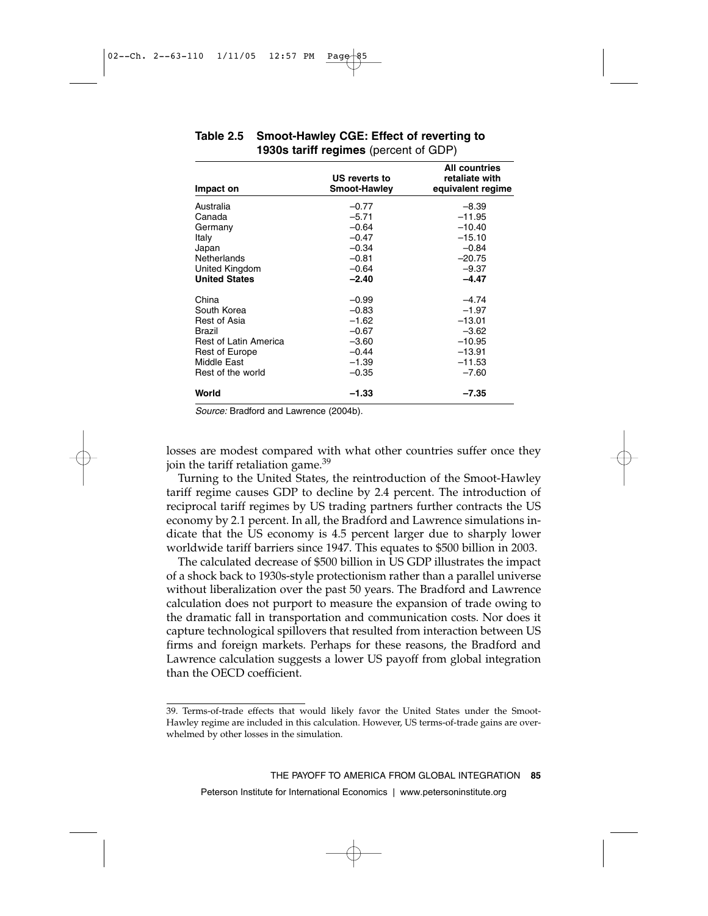**Table 2.5 Smoot-Hawley CGE: Effect of reverting to 1930s tariff regimes** (percent of GDP)

| Impact on | US reverts to Smoot-Hawley | All countries retaliate with equivalent regime |
|---|---|---|
| Australia | –0.77 | –8.39 |
| Canada | –5.71 | –11.95 |
| Germany | –0.64 | –10.40 |
| Italy | –0.47 | –15.10 |
| Japan | –0.34 | –0.84 |
| Netherlands | –0.81 | –20.75 |
| United Kingdom | –0.64 | –9.37 |
| **United States** | **–2.40** | **–4.47** |
| China | –0.99 | –4.74 |
| South Korea | –0.83 | –1.97 |
| Rest of Asia | –1.62 | –13.01 |
| Brazil | –0.67 | –3.62 |
| Rest of Latin America | –3.60 | –10.95 |
| Rest of Europe | –0.44 | –13.91 |
| Middle East | –1.39 | –11.53 |
| Rest of the world | –0.35 | –7.60 |
| **World** | **–1.33** | **–7.35** |

*Source:* Bradford and Lawrence (2004b).

losses are modest compared with what other countries suffer once they join the tariff retaliation game.[39]

Turning to the United States, the reintroduction of the Smoot-Hawley tariff regime causes GDP to decline by 2.4 percent. The introduction of reciprocal tariff regimes by US trading partners further contracts the US economy by 2.1 percent. In all, the Bradford and Lawrence simulations indicate that the US economy is 4.5 percent larger due to sharply lower worldwide tariff barriers since 1947. This equates to $500 billion in 2003.

The calculated decrease of $500 billion in US GDP illustrates the impact of a shock back to 1930s-style protectionism rather than a parallel universe without liberalization over the past 50 years. The Bradford and Lawrence calculation does not purport to measure the expansion of trade owing to the dramatic fall in transportation and communication costs. Nor does it capture technological spillovers that resulted from interaction between US firms and foreign markets. Perhaps for these reasons, the Bradford and Lawrence calculation suggests a lower US payoff from global integration than the OECD coefficient.

39. Terms-of-trade effects that would likely favor the United States under the Smoot-Hawley regime are included in this calculation. However, US terms-of-trade gains are overwhelmed by other losses in the simulation.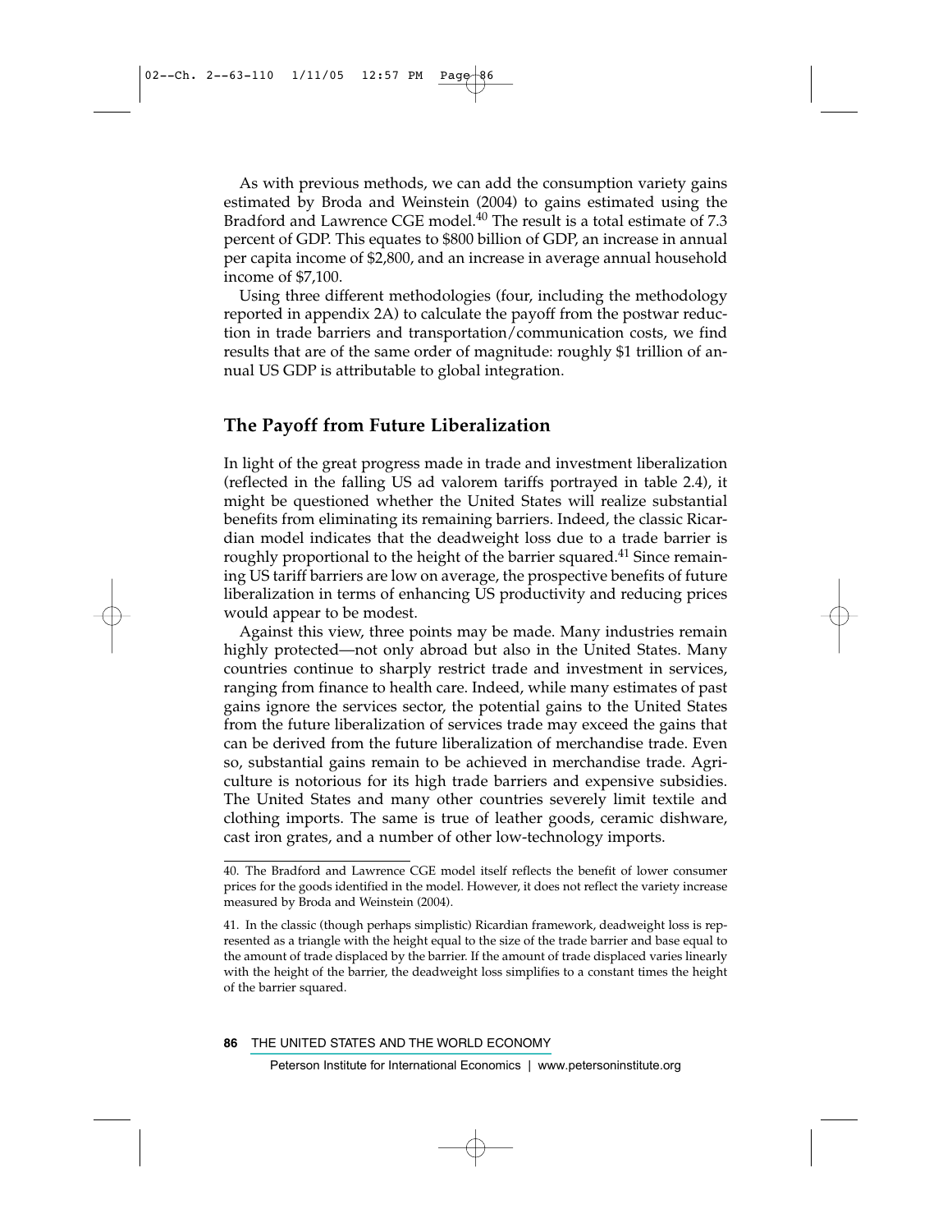As with previous methods, we can add the consumption variety gains estimated by Broda and Weinstein (2004) to gains estimated using the Bradford and Lawrence CGE model.[40] The result is a total estimate of 7.3 percent of GDP. This equates to $800 billion of GDP, an increase in annual per capita income of $2,800, and an increase in average annual household income of $7,100.

Using three different methodologies (four, including the methodology reported in appendix 2A) to calculate the payoff from the postwar reduction in trade barriers and transportation/communication costs, we find results that are of the same order of magnitude: roughly $1 trillion of annual US GDP is attributable to global integration.

## The Payoff from Future Liberalization

In light of the great progress made in trade and investment liberalization (reflected in the falling US ad valorem tariffs portrayed in table 2.4), it might be questioned whether the United States will realize substantial benefits from eliminating its remaining barriers. Indeed, the classic Ricardian model indicates that the deadweight loss due to a trade barrier is roughly proportional to the height of the barrier squared.[41] Since remaining US tariff barriers are low on average, the prospective benefits of future liberalization in terms of enhancing US productivity and reducing prices would appear to be modest.

Against this view, three points may be made. Many industries remain highly protected—not only abroad but also in the United States. Many countries continue to sharply restrict trade and investment in services, ranging from finance to health care. Indeed, while many estimates of past gains ignore the services sector, the potential gains to the United States from the future liberalization of services trade may exceed the gains that can be derived from the future liberalization of merchandise trade. Even so, substantial gains remain to be achieved in merchandise trade. Agriculture is notorious for its high trade barriers and expensive subsidies. The United States and many other countries severely limit textile and clothing imports. The same is true of leather goods, ceramic dishware, cast iron grates, and a number of other low-technology imports.

40. The Bradford and Lawrence CGE model itself reflects the benefit of lower consumer prices for the goods identified in the model. However, it does not reflect the variety increase measured by Broda and Weinstein (2004).

41. In the classic (though perhaps simplistic) Ricardian framework, deadweight loss is represented as a triangle with the height equal to the size of the trade barrier and base equal to the amount of trade displaced by the barrier. If the amount of trade displaced varies linearly with the height of the barrier, the deadweight loss simplifies to a constant times the height of the barrier squared.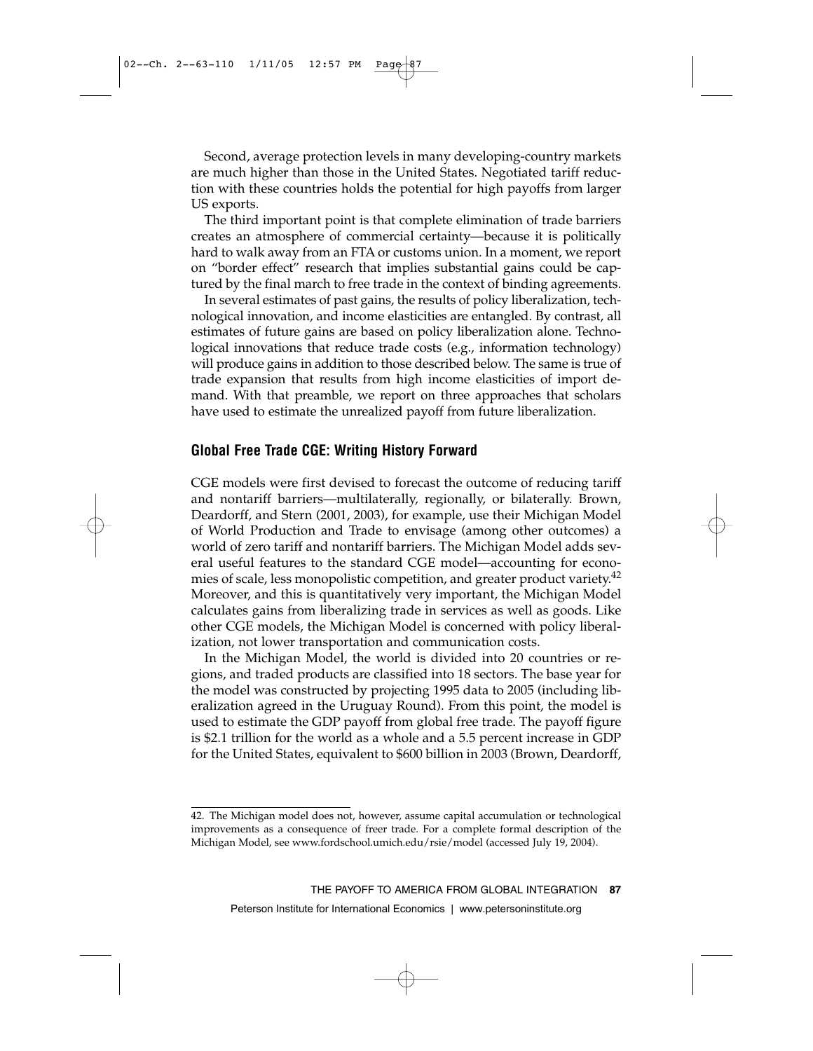Second, average protection levels in many developing-country markets are much higher than those in the United States. Negotiated tariff reduction with these countries holds the potential for high payoffs from larger US exports.

The third important point is that complete elimination of trade barriers creates an atmosphere of commercial certainty—because it is politically hard to walk away from an FTA or customs union. In a moment, we report on "border effect" research that implies substantial gains could be captured by the final march to free trade in the context of binding agreements.

In several estimates of past gains, the results of policy liberalization, technological innovation, and income elasticities are entangled. By contrast, all estimates of future gains are based on policy liberalization alone. Technological innovations that reduce trade costs (e.g., information technology) will produce gains in addition to those described below. The same is true of trade expansion that results from high income elasticities of import demand. With that preamble, we report on three approaches that scholars have used to estimate the unrealized payoff from future liberalization.

## Global Free Trade CGE: Writing History Forward

CGE models were first devised to forecast the outcome of reducing tariff and nontariff barriers—multilaterally, regionally, or bilaterally. Brown, Deardorff, and Stern (2001, 2003), for example, use their Michigan Model of World Production and Trade to envisage (among other outcomes) a world of zero tariff and nontariff barriers. The Michigan Model adds several useful features to the standard CGE model—accounting for economies of scale, less monopolistic competition, and greater product variety.[42] Moreover, and this is quantitatively very important, the Michigan Model calculates gains from liberalizing trade in services as well as goods. Like other CGE models, the Michigan Model is concerned with policy liberalization, not lower transportation and communication costs.

In the Michigan Model, the world is divided into 20 countries or regions, and traded products are classified into 18 sectors. The base year for the model was constructed by projecting 1995 data to 2005 (including liberalization agreed in the Uruguay Round). From this point, the model is used to estimate the GDP payoff from global free trade. The payoff figure is $2.1 trillion for the world as a whole and a 5.5 percent increase in GDP for the United States, equivalent to $600 billion in 2003 (Brown, Deardorff,

42. The Michigan model does not, however, assume capital accumulation or technological improvements as a consequence of freer trade. For a complete formal description of the Michigan Model, see www.fordschool.umich.edu/rsie/model (accessed July 19, 2004).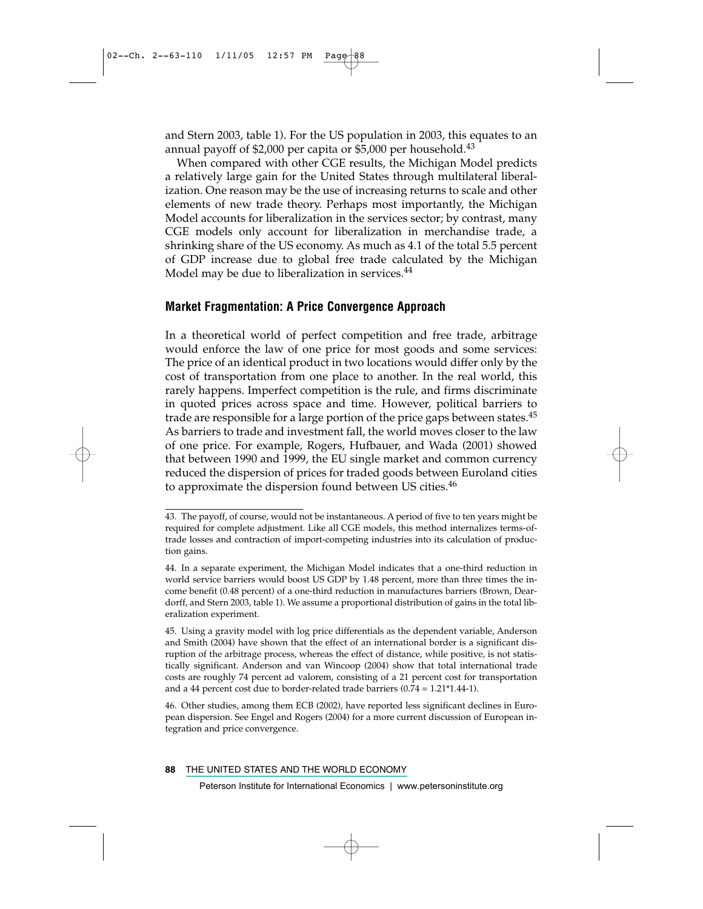and Stern 2003, table 1). For the US population in 2003, this equates to an annual payoff of $2,000 per capita or $5,000 per household.[43]

When compared with other CGE results, the Michigan Model predicts a relatively large gain for the United States through multilateral liberalization. One reason may be the use of increasing returns to scale and other elements of new trade theory. Perhaps most importantly, the Michigan Model accounts for liberalization in the services sector; by contrast, many CGE models only account for liberalization in merchandise trade, a shrinking share of the US economy. As much as 4.1 of the total 5.5 percent of GDP increase due to global free trade calculated by the Michigan Model may be due to liberalization in services.[44]

## Market Fragmentation: A Price Convergence Approach

In a theoretical world of perfect competition and free trade, arbitrage would enforce the law of one price for most goods and some services: The price of an identical product in two locations would differ only by the cost of transportation from one place to another. In the real world, this rarely happens. Imperfect competition is the rule, and firms discriminate in quoted prices across space and time. However, political barriers to trade are responsible for a large portion of the price gaps between states.[45] As barriers to trade and investment fall, the world moves closer to the law of one price. For example, Rogers, Hufbauer, and Wada (2001) showed that between 1990 and 1999, the EU single market and common currency reduced the dispersion of prices for traded goods between Euroland cities to approximate the dispersion found between US cities.[46]

---

43. The payoff, of course, would not be instantaneous. A period of five to ten years might be required for complete adjustment. Like all CGE models, this method internalizes terms-of-trade losses and contraction of import-competing industries into its calculation of production gains.

44. In a separate experiment, the Michigan Model indicates that a one-third reduction in world service barriers would boost US GDP by 1.48 percent, more than three times the income benefit (0.48 percent) of a one-third reduction in manufactures barriers (Brown, Deardorff, and Stern 2003, table 1). We assume a proportional distribution of gains in the total liberalization experiment.

45. Using a gravity model with log price differentials as the dependent variable, Anderson and Smith (2004) have shown that the effect of an international border is a significant disruption of the arbitrage process, whereas the effect of distance, while positive, is not statistically significant. Anderson and van Wincoop (2004) show that total international trade costs are roughly 74 percent ad valorem, consisting of a 21 percent cost for transportation and a 44 percent cost due to border-related trade barriers ($0.74 = 1.21*1.44-1$).

46. Other studies, among them ECB (2002), have reported less significant declines in European dispersion. See Engel and Rogers (2004) for a more current discussion of European integration and price convergence.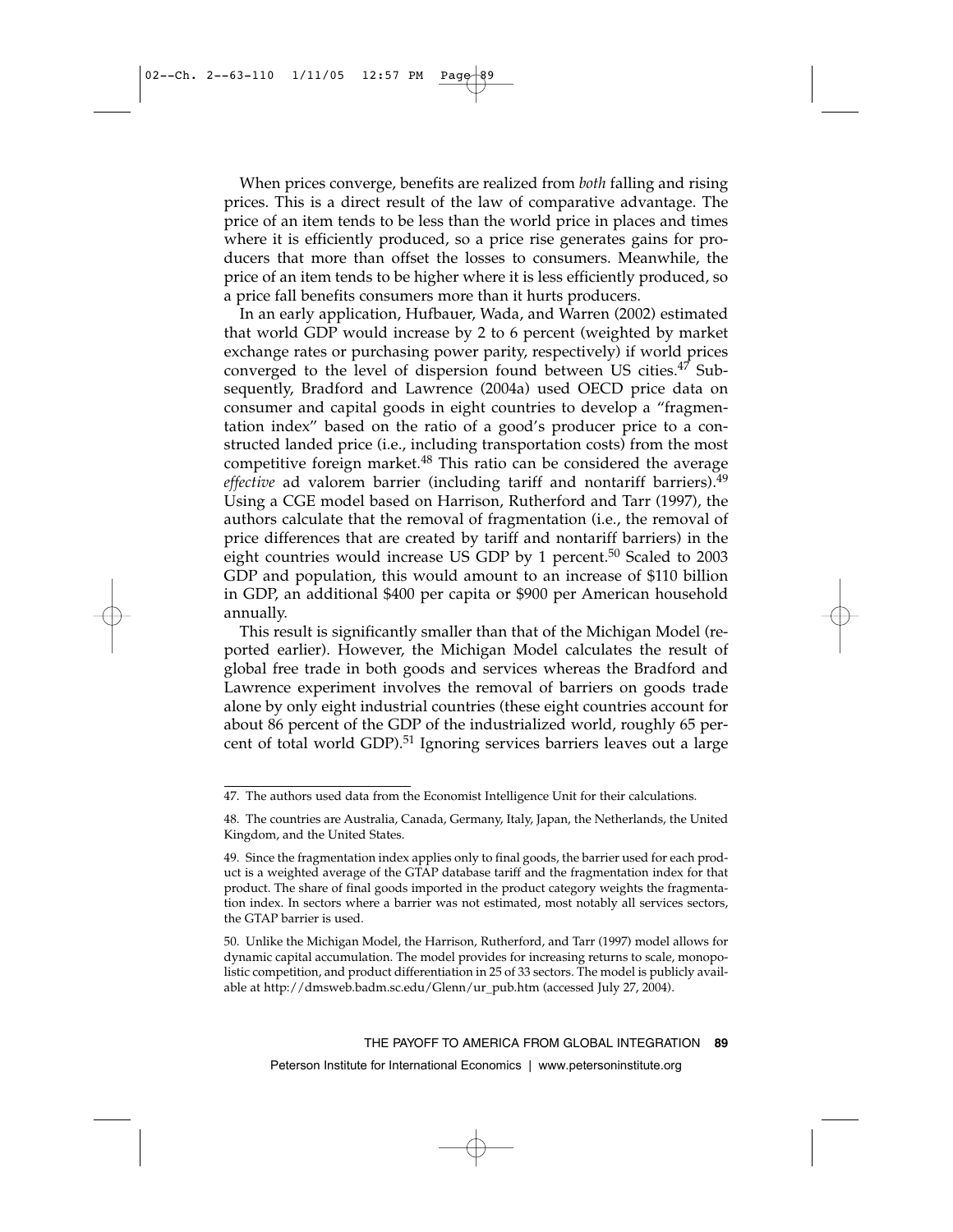When prices converge, benefits are realized from *both* falling and rising prices. This is a direct result of the law of comparative advantage. The price of an item tends to be less than the world price in places and times where it is efficiently produced, so a price rise generates gains for producers that more than offset the losses to consumers. Meanwhile, the price of an item tends to be higher where it is less efficiently produced, so a price fall benefits consumers more than it hurts producers.

In an early application, Hufbauer, Wada, and Warren (2002) estimated that world GDP would increase by 2 to 6 percent (weighted by market exchange rates or purchasing power parity, respectively) if world prices converged to the level of dispersion found between US cities.[47] Subsequently, Bradford and Lawrence (2004a) used OECD price data on consumer and capital goods in eight countries to develop a "fragmentation index" based on the ratio of a good's producer price to a constructed landed price (i.e., including transportation costs) from the most competitive foreign market.[48] This ratio can be considered the average *effective* ad valorem barrier (including tariff and nontariff barriers).[49] Using a CGE model based on Harrison, Rutherford and Tarr (1997), the authors calculate that the removal of fragmentation (i.e., the removal of price differences that are created by tariff and nontariff barriers) in the eight countries would increase US GDP by 1 percent.[50] Scaled to 2003 GDP and population, this would amount to an increase of $110 billion in GDP, an additional $400 per capita or $900 per American household annually.

This result is significantly smaller than that of the Michigan Model (reported earlier). However, the Michigan Model calculates the result of global free trade in both goods and services whereas the Bradford and Lawrence experiment involves the removal of barriers on goods trade alone by only eight industrial countries (these eight countries account for about 86 percent of the GDP of the industrialized world, roughly 65 percent of total world GDP).[51] Ignoring services barriers leaves out a large

---

47. The authors used data from the Economist Intelligence Unit for their calculations.

48. The countries are Australia, Canada, Germany, Italy, Japan, the Netherlands, the United Kingdom, and the United States.

49. Since the fragmentation index applies only to final goods, the barrier used for each product is a weighted average of the GTAP database tariff and the fragmentation index for that product. The share of final goods imported in the product category weights the fragmentation index. In sectors where a barrier was not estimated, most notably all services sectors, the GTAP barrier is used.

50. Unlike the Michigan Model, the Harrison, Rutherford, and Tarr (1997) model allows for dynamic capital accumulation. The model provides for increasing returns to scale, monopolistic competition, and product differentiation in 25 of 33 sectors. The model is publicly available at http://dmsweb.badm.sc.edu/Glenn/ur_pub.htm (accessed July 27, 2004).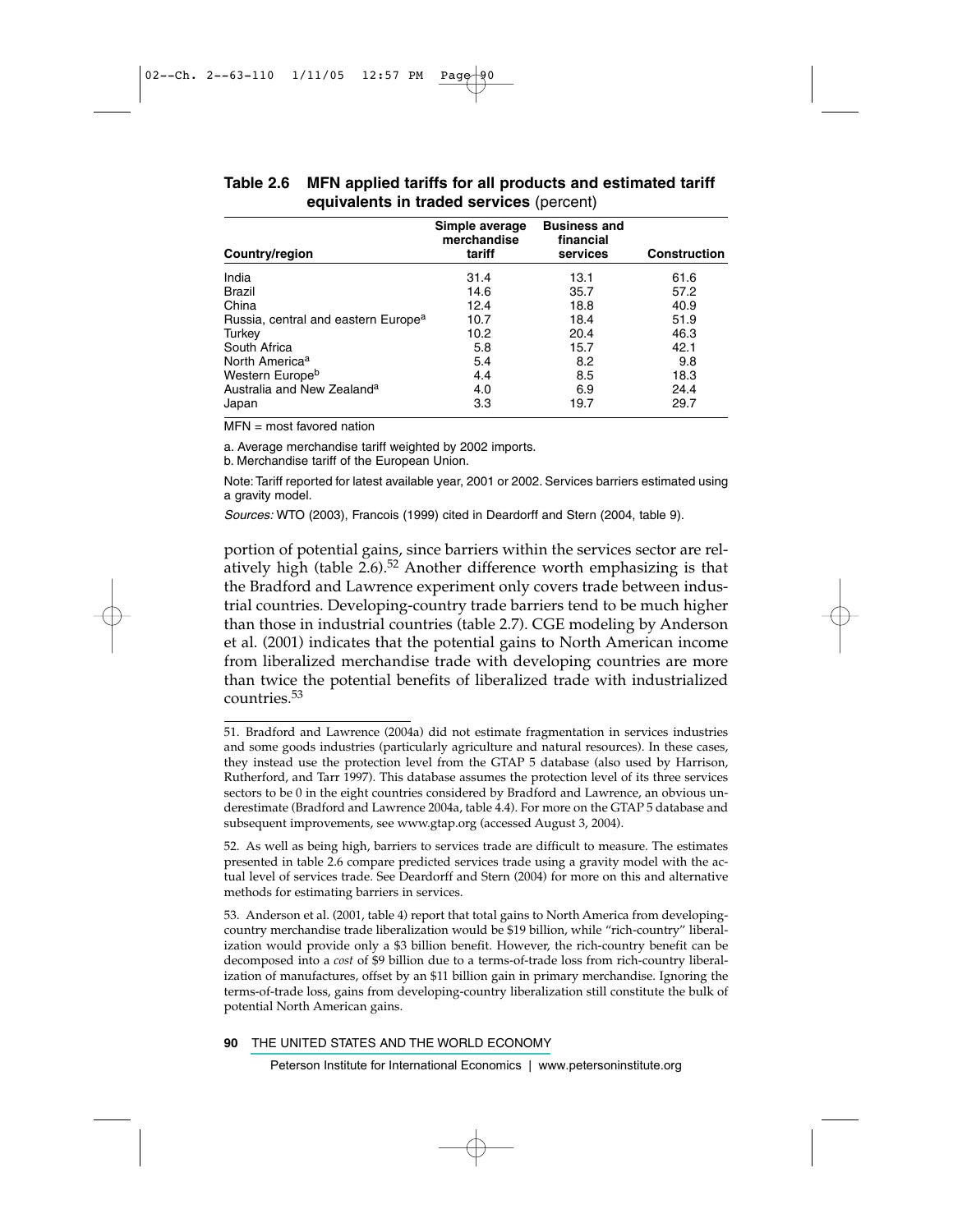**Table 2.6 MFN applied tariffs for all products and estimated tariff equivalents in traded services** (percent)

| Country/region | Simple average merchandise tariff | Business and financial services | Construction |
|---|---|---|---|
| India | 31.4 | 13.1 | 61.6 |
| Brazil | 14.6 | 35.7 | 57.2 |
| China | 12.4 | 18.8 | 40.9 |
| Russia, central and eastern Europe[a] | 10.7 | 18.4 | 51.9 |
| Turkey | 10.2 | 20.4 | 46.3 |
| South Africa | 5.8 | 15.7 | 42.1 |
| North America[a] | 5.4 | 8.2 | 9.8 |
| Western Europe[b] | 4.4 | 8.5 | 18.3 |
| Australia and New Zealand[a] | 4.0 | 6.9 | 24.4 |
| Japan | 3.3 | 19.7 | 29.7 |

MFN = most favored nation

a. Average merchandise tariff weighted by 2002 imports.

b. Merchandise tariff of the European Union.

Note: Tariff reported for latest available year, 2001 or 2002. Services barriers estimated using a gravity model.

*Sources:* WTO (2003), Francois (1999) cited in Deardorff and Stern (2004, table 9).

portion of potential gains, since barriers within the services sector are relatively high (table 2.6).[52] Another difference worth emphasizing is that the Bradford and Lawrence experiment only covers trade between industrial countries. Developing-country trade barriers tend to be much higher than those in industrial countries (table 2.7). CGE modeling by Anderson et al. (2001) indicates that the potential gains to North American income from liberalized merchandise trade with developing countries are more than twice the potential benefits of liberalized trade with industrialized countries.[53]

51. Bradford and Lawrence (2004a) did not estimate fragmentation in services industries and some goods industries (particularly agriculture and natural resources). In these cases, they instead use the protection level from the GTAP 5 database (also used by Harrison, Rutherford, and Tarr 1997). This database assumes the protection level of its three services sectors to be 0 in the eight countries considered by Bradford and Lawrence, an obvious underestimate (Bradford and Lawrence 2004a, table 4.4). For more on the GTAP 5 database and subsequent improvements, see www.gtap.org (accessed August 3, 2004).

52. As well as being high, barriers to services trade are difficult to measure. The estimates presented in table 2.6 compare predicted services trade using a gravity model with the actual level of services trade. See Deardorff and Stern (2004) for more on this and alternative methods for estimating barriers in services.

53. Anderson et al. (2001, table 4) report that total gains to North America from developing-country merchandise trade liberalization would be $19 billion, while "rich-country" liberalization would provide only a $3 billion benefit. However, the rich-country benefit can be decomposed into a *cost* of $9 billion due to a terms-of-trade loss from rich-country liberalization of manufactures, offset by an $11 billion gain in primary merchandise. Ignoring the terms-of-trade loss, gains from developing-country liberalization still constitute the bulk of potential North American gains.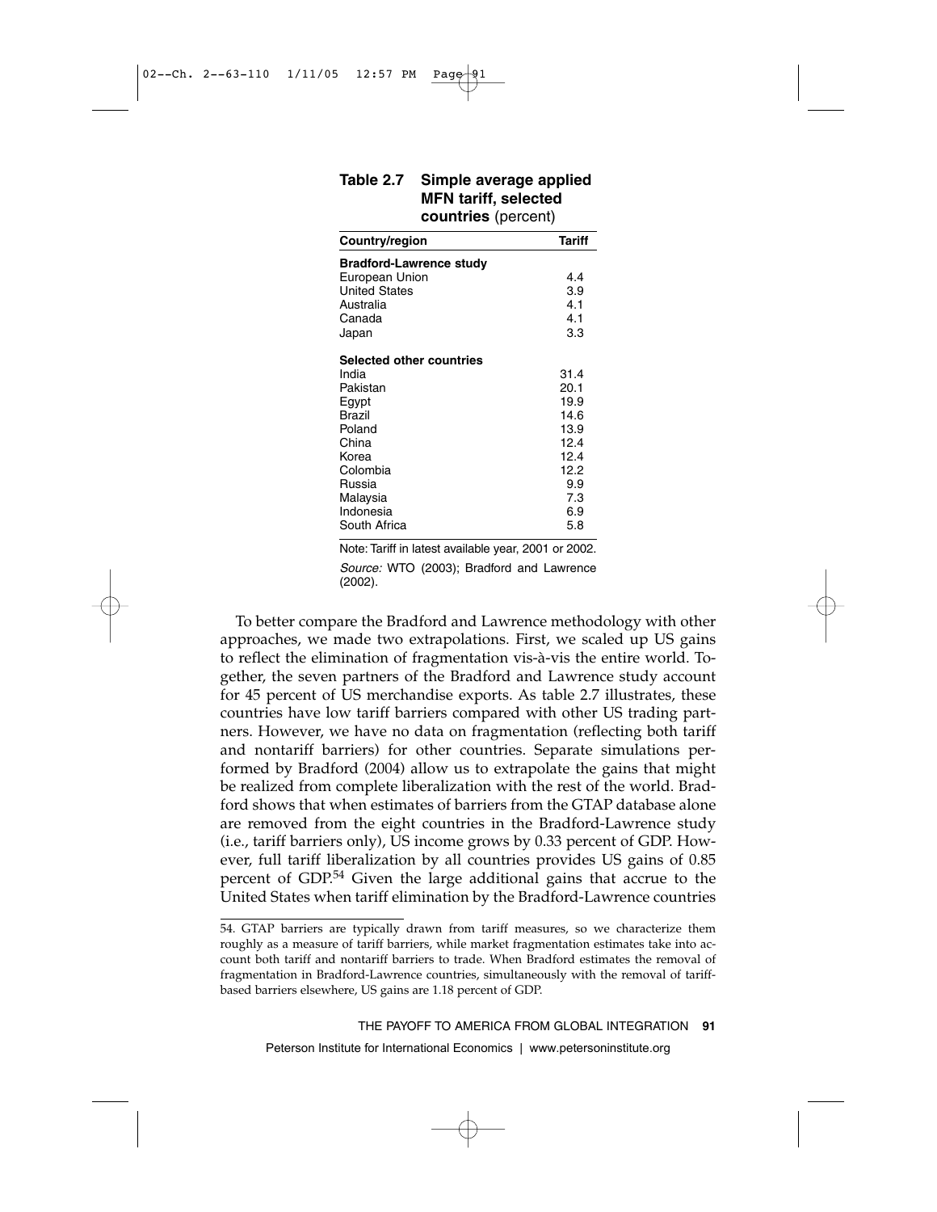**Table 2.7 Simple average applied MFN tariff, selected countries** (percent)

| Country/region | Tariff |
|---|---|
| **Bradford-Lawrence study** | |
| European Union | 4.4 |
| United States | 3.9 |
| Australia | 4.1 |
| Canada | 4.1 |
| Japan | 3.3 |
| **Selected other countries** | |
| India | 31.4 |
| Pakistan | 20.1 |
| Egypt | 19.9 |
| Brazil | 14.6 |
| Poland | 13.9 |
| China | 12.4 |
| Korea | 12.4 |
| Colombia | 12.2 |
| Russia | 9.9 |
| Malaysia | 7.3 |
| Indonesia | 6.9 |
| South Africa | 5.8 |

Note: Tariff in latest available year, 2001 or 2002.

*Source:* WTO (2003); Bradford and Lawrence (2002).

To better compare the Bradford and Lawrence methodology with other approaches, we made two extrapolations. First, we scaled up US gains to reflect the elimination of fragmentation vis-à-vis the entire world. Together, the seven partners of the Bradford and Lawrence study account for 45 percent of US merchandise exports. As table 2.7 illustrates, these countries have low tariff barriers compared with other US trading partners. However, we have no data on fragmentation (reflecting both tariff and nontariff barriers) for other countries. Separate simulations performed by Bradford (2004) allow us to extrapolate the gains that might be realized from complete liberalization with the rest of the world. Bradford shows that when estimates of barriers from the GTAP database alone are removed from the eight countries in the Bradford-Lawrence study (i.e., tariff barriers only), US income grows by 0.33 percent of GDP. However, full tariff liberalization by all countries provides US gains of 0.85 percent of GDP.[54] Given the large additional gains that accrue to the United States when tariff elimination by the Bradford-Lawrence countries

54. GTAP barriers are typically drawn from tariff measures, so we characterize them roughly as a measure of tariff barriers, while market fragmentation estimates take into account both tariff and nontariff barriers to trade. When Bradford estimates the removal of fragmentation in Bradford-Lawrence countries, simultaneously with the removal of tariff-based barriers elsewhere, US gains are 1.18 percent of GDP.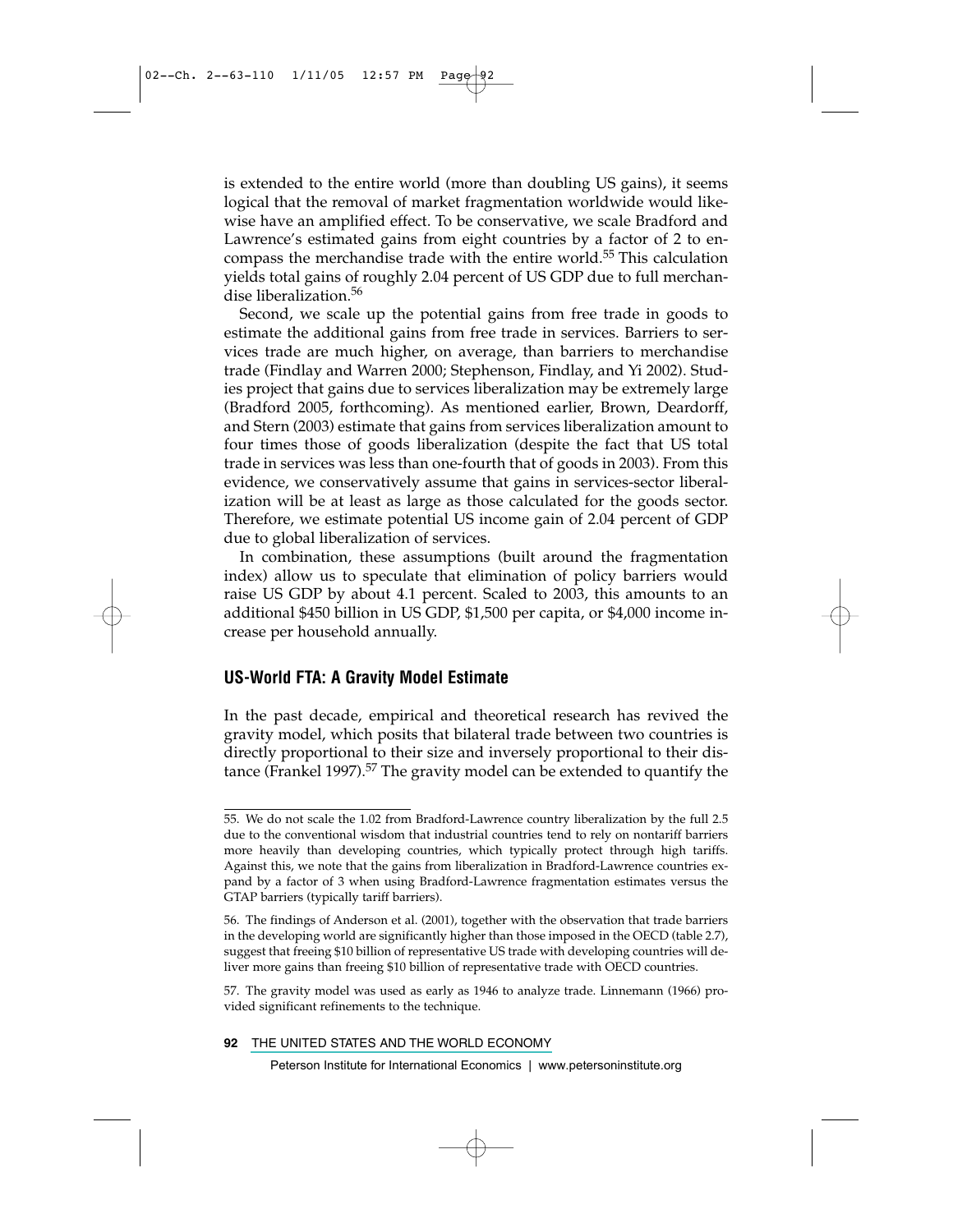is extended to the entire world (more than doubling US gains), it seems logical that the removal of market fragmentation worldwide would likewise have an amplified effect. To be conservative, we scale Bradford and Lawrence's estimated gains from eight countries by a factor of 2 to encompass the merchandise trade with the entire world.[55] This calculation yields total gains of roughly 2.04 percent of US GDP due to full merchandise liberalization.[56]

Second, we scale up the potential gains from free trade in goods to estimate the additional gains from free trade in services. Barriers to services trade are much higher, on average, than barriers to merchandise trade (Findlay and Warren 2000; Stephenson, Findlay, and Yi 2002). Studies project that gains due to services liberalization may be extremely large (Bradford 2005, forthcoming). As mentioned earlier, Brown, Deardorff, and Stern (2003) estimate that gains from services liberalization amount to four times those of goods liberalization (despite the fact that US total trade in services was less than one-fourth that of goods in 2003). From this evidence, we conservatively assume that gains in services-sector liberalization will be at least as large as those calculated for the goods sector. Therefore, we estimate potential US income gain of 2.04 percent of GDP due to global liberalization of services.

In combination, these assumptions (built around the fragmentation index) allow us to speculate that elimination of policy barriers would raise US GDP by about 4.1 percent. Scaled to 2003, this amounts to an additional $450 billion in US GDP, $1,500 per capita, or $4,000 income increase per household annually.

## US-World FTA: A Gravity Model Estimate

In the past decade, empirical and theoretical research has revived the gravity model, which posits that bilateral trade between two countries is directly proportional to their size and inversely proportional to their distance (Frankel 1997).[57] The gravity model can be extended to quantify the

---

55. We do not scale the 1.02 from Bradford-Lawrence country liberalization by the full 2.5 due to the conventional wisdom that industrial countries tend to rely on nontariff barriers more heavily than developing countries, which typically protect through high tariffs. Against this, we note that the gains from liberalization in Bradford-Lawrence countries expand by a factor of 3 when using Bradford-Lawrence fragmentation estimates versus the GTAP barriers (typically tariff barriers).

56. The findings of Anderson et al. (2001), together with the observation that trade barriers in the developing world are significantly higher than those imposed in the OECD (table 2.7), suggest that freeing $10 billion of representative US trade with developing countries will deliver more gains than freeing $10 billion of representative trade with OECD countries.

57. The gravity model was used as early as 1946 to analyze trade. Linnemann (1966) provided significant refinements to the technique.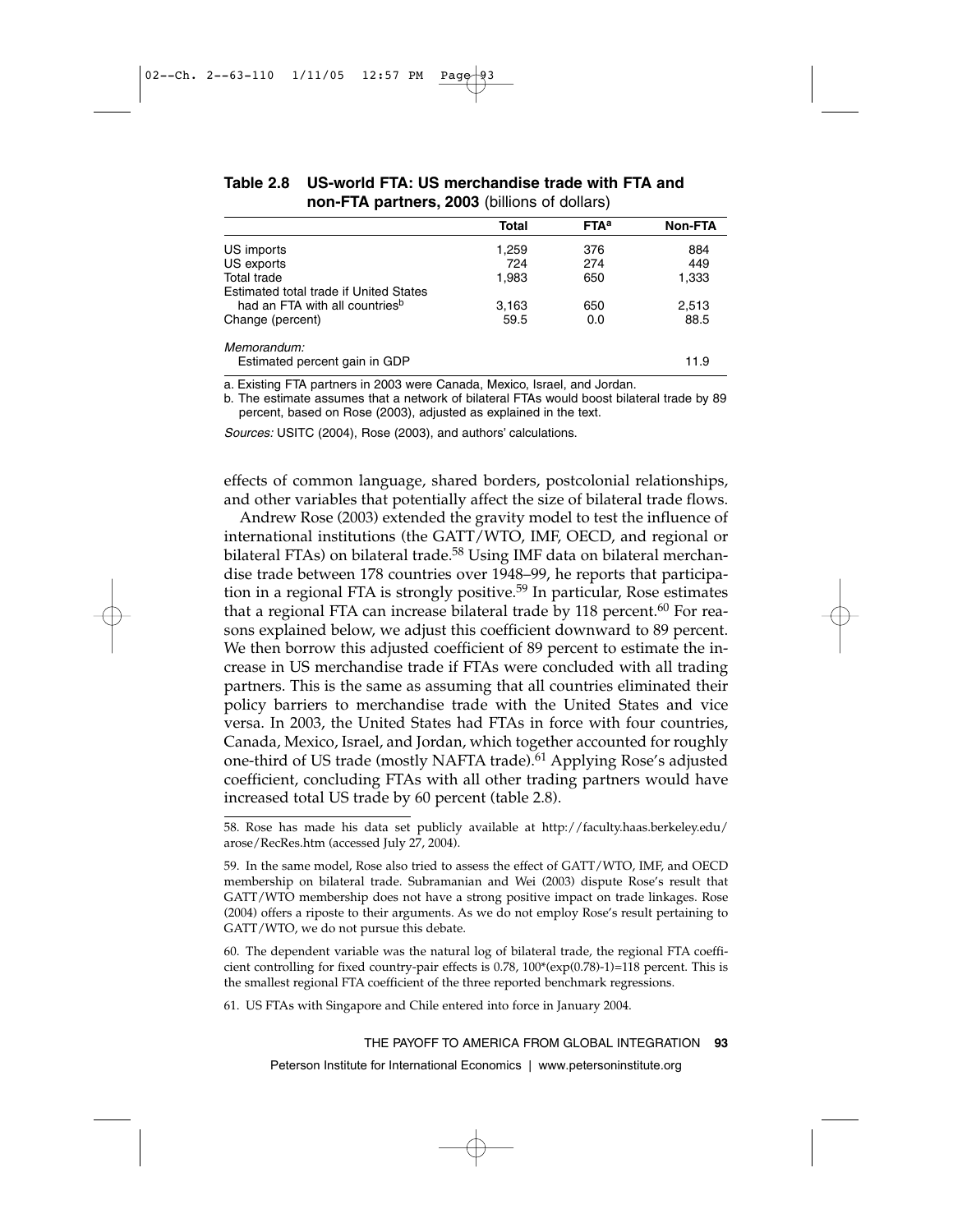**Table 2.8 US-world FTA: US merchandise trade with FTA and non-FTA partners, 2003** (billions of dollars)

| | Total | FTA[a] | Non-FTA |
|---|---|---|---|
| US imports | 1,259 | 376 | 884 |
| US exports | 724 | 274 | 449 |
| Total trade | 1,983 | 650 | 1,333 |
| Estimated total trade if United States had an FTA with all countries[b] | 3,163 | 650 | 2,513 |
| Change (percent) | 59.5 | 0.0 | 88.5 |
| *Memorandum:* | | | |
| Estimated percent gain in GDP | | | 11.9 |

a. Existing FTA partners in 2003 were Canada, Mexico, Israel, and Jordan.

b. The estimate assumes that a network of bilateral FTAs would boost bilateral trade by 89 percent, based on Rose (2003), adjusted as explained in the text.

*Sources:* USITC (2004), Rose (2003), and authors' calculations.

effects of common language, shared borders, postcolonial relationships, and other variables that potentially affect the size of bilateral trade flows.

Andrew Rose (2003) extended the gravity model to test the influence of international institutions (the GATT/WTO, IMF, OECD, and regional or bilateral FTAs) on bilateral trade.[58] Using IMF data on bilateral merchandise trade between 178 countries over 1948–99, he reports that participation in a regional FTA is strongly positive.[59] In particular, Rose estimates that a regional FTA can increase bilateral trade by 118 percent.[60] For reasons explained below, we adjust this coefficient downward to 89 percent. We then borrow this adjusted coefficient of 89 percent to estimate the increase in US merchandise trade if FTAs were concluded with all trading partners. This is the same as assuming that all countries eliminated their policy barriers to merchandise trade with the United States and vice versa. In 2003, the United States had FTAs in force with four countries, Canada, Mexico, Israel, and Jordan, which together accounted for roughly one-third of US trade (mostly NAFTA trade).[61] Applying Rose's adjusted coefficient, concluding FTAs with all other trading partners would have increased total US trade by 60 percent (table 2.8).

58. Rose has made his data set publicly available at http://faculty.haas.berkeley.edu/arose/RecRes.htm (accessed July 27, 2004).

59. In the same model, Rose also tried to assess the effect of GATT/WTO, IMF, and OECD membership on bilateral trade. Subramanian and Wei (2003) dispute Rose's result that GATT/WTO membership does not have a strong positive impact on trade linkages. Rose (2004) offers a riposte to their arguments. As we do not employ Rose's result pertaining to GATT/WTO, we do not pursue this debate.

60. The dependent variable was the natural log of bilateral trade, the regional FTA coefficient controlling for fixed country-pair effects is 0.78, $100*(\exp(0.78)-1)=118$ percent. This is the smallest regional FTA coefficient of the three reported benchmark regressions.

61. US FTAs with Singapore and Chile entered into force in January 2004.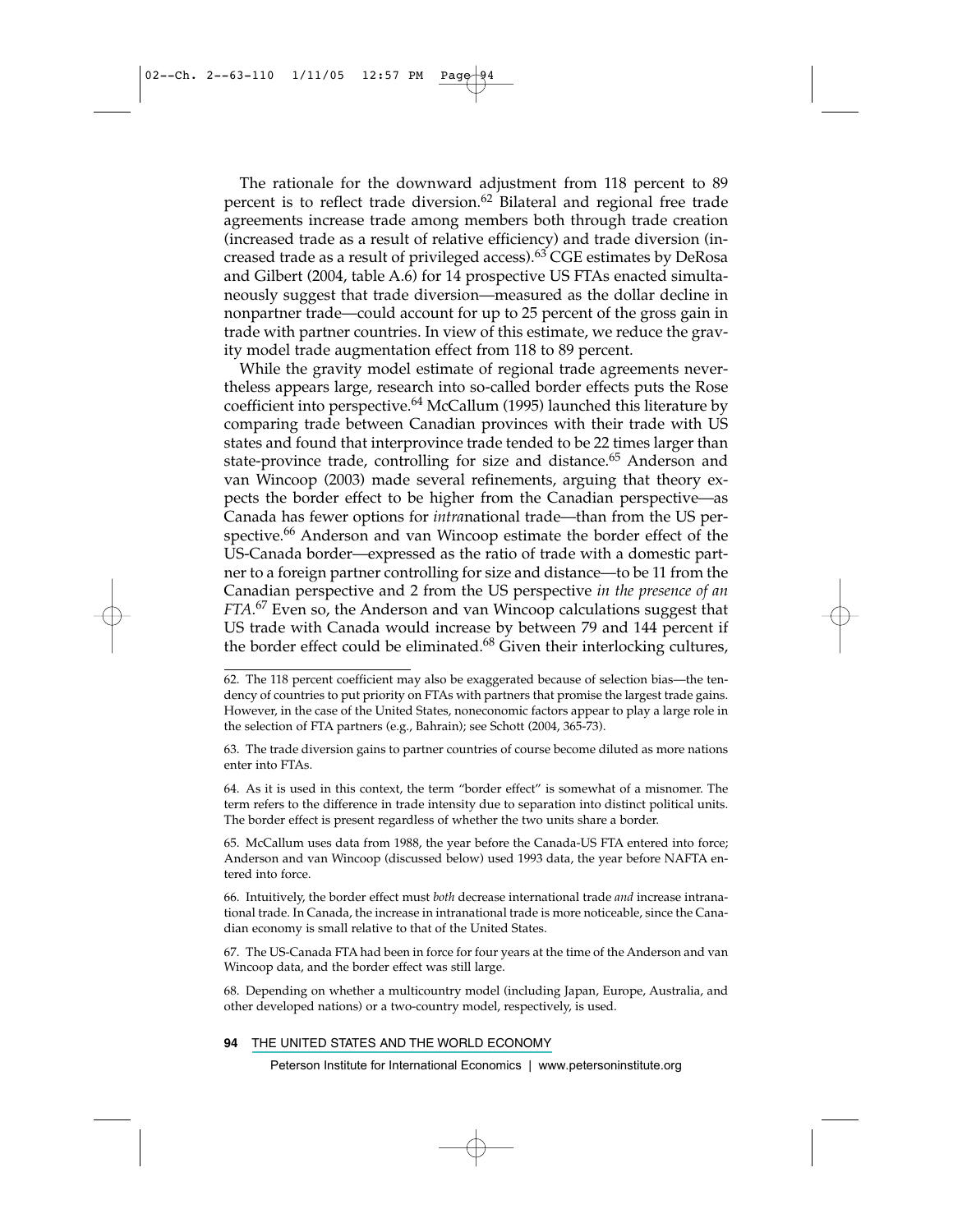The rationale for the downward adjustment from 118 percent to 89 percent is to reflect trade diversion.[62] Bilateral and regional free trade agreements increase trade among members both through trade creation (increased trade as a result of relative efficiency) and trade diversion (increased trade as a result of privileged access).[63] CGE estimates by DeRosa and Gilbert (2004, table A.6) for 14 prospective US FTAs enacted simultaneously suggest that trade diversion—measured as the dollar decline in nonpartner trade—could account for up to 25 percent of the gross gain in trade with partner countries. In view of this estimate, we reduce the gravity model trade augmentation effect from 118 to 89 percent.

While the gravity model estimate of regional trade agreements nevertheless appears large, research into so-called border effects puts the Rose coefficient into perspective.[64] McCallum (1995) launched this literature by comparing trade between Canadian provinces with their trade with US states and found that interprovince trade tended to be 22 times larger than state-province trade, controlling for size and distance.[65] Anderson and van Wincoop (2003) made several refinements, arguing that theory expects the border effect to be higher from the Canadian perspective—as Canada has fewer options for *intra*national trade—than from the US perspective.[66] Anderson and van Wincoop estimate the border effect of the US-Canada border—expressed as the ratio of trade with a domestic partner to a foreign partner controlling for size and distance—to be 11 from the Canadian perspective and 2 from the US perspective *in the presence of an FTA*.[67] Even so, the Anderson and van Wincoop calculations suggest that US trade with Canada would increase by between 79 and 144 percent if the border effect could be eliminated.[68] Given their interlocking cultures,

62. The 118 percent coefficient may also be exaggerated because of selection bias—the tendency of countries to put priority on FTAs with partners that promise the largest trade gains. However, in the case of the United States, noneconomic factors appear to play a large role in the selection of FTA partners (e.g., Bahrain); see Schott (2004, 365-73).

63. The trade diversion gains to partner countries of course become diluted as more nations enter into FTAs.

64. As it is used in this context, the term "border effect" is somewhat of a misnomer. The term refers to the difference in trade intensity due to separation into distinct political units. The border effect is present regardless of whether the two units share a border.

65. McCallum uses data from 1988, the year before the Canada-US FTA entered into force; Anderson and van Wincoop (discussed below) used 1993 data, the year before NAFTA entered into force.

66. Intuitively, the border effect must *both* decrease international trade *and* increase intranational trade. In Canada, the increase in intranational trade is more noticeable, since the Canadian economy is small relative to that of the United States.

67. The US-Canada FTA had been in force for four years at the time of the Anderson and van Wincoop data, and the border effect was still large.

68. Depending on whether a multicountry model (including Japan, Europe, Australia, and other developed nations) or a two-country model, respectively, is used.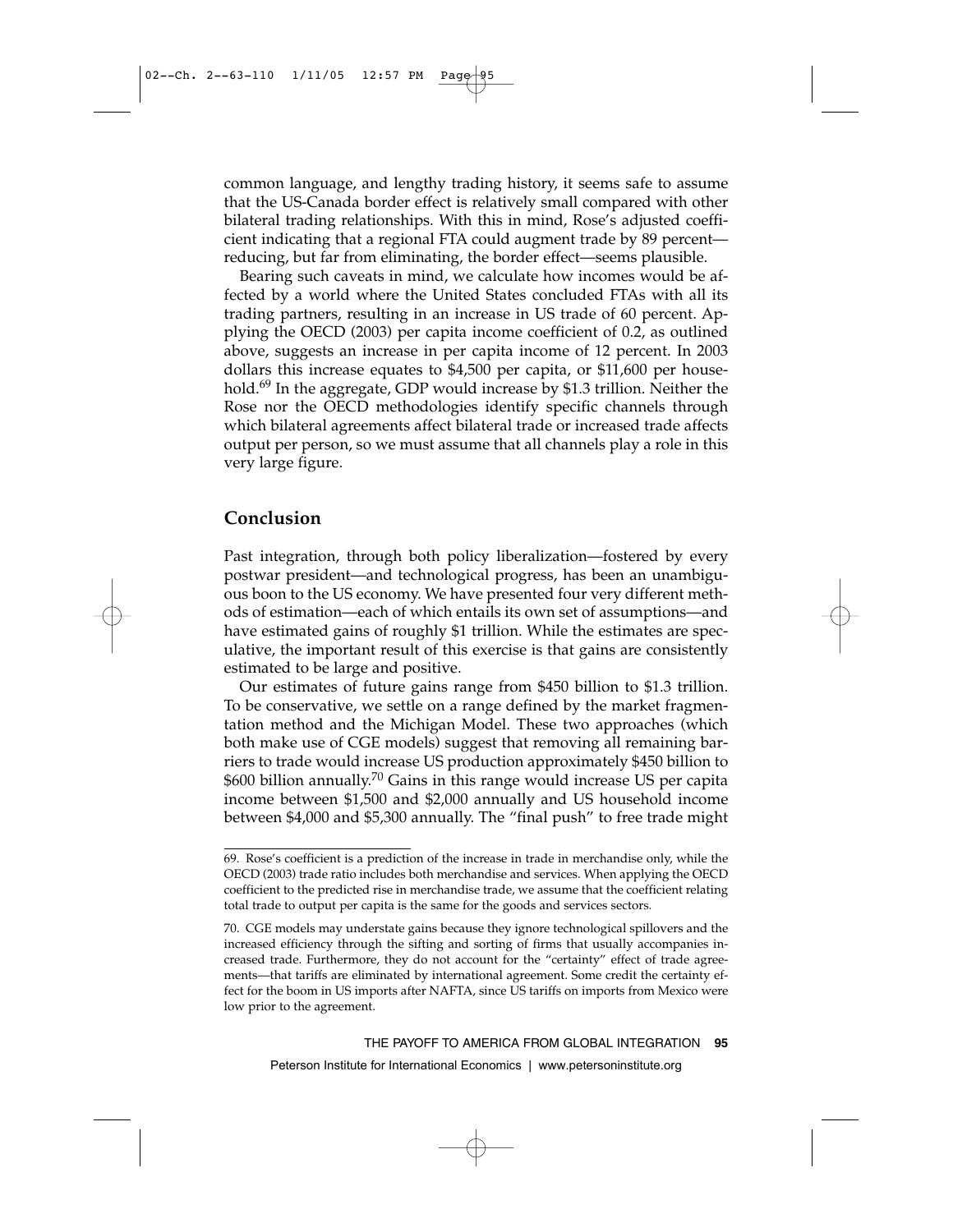common language, and lengthy trading history, it seems safe to assume that the US-Canada border effect is relatively small compared with other bilateral trading relationships. With this in mind, Rose's adjusted coefficient indicating that a regional FTA could augment trade by 89 percent—reducing, but far from eliminating, the border effect—seems plausible.

Bearing such caveats in mind, we calculate how incomes would be affected by a world where the United States concluded FTAs with all its trading partners, resulting in an increase in US trade of 60 percent. Applying the OECD (2003) per capita income coefficient of 0.2, as outlined above, suggests an increase in per capita income of 12 percent. In 2003 dollars this increase equates to $4,500 per capita, or $11,600 per household.[69] In the aggregate, GDP would increase by $1.3 trillion. Neither the Rose nor the OECD methodologies identify specific channels through which bilateral agreements affect bilateral trade or increased trade affects output per person, so we must assume that all channels play a role in this very large figure.

## Conclusion

Past integration, through both policy liberalization—fostered by every postwar president—and technological progress, has been an unambiguous boon to the US economy. We have presented four very different methods of estimation—each of which entails its own set of assumptions—and have estimated gains of roughly $1 trillion. While the estimates are speculative, the important result of this exercise is that gains are consistently estimated to be large and positive.

Our estimates of future gains range from $450 billion to $1.3 trillion. To be conservative, we settle on a range defined by the market fragmentation method and the Michigan Model. These two approaches (which both make use of CGE models) suggest that removing all remaining barriers to trade would increase US production approximately $450 billion to $600 billion annually.[70] Gains in this range would increase US per capita income between $1,500 and $2,000 annually and US household income between $4,000 and $5,300 annually. The "final push" to free trade might

69. Rose's coefficient is a prediction of the increase in trade in merchandise only, while the OECD (2003) trade ratio includes both merchandise and services. When applying the OECD coefficient to the predicted rise in merchandise trade, we assume that the coefficient relating total trade to output per capita is the same for the goods and services sectors.

70. CGE models may understate gains because they ignore technological spillovers and the increased efficiency through the sifting and sorting of firms that usually accompanies increased trade. Furthermore, they do not account for the "certainty" effect of trade agreements—that tariffs are eliminated by international agreement. Some credit the certainty effect for the boom in US imports after NAFTA, since US tariffs on imports from Mexico were low prior to the agreement.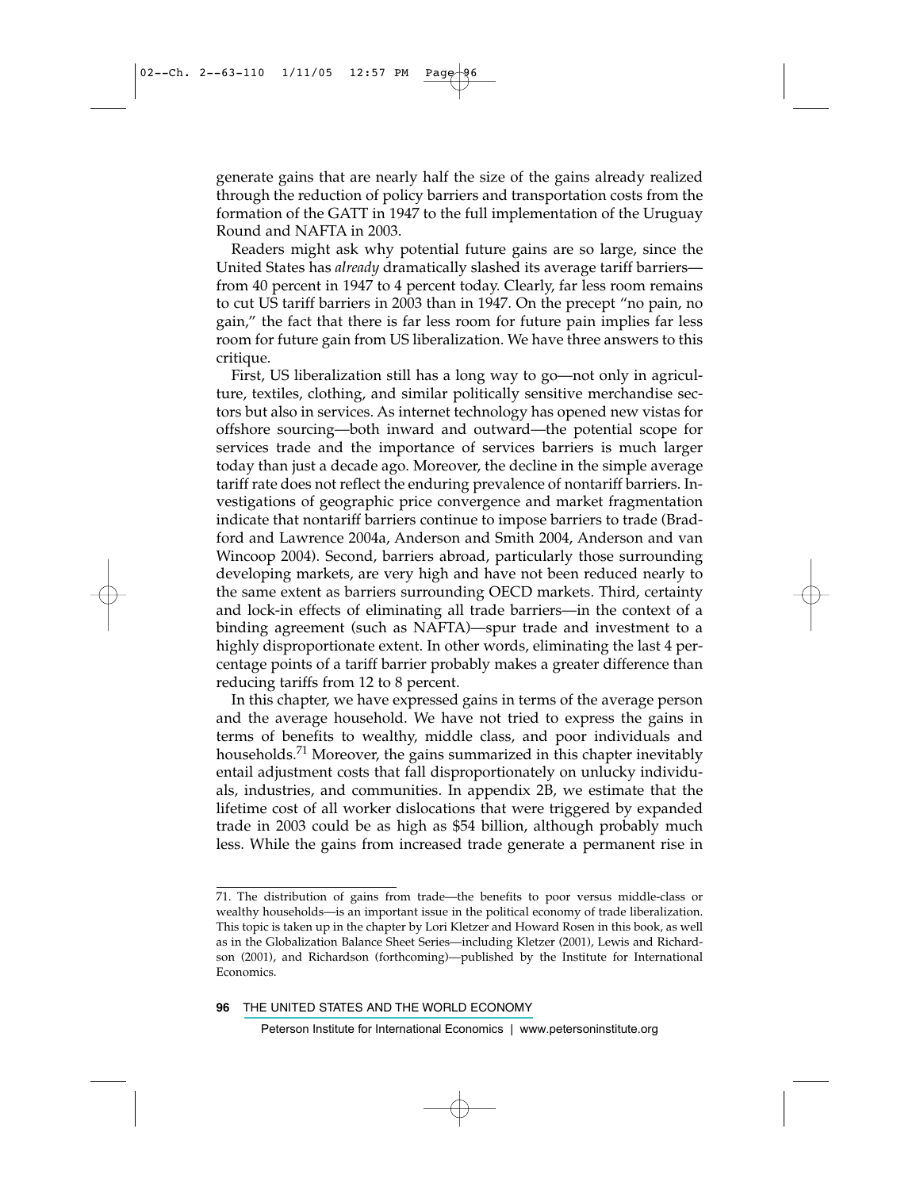generate gains that are nearly half the size of the gains already realized through the reduction of policy barriers and transportation costs from the formation of the GATT in 1947 to the full implementation of the Uruguay Round and NAFTA in 2003.

Readers might ask why potential future gains are so large, since the United States has *already* dramatically slashed its average tariff barriers—from 40 percent in 1947 to 4 percent today. Clearly, far less room remains to cut US tariff barriers in 2003 than in 1947. On the precept "no pain, no gain," the fact that there is far less room for future pain implies far less room for future gain from US liberalization. We have three answers to this critique.

First, US liberalization still has a long way to go—not only in agriculture, textiles, clothing, and similar politically sensitive merchandise sectors but also in services. As internet technology has opened new vistas for offshore sourcing—both inward and outward—the potential scope for services trade and the importance of services barriers is much larger today than just a decade ago. Moreover, the decline in the simple average tariff rate does not reflect the enduring prevalence of nontariff barriers. Investigations of geographic price convergence and market fragmentation indicate that nontariff barriers continue to impose barriers to trade (Bradford and Lawrence 2004a, Anderson and Smith 2004, Anderson and van Wincoop 2004). Second, barriers abroad, particularly those surrounding developing markets, are very high and have not been reduced nearly to the same extent as barriers surrounding OECD markets. Third, certainty and lock-in effects of eliminating all trade barriers—in the context of a binding agreement (such as NAFTA)—spur trade and investment to a highly disproportionate extent. In other words, eliminating the last 4 percentage points of a tariff barrier probably makes a greater difference than reducing tariffs from 12 to 8 percent.

In this chapter, we have expressed gains in terms of the average person and the average household. We have not tried to express the gains in terms of benefits to wealthy, middle class, and poor individuals and households.[71] Moreover, the gains summarized in this chapter inevitably entail adjustment costs that fall disproportionately on unlucky individuals, industries, and communities. In appendix 2B, we estimate that the lifetime cost of all worker dislocations that were triggered by expanded trade in 2003 could be as high as $54 billion, although probably much less. While the gains from increased trade generate a permanent rise in

71. The distribution of gains from trade—the benefits to poor versus middle-class or wealthy households—is an important issue in the political economy of trade liberalization. This topic is taken up in the chapter by Lori Kletzer and Howard Rosen in this book, as well as in the Globalization Balance Sheet Series—including Kletzer (2001), Lewis and Richardson (2001), and Richardson (forthcoming)—published by the Institute for International Economics.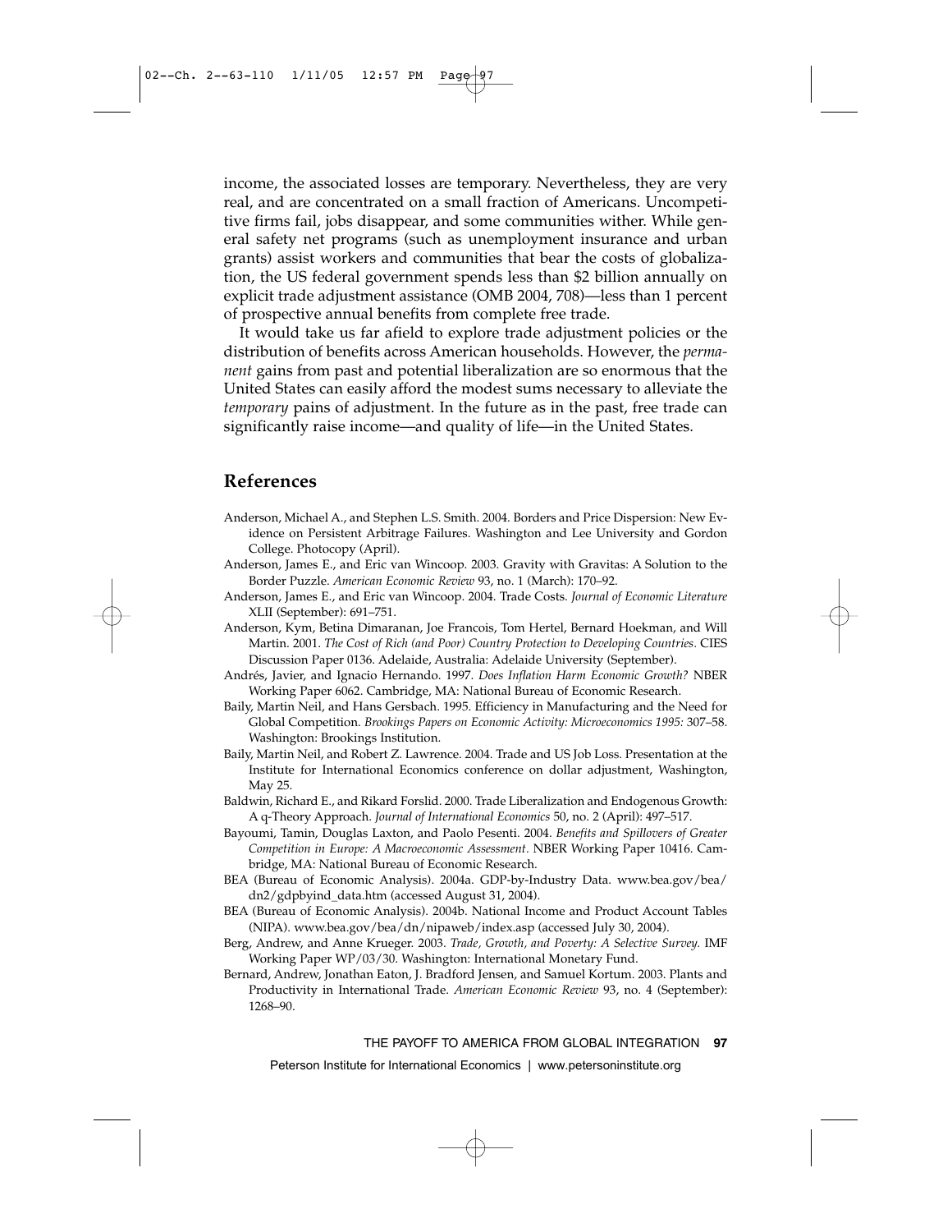income, the associated losses are temporary. Nevertheless, they are very real, and are concentrated on a small fraction of Americans. Uncompetitive firms fail, jobs disappear, and some communities wither. While general safety net programs (such as unemployment insurance and urban grants) assist workers and communities that bear the costs of globalization, the US federal government spends less than $2 billion annually on explicit trade adjustment assistance (OMB 2004, 708)—less than 1 percent of prospective annual benefits from complete free trade.

It would take us far afield to explore trade adjustment policies or the distribution of benefits across American households. However, the *permanent* gains from past and potential liberalization are so enormous that the United States can easily afford the modest sums necessary to alleviate the *temporary* pains of adjustment. In the future as in the past, free trade can significantly raise income—and quality of life—in the United States.

## References

Anderson, Michael A., and Stephen L.S. Smith. 2004. Borders and Price Dispersion: New Evidence on Persistent Arbitrage Failures. Washington and Lee University and Gordon College. Photocopy (April).

Anderson, James E., and Eric van Wincoop. 2003. Gravity with Gravitas: A Solution to the Border Puzzle. *American Economic Review* 93, no. 1 (March): 170–92.

Anderson, James E., and Eric van Wincoop. 2004. Trade Costs. *Journal of Economic Literature* XLII (September): 691–751.

Anderson, Kym, Betina Dimaranan, Joe Francois, Tom Hertel, Bernard Hoekman, and Will Martin. 2001. *The Cost of Rich (and Poor) Country Protection to Developing Countries*. CIES Discussion Paper 0136. Adelaide, Australia: Adelaide University (September).

Andrés, Javier, and Ignacio Hernando. 1997. *Does Inflation Harm Economic Growth?* NBER Working Paper 6062. Cambridge, MA: National Bureau of Economic Research.

Baily, Martin Neil, and Hans Gersbach. 1995. Efficiency in Manufacturing and the Need for Global Competition. *Brookings Papers on Economic Activity: Microeconomics 1995:* 307–58. Washington: Brookings Institution.

Baily, Martin Neil, and Robert Z. Lawrence. 2004. Trade and US Job Loss. Presentation at the Institute for International Economics conference on dollar adjustment, Washington, May 25.

Baldwin, Richard E., and Rikard Forslid. 2000. Trade Liberalization and Endogenous Growth: A q-Theory Approach. *Journal of International Economics* 50, no. 2 (April): 497–517.

Bayoumi, Tamin, Douglas Laxton, and Paolo Pesenti. 2004. *Benefits and Spillovers of Greater Competition in Europe: A Macroeconomic Assessment*. NBER Working Paper 10416. Cambridge, MA: National Bureau of Economic Research.

BEA (Bureau of Economic Analysis). 2004a. GDP-by-Industry Data. www.bea.gov/bea/dn2/gdpbyind_data.htm (accessed August 31, 2004).

BEA (Bureau of Economic Analysis). 2004b. National Income and Product Account Tables (NIPA). www.bea.gov/bea/dn/nipaweb/index.asp (accessed July 30, 2004).

Berg, Andrew, and Anne Krueger. 2003. *Trade, Growth, and Poverty: A Selective Survey.* IMF Working Paper WP/03/30. Washington: International Monetary Fund.

Bernard, Andrew, Jonathan Eaton, J. Bradford Jensen, and Samuel Kortum. 2003. Plants and Productivity in International Trade. *American Economic Review* 93, no. 4 (September): 1268–90.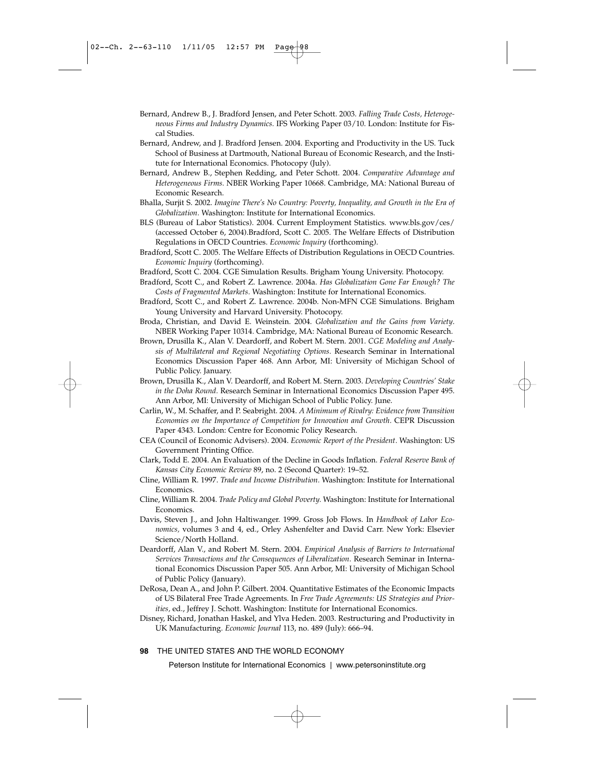Bernard, Andrew B., J. Bradford Jensen, and Peter Schott. 2003. *Falling Trade Costs, Heterogeneous Firms and Industry Dynamics.* IFS Working Paper 03/10. London: Institute for Fiscal Studies.

Bernard, Andrew, and J. Bradford Jensen. 2004. Exporting and Productivity in the US. Tuck School of Business at Dartmouth, National Bureau of Economic Research, and the Institute for International Economics. Photocopy (July).

Bernard, Andrew B., Stephen Redding, and Peter Schott. 2004. *Comparative Advantage and Heterogeneous Firms.* NBER Working Paper 10668. Cambridge, MA: National Bureau of Economic Research.

Bhalla, Surjit S. 2002. *Imagine There's No Country: Poverty, Inequality, and Growth in the Era of Globalization.* Washington: Institute for International Economics.

BLS (Bureau of Labor Statistics). 2004. Current Employment Statistics. www.bls.gov/ces/ (accessed October 6, 2004).Bradford, Scott C. 2005. The Welfare Effects of Distribution Regulations in OECD Countries. *Economic Inquiry* (forthcoming).

Bradford, Scott C. 2005. The Welfare Effects of Distribution Regulations in OECD Countries. *Economic Inquiry* (forthcoming).

Bradford, Scott C. 2004. CGE Simulation Results. Brigham Young University. Photocopy.

Bradford, Scott C., and Robert Z. Lawrence. 2004a. *Has Globalization Gone Far Enough? The Costs of Fragmented Markets.* Washington: Institute for International Economics.

Bradford, Scott C., and Robert Z. Lawrence. 2004b. Non-MFN CGE Simulations. Brigham Young University and Harvard University. Photocopy.

Broda, Christian, and David E. Weinstein. 2004. *Globalization and the Gains from Variety.* NBER Working Paper 10314. Cambridge, MA: National Bureau of Economic Research.

Brown, Drusilla K., Alan V. Deardorff, and Robert M. Stern. 2001. *CGE Modeling and Analysis of Multilateral and Regional Negotiating Options.* Research Seminar in International Economics Discussion Paper 468. Ann Arbor, MI: University of Michigan School of Public Policy. January.

Brown, Drusilla K., Alan V. Deardorff, and Robert M. Stern. 2003. *Developing Countries' Stake in the Doha Round.* Research Seminar in International Economics Discussion Paper 495. Ann Arbor, MI: University of Michigan School of Public Policy. June.

Carlin, W., M. Schaffer, and P. Seabright. 2004. *A Minimum of Rivalry: Evidence from Transition Economies on the Importance of Competition for Innovation and Growth.* CEPR Discussion Paper 4343. London: Centre for Economic Policy Research.

CEA (Council of Economic Advisers). 2004. *Economic Report of the President.* Washington: US Government Printing Office.

Clark, Todd E. 2004. An Evaluation of the Decline in Goods Inflation. *Federal Reserve Bank of Kansas City Economic Review* 89, no. 2 (Second Quarter): 19–52.

Cline, William R. 1997. *Trade and Income Distribution.* Washington: Institute for International Economics.

Cline, William R. 2004. *Trade Policy and Global Poverty.* Washington: Institute for International Economics.

Davis, Steven J., and John Haltiwanger. 1999. Gross Job Flows. In *Handbook of Labor Economics,* volumes 3 and 4, ed., Orley Ashenfelter and David Carr. New York: Elsevier Science/North Holland.

Deardorff, Alan V., and Robert M. Stern. 2004. *Empirical Analysis of Barriers to International Services Transactions and the Consequences of Liberalization.* Research Seminar in International Economics Discussion Paper 505. Ann Arbor, MI: University of Michigan School of Public Policy (January).

DeRosa, Dean A., and John P. Gilbert. 2004. Quantitative Estimates of the Economic Impacts of US Bilateral Free Trade Agreements. In *Free Trade Agreements: US Strategies and Priorities,* ed., Jeffrey J. Schott. Washington: Institute for International Economics.

Disney, Richard, Jonathan Haskel, and Ylva Heden. 2003. Restructuring and Productivity in UK Manufacturing. *Economic Journal* 113, no. 489 (July): 666–94.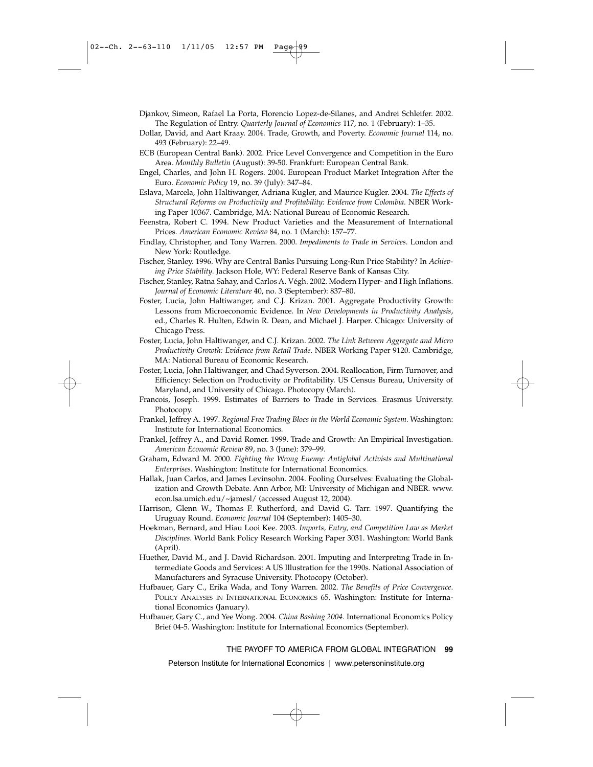Djankov, Simeon, Rafael La Porta, Florencio Lopez-de-Silanes, and Andrei Schleifer. 2002. The Regulation of Entry. *Quarterly Journal of Economics* 117, no. 1 (February): 1–35.

Dollar, David, and Aart Kraay. 2004. Trade, Growth, and Poverty. *Economic Journal* 114, no. 493 (February): 22–49.

ECB (European Central Bank). 2002. Price Level Convergence and Competition in the Euro Area. *Monthly Bulletin* (August): 39-50. Frankfurt: European Central Bank.

Engel, Charles, and John H. Rogers. 2004. European Product Market Integration After the Euro. *Economic Policy* 19, no. 39 (July): 347–84.

Eslava, Marcela, John Haltiwanger, Adriana Kugler, and Maurice Kugler. 2004. *The Effects of Structural Reforms on Productivity and Profitability: Evidence from Colombia.* NBER Working Paper 10367. Cambridge, MA: National Bureau of Economic Research.

Feenstra, Robert C. 1994. New Product Varieties and the Measurement of International Prices. *American Economic Review* 84, no. 1 (March): 157–77.

Findlay, Christopher, and Tony Warren. 2000. *Impediments to Trade in Services.* London and New York: Routledge.

Fischer, Stanley. 1996. Why are Central Banks Pursuing Long-Run Price Stability? In *Achieving Price Stability.* Jackson Hole, WY: Federal Reserve Bank of Kansas City.

Fischer, Stanley, Ratna Sahay, and Carlos A. Végh. 2002. Modern Hyper- and High Inflations. *Journal of Economic Literature* 40, no. 3 (September): 837–80.

Foster, Lucia, John Haltiwanger, and C.J. Krizan. 2001. Aggregate Productivity Growth: Lessons from Microeconomic Evidence. In *New Developments in Productivity Analysis*, ed., Charles R. Hulten, Edwin R. Dean, and Michael J. Harper. Chicago: University of Chicago Press.

Foster, Lucia, John Haltiwanger, and C.J. Krizan. 2002. *The Link Between Aggregate and Micro Productivity Growth: Evidence from Retail Trade*. NBER Working Paper 9120. Cambridge, MA: National Bureau of Economic Research.

Foster, Lucia, John Haltiwanger, and Chad Syverson. 2004. Reallocation, Firm Turnover, and Efficiency: Selection on Productivity or Profitability. US Census Bureau, University of Maryland, and University of Chicago. Photocopy (March).

Francois, Joseph. 1999. Estimates of Barriers to Trade in Services. Erasmus University. Photocopy.

Frankel, Jeffrey A. 1997. *Regional Free Trading Blocs in the World Economic System.* Washington: Institute for International Economics.

Frankel, Jeffrey A., and David Romer. 1999. Trade and Growth: An Empirical Investigation. *American Economic Review* 89, no. 3 (June): 379–99.

Graham, Edward M. 2000. *Fighting the Wrong Enemy: Antiglobal Activists and Multinational Enterprises.* Washington: Institute for International Economics.

Hallak, Juan Carlos, and James Levinsohn. 2004. Fooling Ourselves: Evaluating the Globalization and Growth Debate. Ann Arbor, MI: University of Michigan and NBER. www.econ.lsa.umich.edu/~jamesl/ (accessed August 12, 2004).

Harrison, Glenn W., Thomas F. Rutherford, and David G. Tarr. 1997. Quantifying the Uruguay Round. *Economic Journal* 104 (September): 1405–30.

Hoekman, Bernard, and Hiau Looi Kee. 2003. *Imports, Entry, and Competition Law as Market Disciplines.* World Bank Policy Research Working Paper 3031. Washington: World Bank (April).

Huether, David M., and J. David Richardson. 2001. Imputing and Interpreting Trade in Intermediate Goods and Services: A US Illustration for the 1990s. National Association of Manufacturers and Syracuse University. Photocopy (October).

Hufbauer, Gary C., Erika Wada, and Tony Warren. 2002. *The Benefits of Price Convergence*. Policy Analyses in International Economics 65. Washington: Institute for International Economics (January).

Hufbauer, Gary C., and Yee Wong. 2004. *China Bashing 2004*. International Economics Policy Brief 04-5. Washington: Institute for International Economics (September).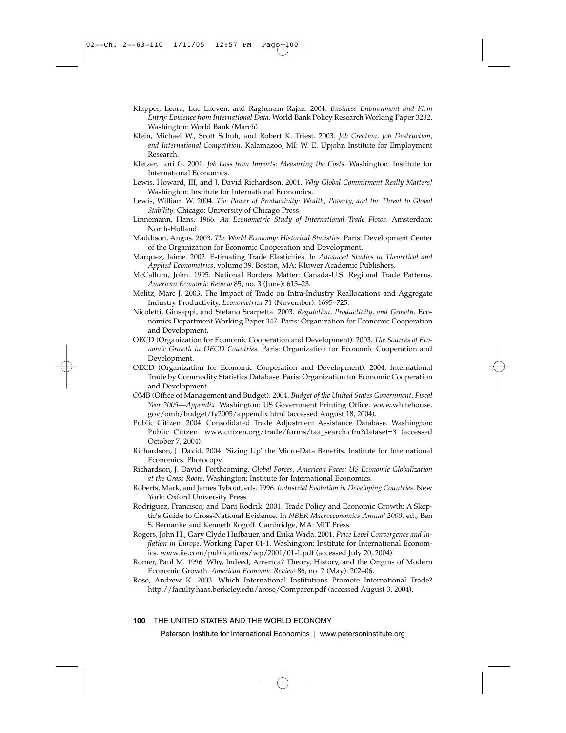Klapper, Leora, Luc Laeven, and Raghuram Rajan. 2004. *Business Environment and Firm Entry: Evidence from International Data*. World Bank Policy Research Working Paper 3232. Washington: World Bank (March).

Klein, Michael W., Scott Schuh, and Robert K. Triest. 2003. *Job Creation, Job Destruction, and International Competition*. Kalamazoo, MI: W. E. Upjohn Institute for Employment Research.

Kletzer, Lori G. 2001. *Job Loss from Imports: Measuring the Costs*. Washington: Institute for International Economics.

Lewis, Howard, III, and J. David Richardson. 2001. *Why Global Commitment Really Matters!* Washington: Institute for International Economics.

Lewis, William W. 2004. *The Power of Productivity: Wealth, Poverty, and the Threat to Global Stability.* Chicago: University of Chicago Press.

Linnemann, Hans. 1966. *An Econometric Study of International Trade Flows*. Amsterdam: North-Holland.

Maddison, Angus. 2003. *The World Economy: Historical Statistics*. Paris: Development Center of the Organization for Economic Cooperation and Development.

Marquez, Jaime. 2002. Estimating Trade Elasticities. In *Advanced Studies in Theoretical and Applied Econometrics*, volume 39. Boston, MA: Kluwer Academic Publishers.

McCallum, John. 1995. National Borders Matter: Canada-U.S. Regional Trade Patterns. *American Economic Review* 85, no. 3 (June): 615–23.

Melitz, Marc J. 2003. The Impact of Trade on Intra-Industry Reallocations and Aggregate Industry Productivity. *Econometrica* 71 (November): 1695–725.

Nicoletti, Giuseppi, and Stefano Scarpetta. 2003. *Regulation, Productivity, and Growth*. Economics Department Working Paper 347. Paris: Organization for Economic Cooperation and Development.

OECD (Organization for Economic Cooperation and Development). 2003. *The Sources of Economic Growth in OECD Countries.* Paris: Organization for Economic Cooperation and Development.

OECD (Organization for Economic Cooperation and Development). 2004. International Trade by Commodity Statistics Database. Paris: Organization for Economic Cooperation and Development.

OMB (Office of Management and Budget). 2004. *Budget of the United States Government, Fiscal Year 2005—Appendix.* Washington: US Government Printing Office. www.whitehouse.gov/omb/budget/fy2005/appendix.html (accessed August 18, 2004).

Public Citizen. 2004. Consolidated Trade Adjustment Assistance Database. Washington: Public Citizen. www.citizen.org/trade/forms/taa_search.cfm?dataset=3 (accessed October 7, 2004).

Richardson, J. David. 2004. 'Sizing Up' the Micro-Data Benefits. Institute for International Economics. Photocopy.

Richardson, J. David. Forthcoming. *Global Forces, American Faces: US Economic Globalization at the Grass Roots.* Washington: Institute for International Economics.

Roberts, Mark, and James Tybout, eds. 1996. *Industrial Evolution in Developing Countries*. New York: Oxford University Press.

Rodriguez, Francisco, and Dani Rodrik. 2001. Trade Policy and Economic Growth: A Skeptic's Guide to Cross-National Evidence. In *NBER Macroeconomics Annual 2000*, ed., Ben S. Bernanke and Kenneth Rogoff. Cambridge, MA: MIT Press.

Rogers, John H., Gary Clyde Hufbauer, and Erika Wada. 2001. *Price Level Convergence and Inflation in Europe*. Working Paper 01-1. Washington: Institute for International Economics. www.iie.com/publications/wp/2001/01-1.pdf (accessed July 20, 2004).

Romer, Paul M. 1996. Why, Indeed, America? Theory, History, and the Origins of Modern Economic Growth. *American Economic Review* 86, no. 2 (May): 202–06.

Rose, Andrew K. 2003. Which International Institutions Promote International Trade? http://faculty.haas.berkeley.edu/arose/Comparer.pdf (accessed August 3, 2004).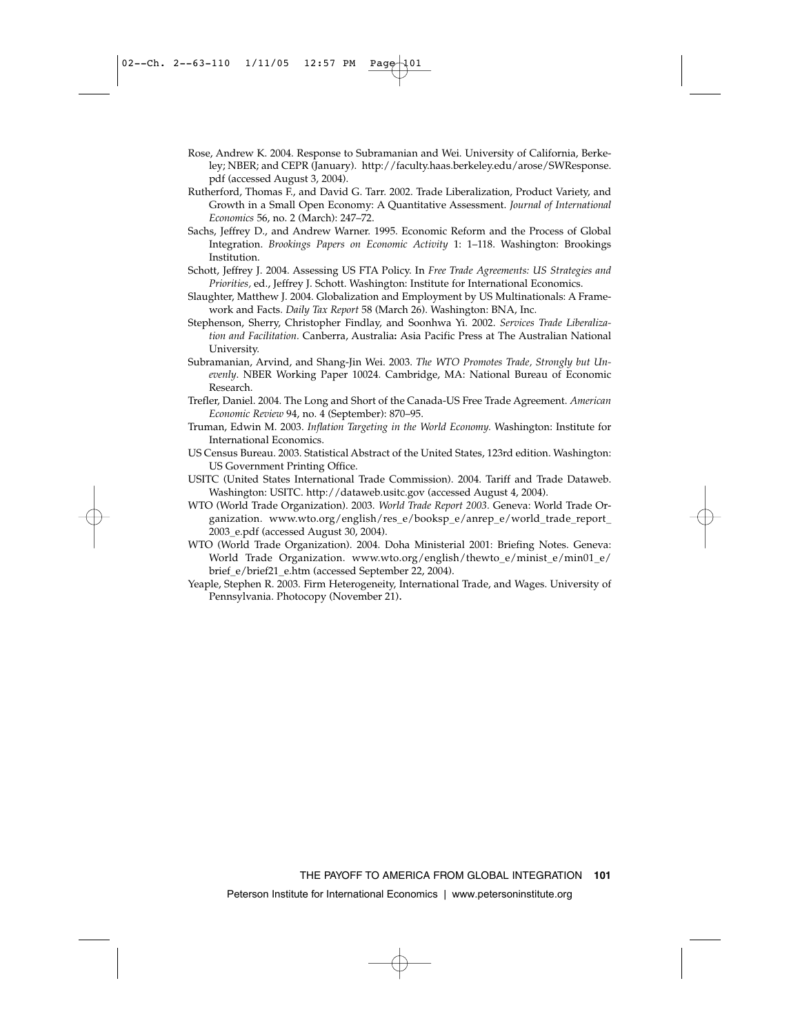Rose, Andrew K. 2004. Response to Subramanian and Wei. University of California, Berkeley; NBER; and CEPR (January). http://faculty.haas.berkeley.edu/arose/SWResponse.pdf (accessed August 3, 2004).

Rutherford, Thomas F., and David G. Tarr. 2002. Trade Liberalization, Product Variety, and Growth in a Small Open Economy: A Quantitative Assessment. *Journal of International Economics* 56, no. 2 (March): 247–72.

Sachs, Jeffrey D., and Andrew Warner. 1995. Economic Reform and the Process of Global Integration. *Brookings Papers on Economic Activity* 1: 1–118. Washington: Brookings Institution.

Schott, Jeffrey J. 2004. Assessing US FTA Policy. In *Free Trade Agreements: US Strategies and Priorities*, ed., Jeffrey J. Schott. Washington: Institute for International Economics.

Slaughter, Matthew J. 2004. Globalization and Employment by US Multinationals: A Framework and Facts. *Daily Tax Report* 58 (March 26). Washington: BNA, Inc.

Stephenson, Sherry, Christopher Findlay, and Soonhwa Yi. 2002. *Services Trade Liberalization and Facilitation*. Canberra, Australia: Asia Pacific Press at The Australian National University.

Subramanian, Arvind, and Shang-Jin Wei. 2003. *The WTO Promotes Trade, Strongly but Unevenly*. NBER Working Paper 10024. Cambridge, MA: National Bureau of Economic Research.

Trefler, Daniel. 2004. The Long and Short of the Canada-US Free Trade Agreement. *American Economic Review* 94, no. 4 (September): 870–95.

Truman, Edwin M. 2003. *Inflation Targeting in the World Economy*. Washington: Institute for International Economics.

US Census Bureau. 2003. Statistical Abstract of the United States, 123rd edition. Washington: US Government Printing Office.

USITC (United States International Trade Commission). 2004. Tariff and Trade Dataweb. Washington: USITC. http://dataweb.usitc.gov (accessed August 4, 2004).

WTO (World Trade Organization). 2003. *World Trade Report 2003*. Geneva: World Trade Organization. www.wto.org/english/res_e/booksp_e/anrep_e/world_trade_report_2003_e.pdf (accessed August 30, 2004).

WTO (World Trade Organization). 2004. Doha Ministerial 2001: Briefing Notes. Geneva: World Trade Organization. www.wto.org/english/thewto_e/minist_e/min01_e/brief_e/brief21_e.htm (accessed September 22, 2004).

Yeaple, Stephen R. 2003. Firm Heterogeneity, International Trade, and Wages. University of Pennsylvania. Photocopy (November 21).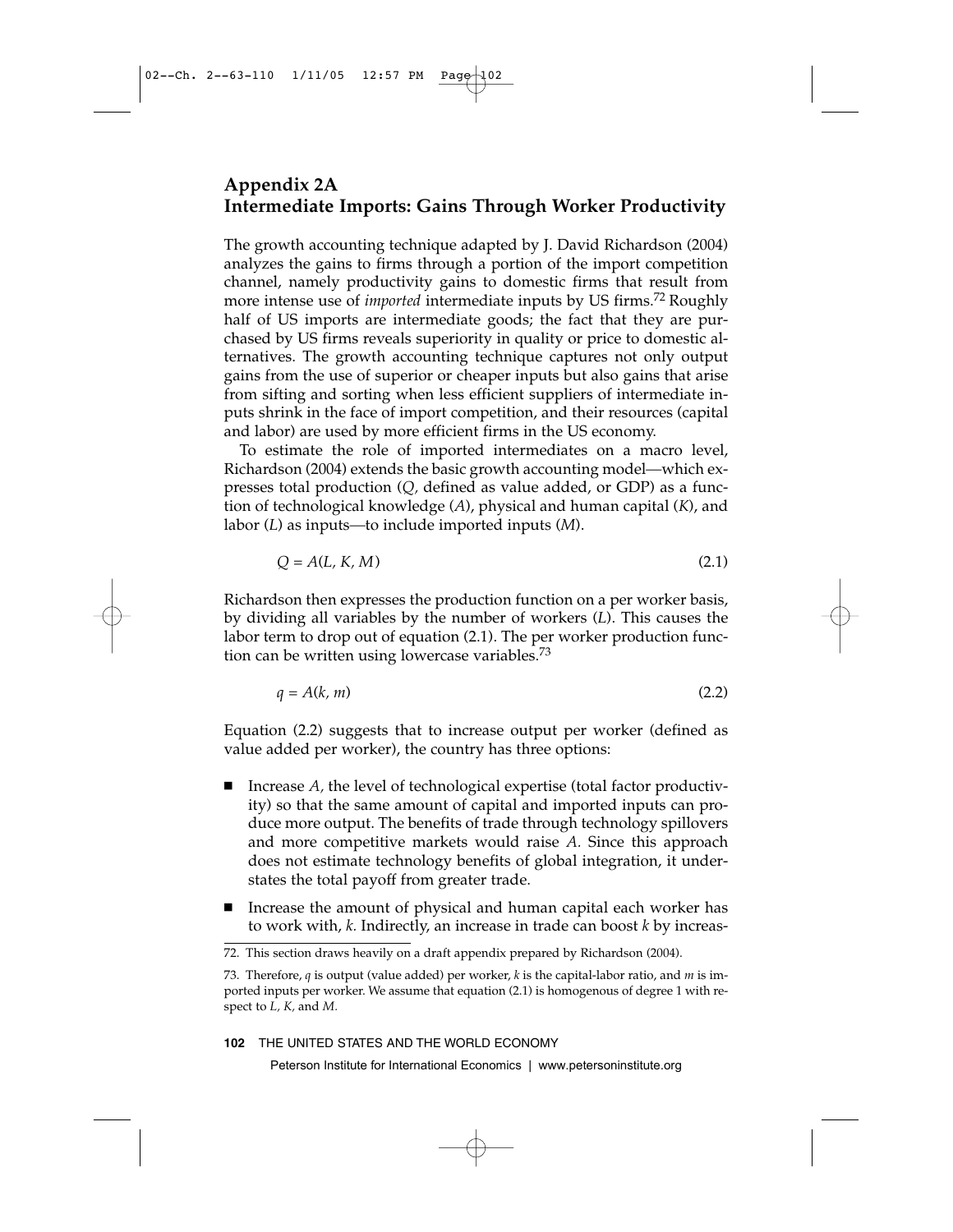## Appendix 2A
## Intermediate Imports: Gains Through Worker Productivity

The growth accounting technique adapted by J. David Richardson (2004) analyzes the gains to firms through a portion of the import competition channel, namely productivity gains to domestic firms that result from more intense use of *imported* intermediate inputs by US firms.[72] Roughly half of US imports are intermediate goods; the fact that they are purchased by US firms reveals superiority in quality or price to domestic alternatives. The growth accounting technique captures not only output gains from the use of superior or cheaper inputs but also gains that arise from sifting and sorting when less efficient suppliers of intermediate inputs shrink in the face of import competition, and their resources (capital and labor) are used by more efficient firms in the US economy.

To estimate the role of imported intermediates on a macro level, Richardson (2004) extends the basic growth accounting model—which expresses total production ($Q$, defined as value added, or GDP) as a function of technological knowledge ($A$), physical and human capital ($K$), and labor ($L$) as inputs—to include imported inputs ($M$).

$$Q = A(L, K, M) \tag{2.1}$$

Richardson then expresses the production function on a per worker basis, by dividing all variables by the number of workers ($L$). This causes the labor term to drop out of equation (2.1). The per worker production function can be written using lowercase variables.[73]

$$q = A(k, m) \tag{2.2}$$

Equation (2.2) suggests that to increase output per worker (defined as value added per worker), the country has three options:

- Increase $A$, the level of technological expertise (total factor productivity) so that the same amount of capital and imported inputs can produce more output. The benefits of trade through technology spillovers and more competitive markets would raise $A$. Since this approach does not estimate technology benefits of global integration, it understates the total payoff from greater trade.
- Increase the amount of physical and human capital each worker has to work with, $k$. Indirectly, an increase in trade can boost $k$ by increas-

72. This section draws heavily on a draft appendix prepared by Richardson (2004).

73. Therefore, $q$ is output (value added) per worker, $k$ is the capital-labor ratio, and $m$ is imported inputs per worker. We assume that equation (2.1) is homogenous of degree 1 with respect to $L$, $K$, and $M$.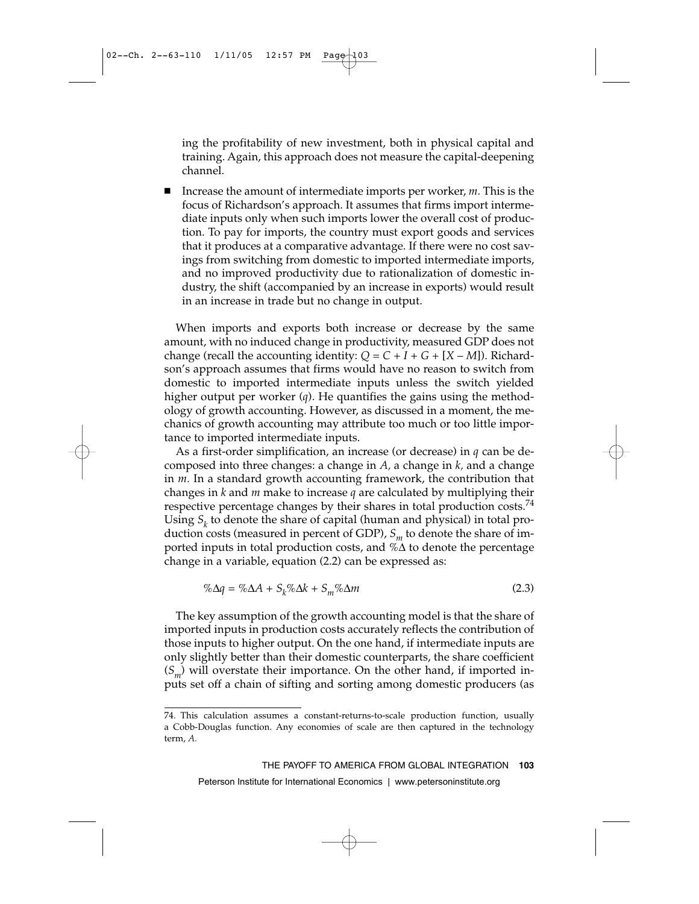ing the profitability of new investment, both in physical capital and training. Again, this approach does not measure the capital-deepening channel.

- Increase the amount of intermediate imports per worker, $m$. This is the focus of Richardson's approach. It assumes that firms import intermediate inputs only when such imports lower the overall cost of production. To pay for imports, the country must export goods and services that it produces at a comparative advantage. If there were no cost savings from switching from domestic to imported intermediate imports, and no improved productivity due to rationalization of domestic industry, the shift (accompanied by an increase in exports) would result in an increase in trade but no change in output.

When imports and exports both increase or decrease by the same amount, with no induced change in productivity, measured GDP does not change (recall the accounting identity: $Q = C + I + G + [X - M]$). Richardson's approach assumes that firms would have no reason to switch from domestic to imported intermediate inputs unless the switch yielded higher output per worker ($q$). He quantifies the gains using the methodology of growth accounting. However, as discussed in a moment, the mechanics of growth accounting may attribute too much or too little importance to imported intermediate inputs.

As a first-order simplification, an increase (or decrease) in $q$ can be decomposed into three changes: a change in $A$, a change in $k$, and a change in $m$. In a standard growth accounting framework, the contribution that changes in $k$ and $m$ make to increase $q$ are calculated by multiplying their respective percentage changes by their shares in total production costs.[74] Using $S_k$ to denote the share of capital (human and physical) in total production costs (measured in percent of GDP), $S_m$ to denote the share of imported inputs in total production costs, and $\%\Delta$ to denote the percentage change in a variable, equation (2.2) can be expressed as:

$$\%\Delta q = \%\Delta A + S_k \%\Delta k + S_m \%\Delta m \tag{2.3}$$

The key assumption of the growth accounting model is that the share of imported inputs in production costs accurately reflects the contribution of those inputs to higher output. On the one hand, if intermediate inputs are only slightly better than their domestic counterparts, the share coefficient ($S_m$) will overstate their importance. On the other hand, if imported inputs set off a chain of sifting and sorting among domestic producers (as

74. This calculation assumes a constant-returns-to-scale production function, usually a Cobb-Douglas function. Any economies of scale are then captured in the technology term, $A$.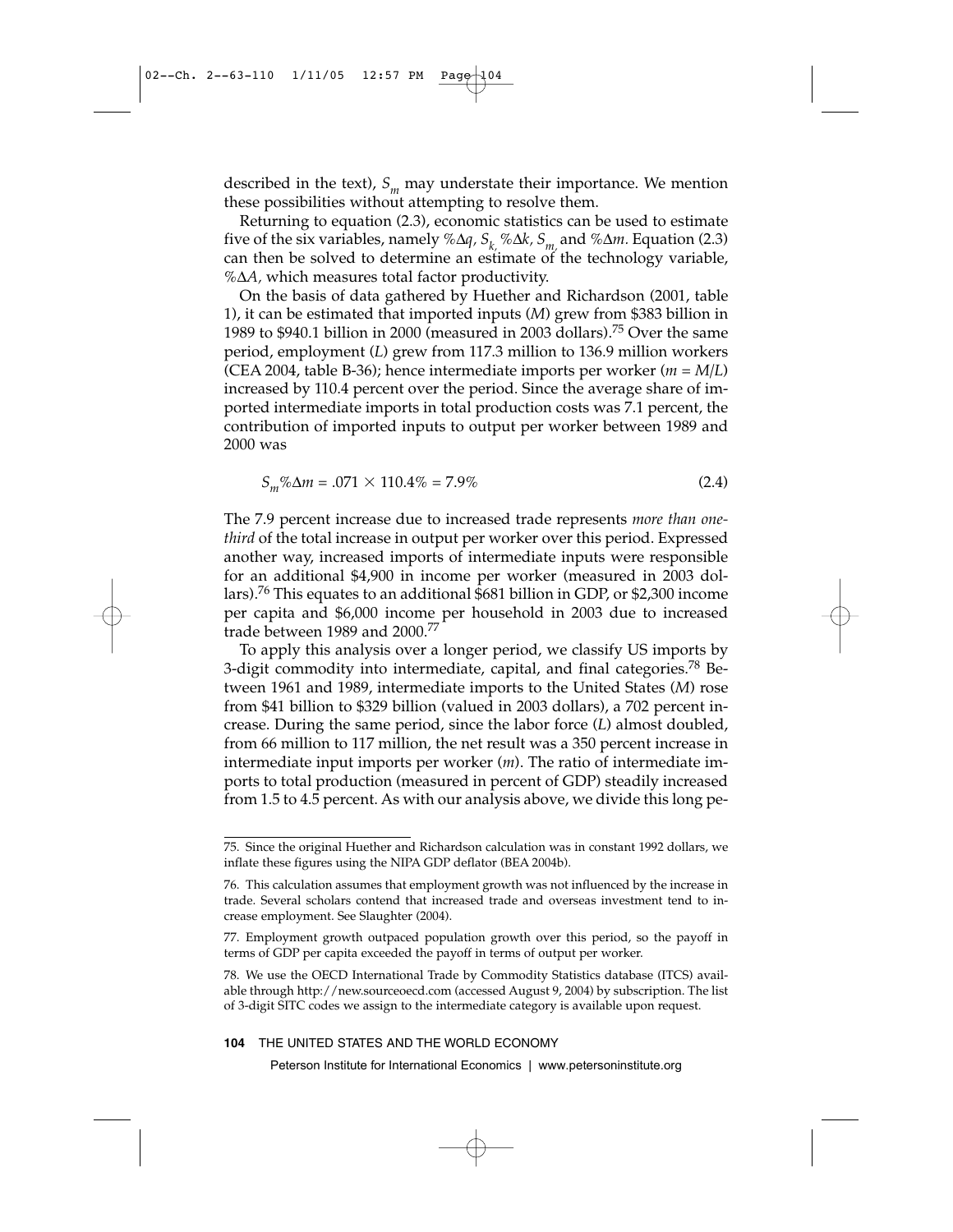described in the text), $S_m$ may understate their importance. We mention these possibilities without attempting to resolve them.

Returning to equation (2.3), economic statistics can be used to estimate five of the six variables, namely $\%\Delta q$, $S_k$, $\%\Delta k$, $S_m$, and $\%\Delta m$. Equation (2.3) can then be solved to determine an estimate of the technology variable, $\%\Delta A$, which measures total factor productivity.

On the basis of data gathered by Huether and Richardson (2001, table 1), it can be estimated that imported inputs ($M$) grew from \$383 billion in 1989 to \$940.1 billion in 2000 (measured in 2003 dollars).[75] Over the same period, employment ($L$) grew from 117.3 million to 136.9 million workers (CEA 2004, table B-36); hence intermediate imports per worker ($m = M/L$) increased by 110.4 percent over the period. Since the average share of imported intermediate imports in total production costs was 7.1 percent, the contribution of imported inputs to output per worker between 1989 and 2000 was

$$S_m\%\Delta m = .071 \times 110.4\% = 7.9\% \tag{2.4}$$

The 7.9 percent increase due to increased trade represents *more than one-third* of the total increase in output per worker over this period. Expressed another way, increased imports of intermediate inputs were responsible for an additional \$4,900 in income per worker (measured in 2003 dollars).[76] This equates to an additional \$681 billion in GDP, or \$2,300 income per capita and \$6,000 income per household in 2003 due to increased trade between 1989 and 2000.[77]

To apply this analysis over a longer period, we classify US imports by 3-digit commodity into intermediate, capital, and final categories.[78] Between 1961 and 1989, intermediate imports to the United States ($M$) rose from \$41 billion to \$329 billion (valued in 2003 dollars), a 702 percent increase. During the same period, since the labor force ($L$) almost doubled, from 66 million to 117 million, the net result was a 350 percent increase in intermediate input imports per worker ($m$). The ratio of intermediate imports to total production (measured in percent of GDP) steadily increased from 1.5 to 4.5 percent. As with our analysis above, we divide this long pe-

---

75. Since the original Huether and Richardson calculation was in constant 1992 dollars, we inflate these figures using the NIPA GDP deflator (BEA 2004b).

76. This calculation assumes that employment growth was not influenced by the increase in trade. Several scholars contend that increased trade and overseas investment tend to increase employment. See Slaughter (2004).

77. Employment growth outpaced population growth over this period, so the payoff in terms of GDP per capita exceeded the payoff in terms of output per worker.

78. We use the OECD International Trade by Commodity Statistics database (ITCS) available through http://new.sourceoecd.com (accessed August 9, 2004) by subscription. The list of 3-digit SITC codes we assign to the intermediate category is available upon request.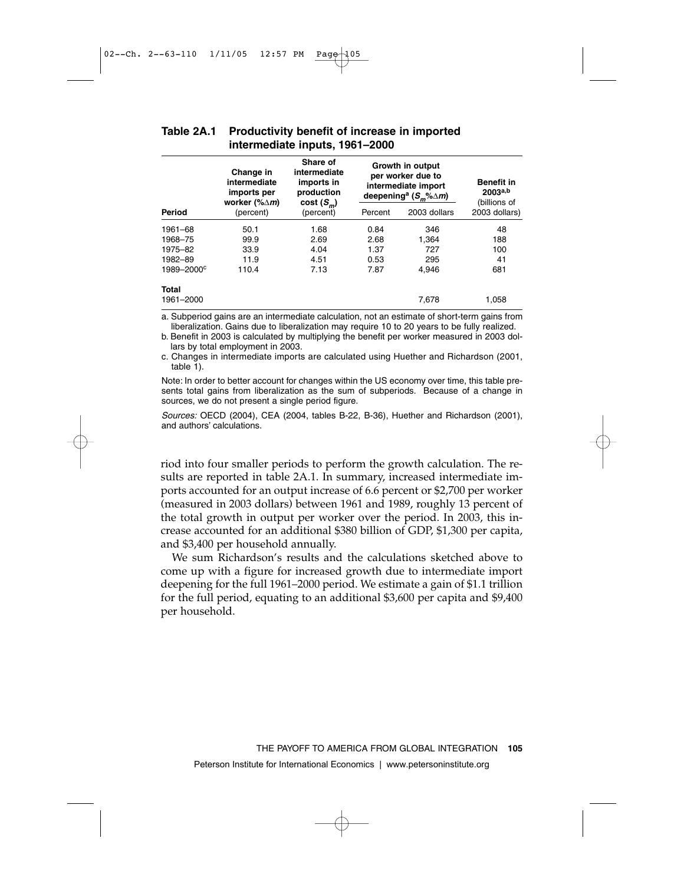**Table 2A.1 Productivity benefit of increase in imported intermediate inputs, 1961–2000**

| Period | Change in intermediate imports per worker (%$\Delta m$) (percent) | Share of intermediate imports in production cost ($S_m$) (percent) | Growth in output per worker due to intermediate import deepening[a] ($S_m$%$\Delta m$) | | Benefit in 2003[a,b] (billions of 2003 dollars) |
|---|---|---|---|---|---|
| | | | Percent | 2003 dollars | |
| 1961–68 | 50.1 | 1.68 | 0.84 | 346 | 48 |
| 1968–75 | 99.9 | 2.69 | 2.68 | 1,364 | 188 |
| 1975–82 | 33.9 | 4.04 | 1.37 | 727 | 100 |
| 1982–89 | 11.9 | 4.51 | 0.53 | 295 | 41 |
| 1989–2000[c] | 110.4 | 7.13 | 7.87 | 4,946 | 681 |
| **Total** | | | | | |
| 1961–2000 | | | | 7,678 | 1,058 |

a. Subperiod gains are an intermediate calculation, not an estimate of short-term gains from liberalization. Gains due to liberalization may require 10 to 20 years to be fully realized.

b. Benefit in 2003 is calculated by multiplying the benefit per worker measured in 2003 dollars by total employment in 2003.

c. Changes in intermediate imports are calculated using Huether and Richardson (2001, table 1).

Note: In order to better account for changes within the US economy over time, this table presents total gains from liberalization as the sum of subperiods. Because of a change in sources, we do not present a single period figure.

*Sources:* OECD (2004), CEA (2004, tables B-22, B-36), Huether and Richardson (2001), and authors' calculations.

riod into four smaller periods to perform the growth calculation. The results are reported in table 2A.1. In summary, increased intermediate imports accounted for an output increase of 6.6 percent or $2,700 per worker (measured in 2003 dollars) between 1961 and 1989, roughly 13 percent of the total growth in output per worker over the period. In 2003, this increase accounted for an additional $380 billion of GDP, $1,300 per capita, and $3,400 per household annually.

We sum Richardson's results and the calculations sketched above to come up with a figure for increased growth due to intermediate import deepening for the full 1961–2000 period. We estimate a gain of $1.1 trillion for the full period, equating to an additional $3,600 per capita and $9,400 per household.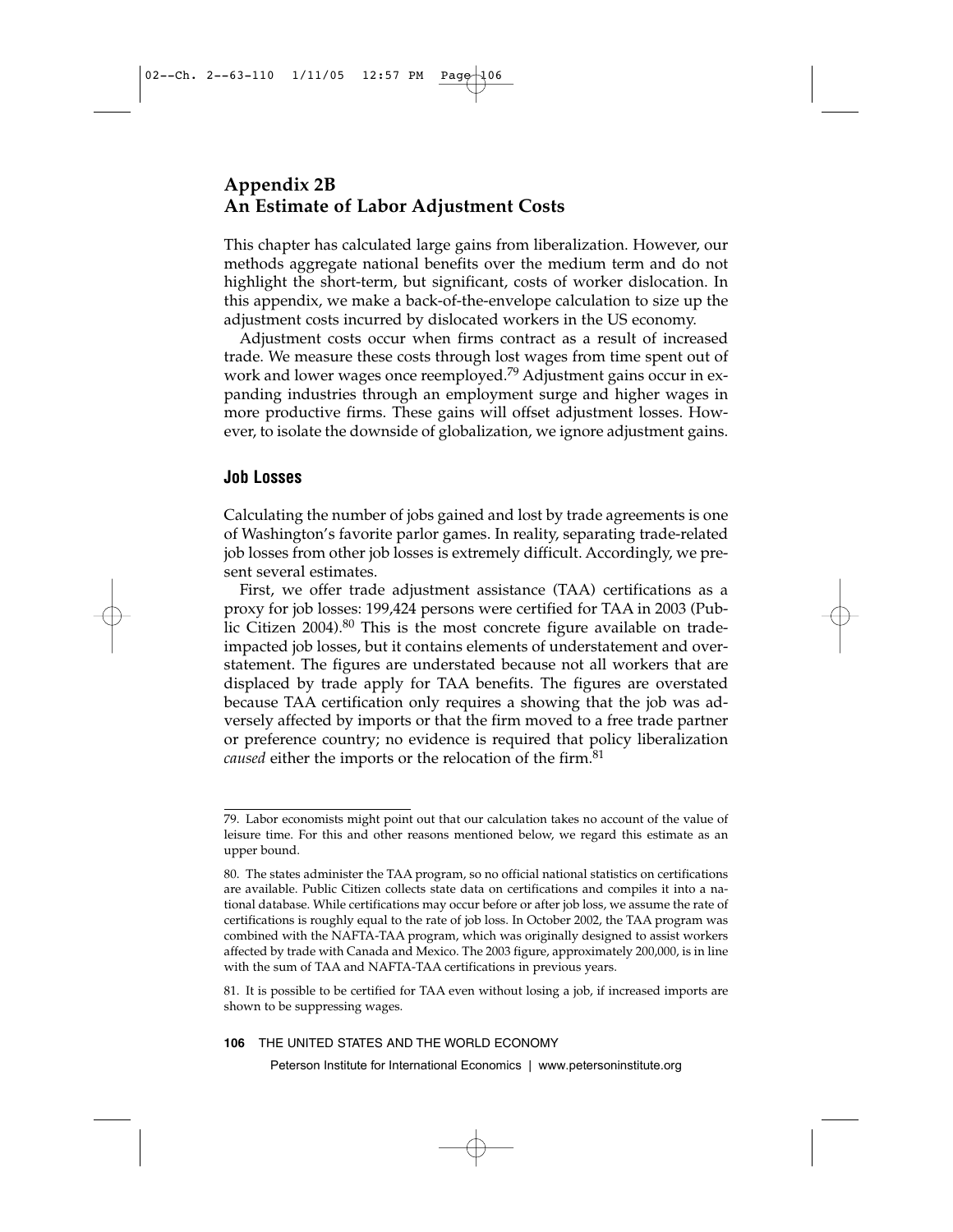# Appendix 2B
# An Estimate of Labor Adjustment Costs

This chapter has calculated large gains from liberalization. However, our methods aggregate national benefits over the medium term and do not highlight the short-term, but significant, costs of worker dislocation. In this appendix, we make a back-of-the-envelope calculation to size up the adjustment costs incurred by dislocated workers in the US economy.

Adjustment costs occur when firms contract as a result of increased trade. We measure these costs through lost wages from time spent out of work and lower wages once reemployed.[79] Adjustment gains occur in expanding industries through an employment surge and higher wages in more productive firms. These gains will offset adjustment losses. However, to isolate the downside of globalization, we ignore adjustment gains.

## Job Losses

Calculating the number of jobs gained and lost by trade agreements is one of Washington's favorite parlor games. In reality, separating trade-related job losses from other job losses is extremely difficult. Accordingly, we present several estimates.

First, we offer trade adjustment assistance (TAA) certifications as a proxy for job losses: 199,424 persons were certified for TAA in 2003 (Public Citizen 2004).[80] This is the most concrete figure available on trade-impacted job losses, but it contains elements of understatement and overstatement. The figures are understated because not all workers that are displaced by trade apply for TAA benefits. The figures are overstated because TAA certification only requires a showing that the job was adversely affected by imports or that the firm moved to a free trade partner or preference country; no evidence is required that policy liberalization *caused* either the imports or the relocation of the firm.[81]

---

79. Labor economists might point out that our calculation takes no account of the value of leisure time. For this and other reasons mentioned below, we regard this estimate as an upper bound.

80. The states administer the TAA program, so no official national statistics on certifications are available. Public Citizen collects state data on certifications and compiles it into a national database. While certifications may occur before or after job loss, we assume the rate of certifications is roughly equal to the rate of job loss. In October 2002, the TAA program was combined with the NAFTA-TAA program, which was originally designed to assist workers affected by trade with Canada and Mexico. The 2003 figure, approximately 200,000, is in line with the sum of TAA and NAFTA-TAA certifications in previous years.

81. It is possible to be certified for TAA even without losing a job, if increased imports are shown to be suppressing wages.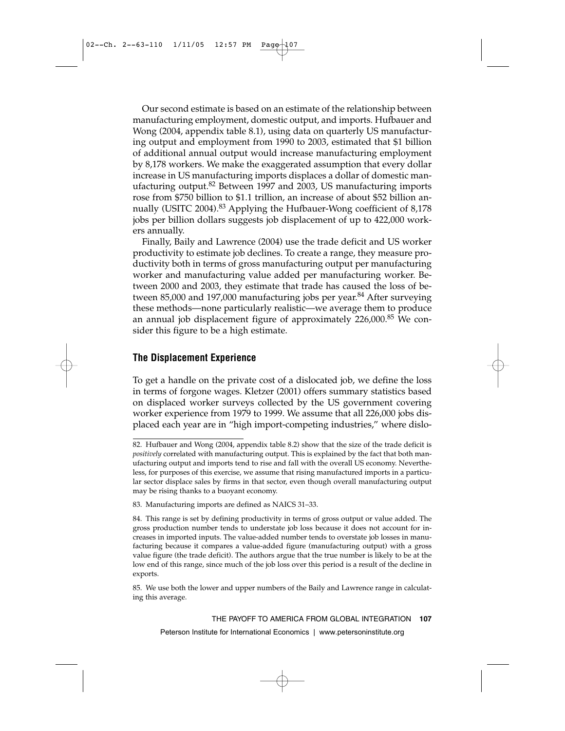Our second estimate is based on an estimate of the relationship between manufacturing employment, domestic output, and imports. Hufbauer and Wong (2004, appendix table 8.1), using data on quarterly US manufacturing output and employment from 1990 to 2003, estimated that $1 billion of additional annual output would increase manufacturing employment by 8,178 workers. We make the exaggerated assumption that every dollar increase in US manufacturing imports displaces a dollar of domestic manufacturing output.[82] Between 1997 and 2003, US manufacturing imports rose from $750 billion to $1.1 trillion, an increase of about $52 billion annually (USITC 2004).[83] Applying the Hufbauer-Wong coefficient of 8,178 jobs per billion dollars suggests job displacement of up to 422,000 workers annually.

Finally, Baily and Lawrence (2004) use the trade deficit and US worker productivity to estimate job declines. To create a range, they measure productivity both in terms of gross manufacturing output per manufacturing worker and manufacturing value added per manufacturing worker. Between 2000 and 2003, they estimate that trade has caused the loss of between 85,000 and 197,000 manufacturing jobs per year.[84] After surveying these methods—none particularly realistic—we average them to produce an annual job displacement figure of approximately 226,000.[85] We consider this figure to be a high estimate.

## The Displacement Experience

To get a handle on the private cost of a dislocated job, we define the loss in terms of forgone wages. Kletzer (2001) offers summary statistics based on displaced worker surveys collected by the US government covering worker experience from 1979 to 1999. We assume that all 226,000 jobs displaced each year are in "high import-competing industries," where dislo-

---

82. Hufbauer and Wong (2004, appendix table 8.2) show that the size of the trade deficit is *positively* correlated with manufacturing output. This is explained by the fact that both manufacturing output and imports tend to rise and fall with the overall US economy. Nevertheless, for purposes of this exercise, we assume that rising manufactured imports in a particular sector displace sales by firms in that sector, even though overall manufacturing output may be rising thanks to a buoyant economy.

83. Manufacturing imports are defined as NAICS 31–33.

84. This range is set by defining productivity in terms of gross output or value added. The gross production number tends to understate job loss because it does not account for increases in imported inputs. The value-added number tends to overstate job losses in manufacturing because it compares a value-added figure (manufacturing output) with a gross value figure (the trade deficit). The authors argue that the true number is likely to be at the low end of this range, since much of the job loss over this period is a result of the decline in exports.

85. We use both the lower and upper numbers of the Baily and Lawrence range in calculating this average.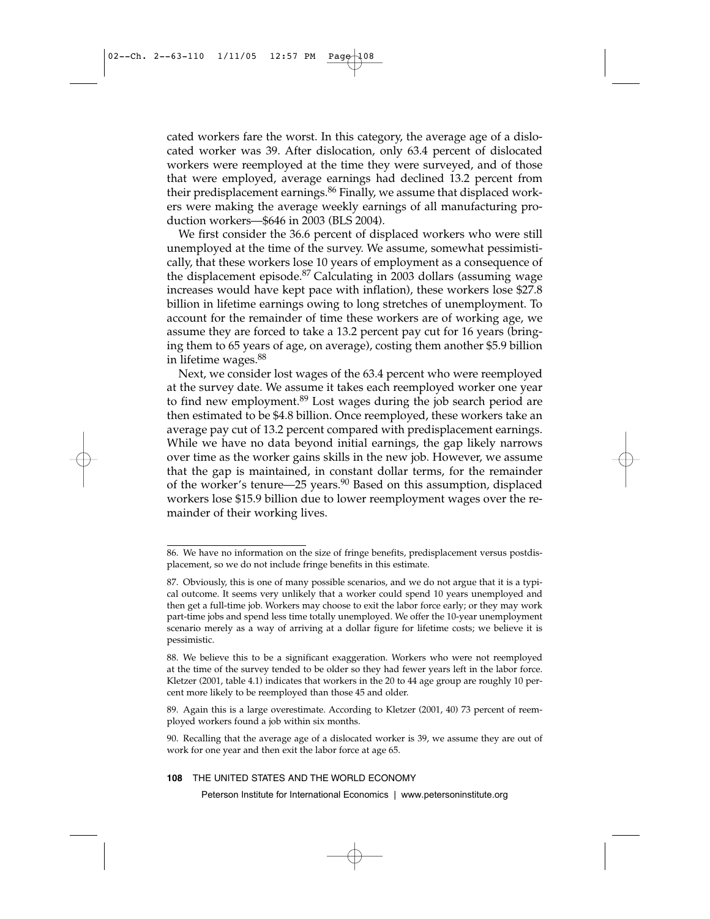cated workers fare the worst. In this category, the average age of a dislocated worker was 39. After dislocation, only 63.4 percent of dislocated workers were reemployed at the time they were surveyed, and of those that were employed, average earnings had declined 13.2 percent from their predisplacement earnings.[86] Finally, we assume that displaced workers were making the average weekly earnings of all manufacturing production workers—$646 in 2003 (BLS 2004).

We first consider the 36.6 percent of displaced workers who were still unemployed at the time of the survey. We assume, somewhat pessimistically, that these workers lose 10 years of employment as a consequence of the displacement episode.[87] Calculating in 2003 dollars (assuming wage increases would have kept pace with inflation), these workers lose $27.8 billion in lifetime earnings owing to long stretches of unemployment. To account for the remainder of time these workers are of working age, we assume they are forced to take a 13.2 percent pay cut for 16 years (bringing them to 65 years of age, on average), costing them another $5.9 billion in lifetime wages.[88]

Next, we consider lost wages of the 63.4 percent who were reemployed at the survey date. We assume it takes each reemployed worker one year to find new employment.[89] Lost wages during the job search period are then estimated to be $4.8 billion. Once reemployed, these workers take an average pay cut of 13.2 percent compared with predisplacement earnings. While we have no data beyond initial earnings, the gap likely narrows over time as the worker gains skills in the new job. However, we assume that the gap is maintained, in constant dollar terms, for the remainder of the worker's tenure—25 years.[90] Based on this assumption, displaced workers lose $15.9 billion due to lower reemployment wages over the remainder of their working lives.

86. We have no information on the size of fringe benefits, predisplacement versus postdisplacement, so we do not include fringe benefits in this estimate.

87. Obviously, this is one of many possible scenarios, and we do not argue that it is a typical outcome. It seems very unlikely that a worker could spend 10 years unemployed and then get a full-time job. Workers may choose to exit the labor force early; or they may work part-time jobs and spend less time totally unemployed. We offer the 10-year unemployment scenario merely as a way of arriving at a dollar figure for lifetime costs; we believe it is pessimistic.

88. We believe this to be a significant exaggeration. Workers who were not reemployed at the time of the survey tended to be older so they had fewer years left in the labor force. Kletzer (2001, table 4.1) indicates that workers in the 20 to 44 age group are roughly 10 percent more likely to be reemployed than those 45 and older.

89. Again this is a large overestimate. According to Kletzer (2001, 40) 73 percent of reemployed workers found a job within six months.

90. Recalling that the average age of a dislocated worker is 39, we assume they are out of work for one year and then exit the labor force at age 65.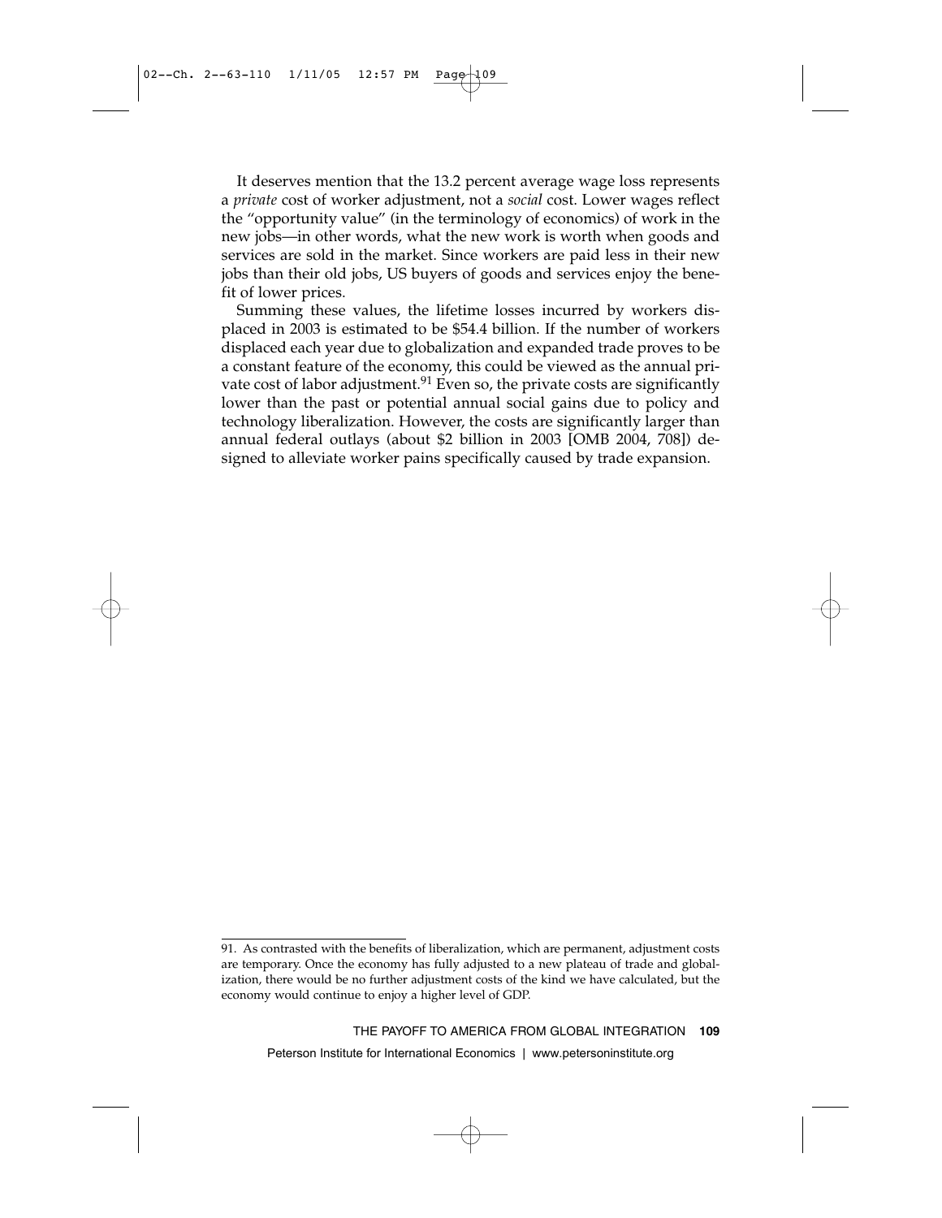It deserves mention that the 13.2 percent average wage loss represents a *private* cost of worker adjustment, not a *social* cost. Lower wages reflect the "opportunity value" (in the terminology of economics) of work in the new jobs—in other words, what the new work is worth when goods and services are sold in the market. Since workers are paid less in their new jobs than their old jobs, US buyers of goods and services enjoy the benefit of lower prices.

Summing these values, the lifetime losses incurred by workers displaced in 2003 is estimated to be $54.4 billion. If the number of workers displaced each year due to globalization and expanded trade proves to be a constant feature of the economy, this could be viewed as the annual private cost of labor adjustment.[91] Even so, the private costs are significantly lower than the past or potential annual social gains due to policy and technology liberalization. However, the costs are significantly larger than annual federal outlays (about $2 billion in 2003 [OMB 2004, 708]) designed to alleviate worker pains specifically caused by trade expansion.

---

91. As contrasted with the benefits of liberalization, which are permanent, adjustment costs are temporary. Once the economy has fully adjusted to a new plateau of trade and globalization, there would be no further adjustment costs of the kind we have calculated, but the economy would continue to enjoy a higher level of GDP.